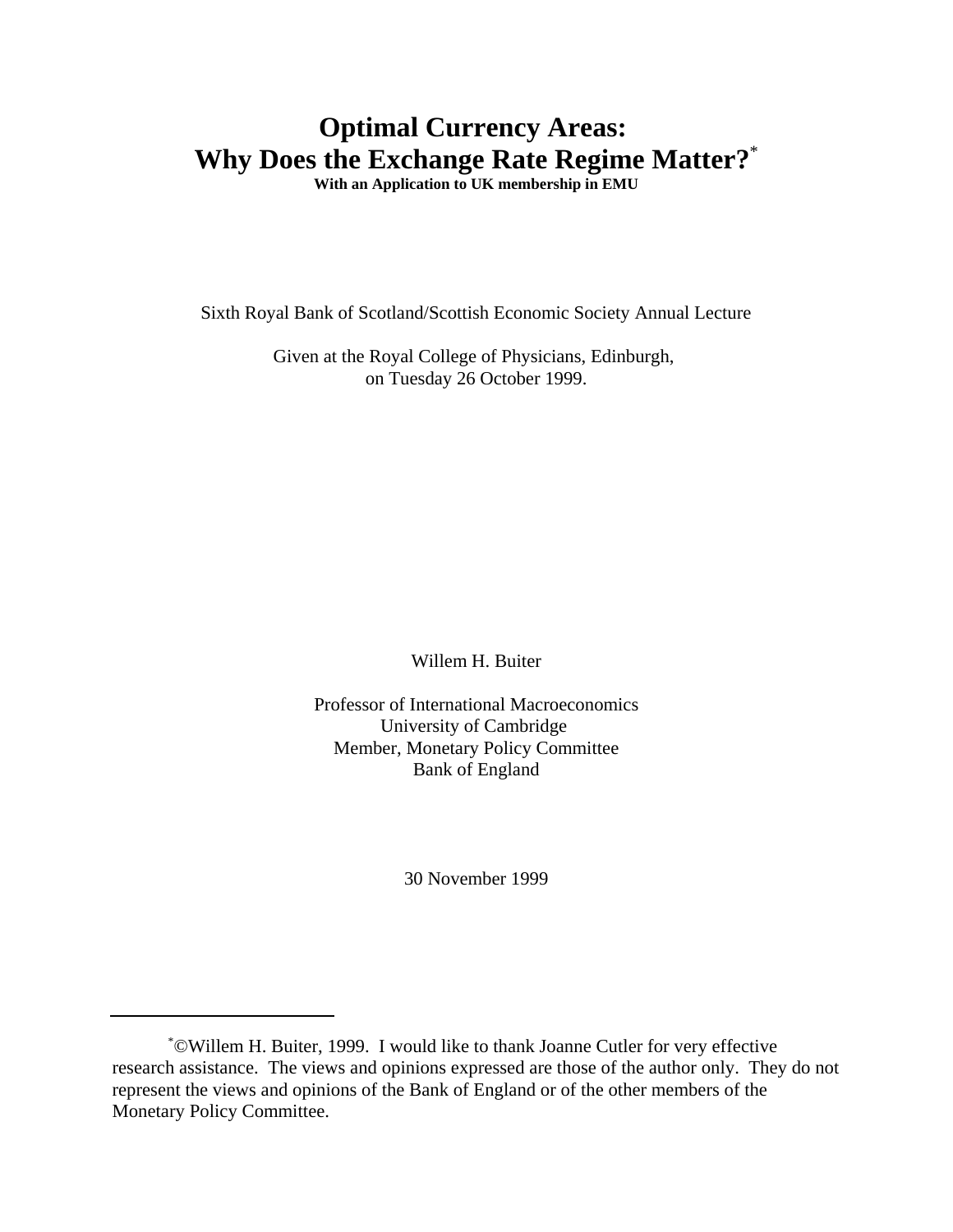# Optimal Currency Areas: Why Does the Exchange Rate Regime Matter?*

**With an Application to UK membership in EMU**

Sixth Royal Bank of Scotland/Scottish Economic Society Annual Lecture

Given at the Royal College of Physicians, Edinburgh, on Tuesday 26 October 1999.

Willem H. Buiter

Professor of International Macroeconomics
University of Cambridge
Member, Monetary Policy Committee
Bank of England

30 November 1999

---

*©Willem H. Buiter, 1999. I would like to thank Joanne Cutler for very effective research assistance. The views and opinions expressed are those of the author only. They do not represent the views and opinions of the Bank of England or of the other members of the Monetary Policy Committee.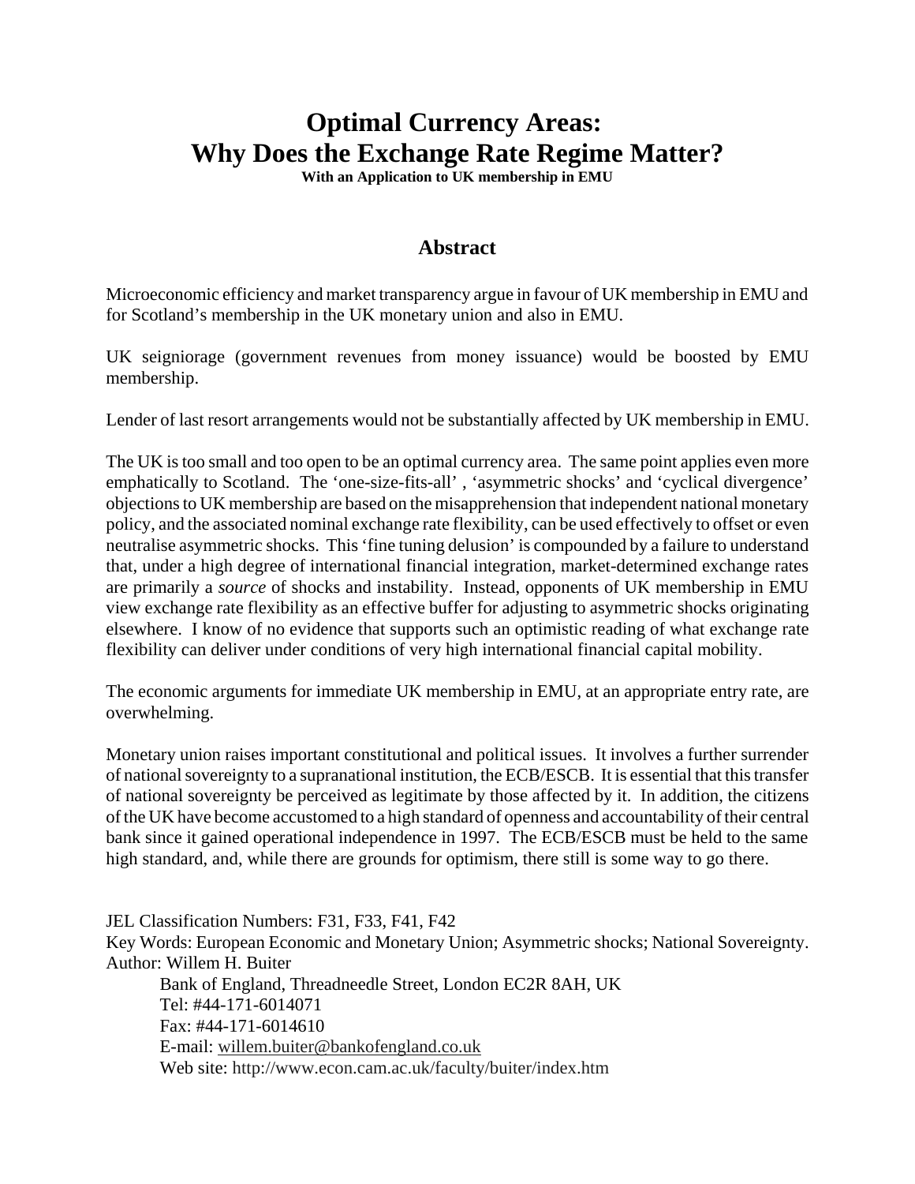# Optimal Currency Areas: Why Does the Exchange Rate Regime Matter?

**With an Application to UK membership in EMU**

## Abstract

Microeconomic efficiency and market transparency argue in favour of UK membership in EMU and for Scotland's membership in the UK monetary union and also in EMU.

UK seigniorage (government revenues from money issuance) would be boosted by EMU membership.

Lender of last resort arrangements would not be substantially affected by UK membership in EMU.

The UK is too small and too open to be an optimal currency area. The same point applies even more emphatically to Scotland. The 'one-size-fits-all' , 'asymmetric shocks' and 'cyclical divergence' objections to UK membership are based on the misapprehension that independent national monetary policy, and the associated nominal exchange rate flexibility, can be used effectively to offset or even neutralise asymmetric shocks. This 'fine tuning delusion' is compounded by a failure to understand that, under a high degree of international financial integration, market-determined exchange rates are primarily a *source* of shocks and instability. Instead, opponents of UK membership in EMU view exchange rate flexibility as an effective buffer for adjusting to asymmetric shocks originating elsewhere. I know of no evidence that supports such an optimistic reading of what exchange rate flexibility can deliver under conditions of very high international financial capital mobility.

The economic arguments for immediate UK membership in EMU, at an appropriate entry rate, are overwhelming.

Monetary union raises important constitutional and political issues. It involves a further surrender of national sovereignty to a supranational institution, the ECB/ESCB. It is essential that this transfer of national sovereignty be perceived as legitimate by those affected by it. In addition, the citizens of the UK have become accustomed to a high standard of openness and accountability of their central bank since it gained operational independence in 1997. The ECB/ESCB must be held to the same high standard, and, while there are grounds for optimism, there still is some way to go there.

JEL Classification Numbers: F31, F33, F41, F42
Key Words: European Economic and Monetary Union; Asymmetric shocks; National Sovereignty.
Author: Willem H. Buiter

Bank of England, Threadneedle Street, London EC2R 8AH, UK
Tel: #44-171-6014071
Fax: #44-171-6014610
E-mail: willem.buiter@bankofengland.co.uk
Web site: http://www.econ.cam.ac.uk/faculty/buiter/index.htm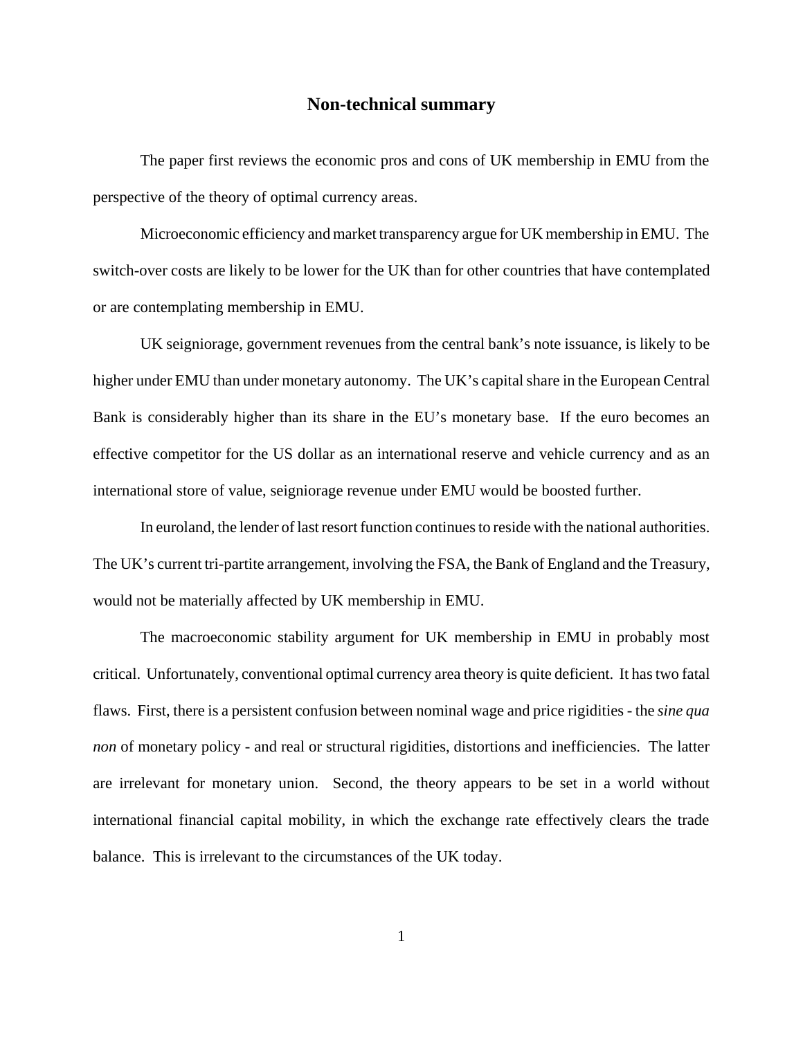## Non-technical summary

The paper first reviews the economic pros and cons of UK membership in EMU from the perspective of the theory of optimal currency areas.

Microeconomic efficiency and market transparency argue for UK membership in EMU. The switch-over costs are likely to be lower for the UK than for other countries that have contemplated or are contemplating membership in EMU.

UK seigniorage, government revenues from the central bank's note issuance, is likely to be higher under EMU than under monetary autonomy. The UK's capital share in the European Central Bank is considerably higher than its share in the EU's monetary base. If the euro becomes an effective competitor for the US dollar as an international reserve and vehicle currency and as an international store of value, seigniorage revenue under EMU would be boosted further.

In euroland, the lender of last resort function continues to reside with the national authorities. The UK's current tri-partite arrangement, involving the FSA, the Bank of England and the Treasury, would not be materially affected by UK membership in EMU.

The macroeconomic stability argument for UK membership in EMU in probably most critical. Unfortunately, conventional optimal currency area theory is quite deficient. It has two fatal flaws. First, there is a persistent confusion between nominal wage and price rigidities - the *sine qua non* of monetary policy - and real or structural rigidities, distortions and inefficiencies. The latter are irrelevant for monetary union. Second, the theory appears to be set in a world without international financial capital mobility, in which the exchange rate effectively clears the trade balance. This is irrelevant to the circumstances of the UK today.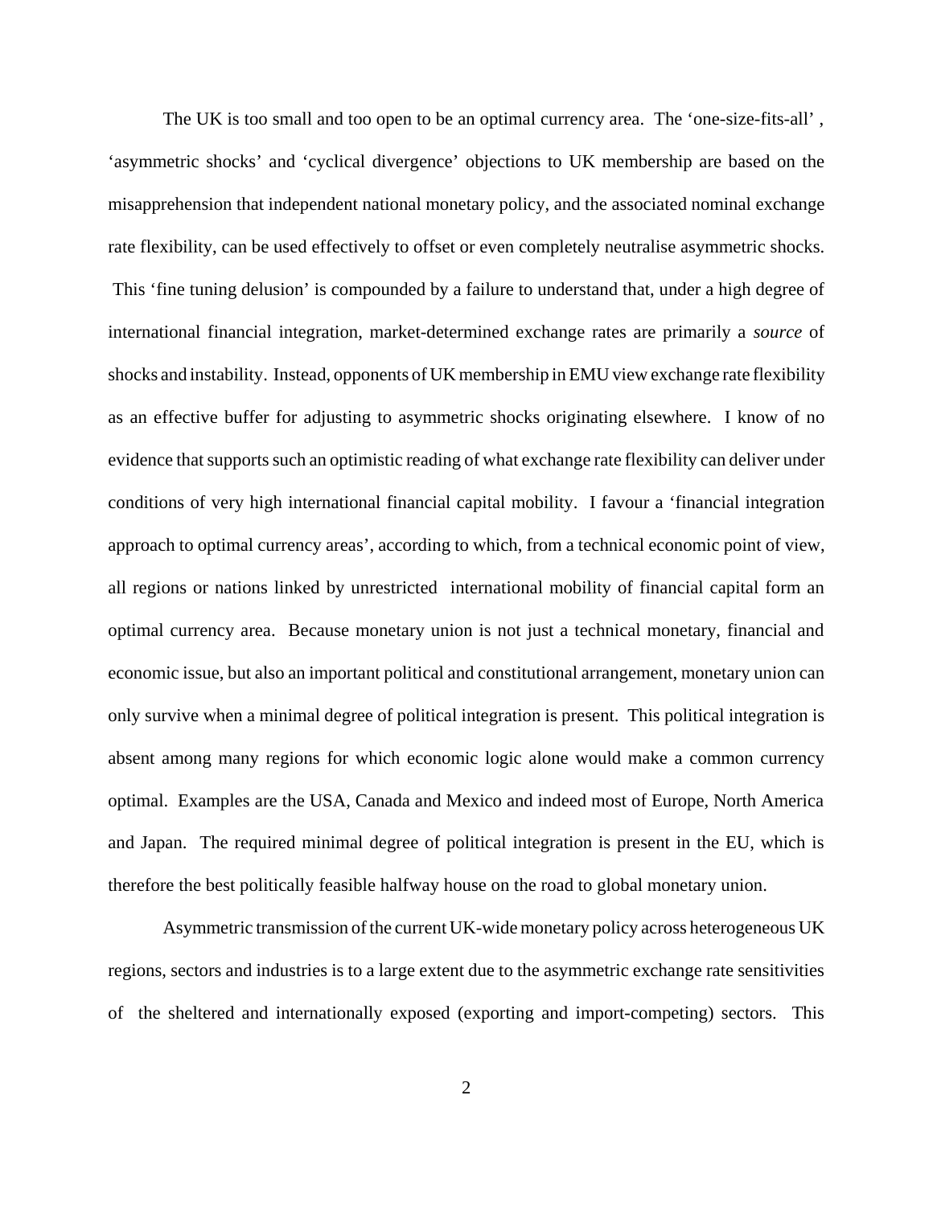The UK is too small and too open to be an optimal currency area. The 'one-size-fits-all', 'asymmetric shocks' and 'cyclical divergence' objections to UK membership are based on the misapprehension that independent national monetary policy, and the associated nominal exchange rate flexibility, can be used effectively to offset or even completely neutralise asymmetric shocks. This 'fine tuning delusion' is compounded by a failure to understand that, under a high degree of international financial integration, market-determined exchange rates are primarily a *source* of shocks and instability. Instead, opponents of UK membership in EMU view exchange rate flexibility as an effective buffer for adjusting to asymmetric shocks originating elsewhere. I know of no evidence that supports such an optimistic reading of what exchange rate flexibility can deliver under conditions of very high international financial capital mobility. I favour a 'financial integration approach to optimal currency areas', according to which, from a technical economic point of view, all regions or nations linked by unrestricted international mobility of financial capital form an optimal currency area. Because monetary union is not just a technical monetary, financial and economic issue, but also an important political and constitutional arrangement, monetary union can only survive when a minimal degree of political integration is present. This political integration is absent among many regions for which economic logic alone would make a common currency optimal. Examples are the USA, Canada and Mexico and indeed most of Europe, North America and Japan. The required minimal degree of political integration is present in the EU, which is therefore the best politically feasible halfway house on the road to global monetary union.

Asymmetric transmission of the current UK-wide monetary policy across heterogeneous UK regions, sectors and industries is to a large extent due to the asymmetric exchange rate sensitivities of the sheltered and internationally exposed (exporting and import-competing) sectors. This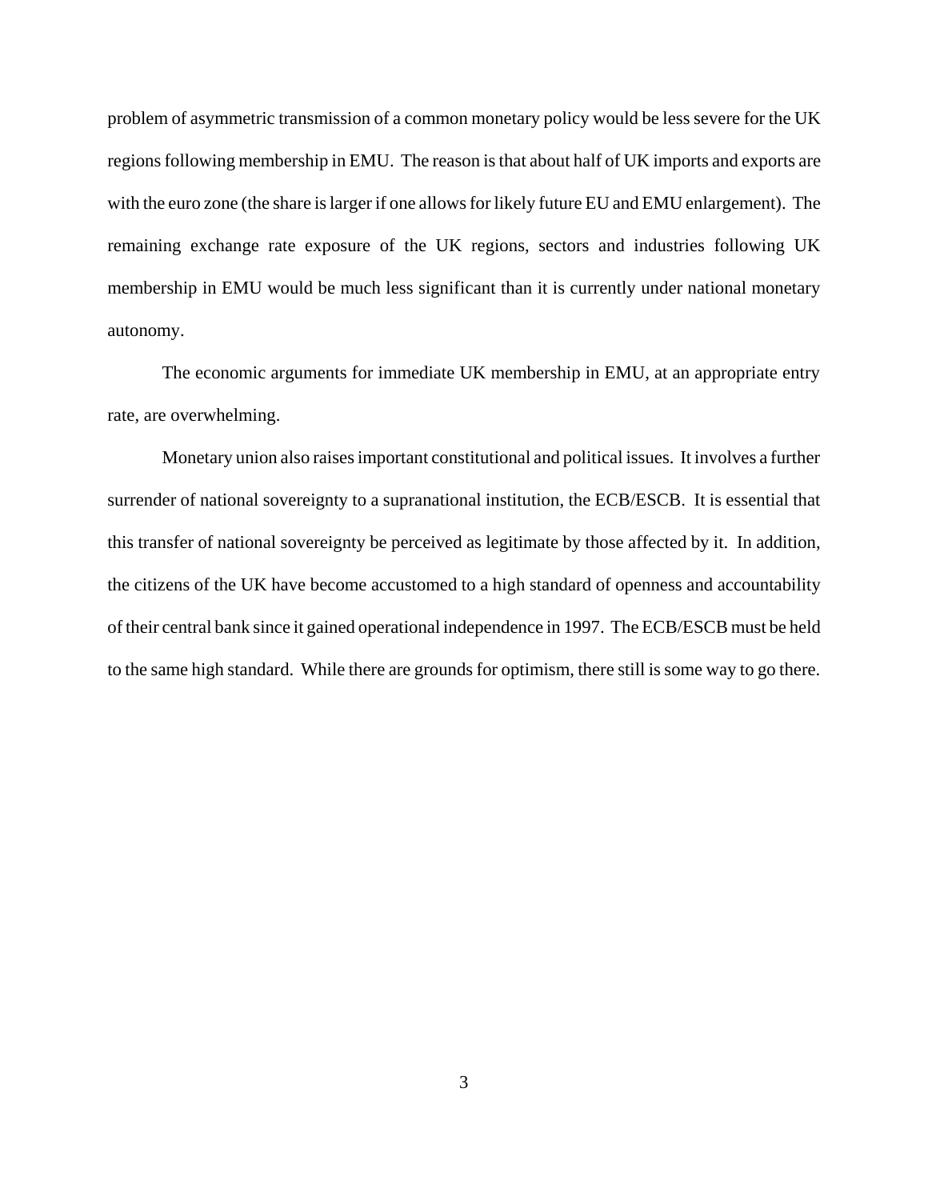problem of asymmetric transmission of a common monetary policy would be less severe for the UK regions following membership in EMU. The reason is that about half of UK imports and exports are with the euro zone (the share is larger if one allows for likely future EU and EMU enlargement). The remaining exchange rate exposure of the UK regions, sectors and industries following UK membership in EMU would be much less significant than it is currently under national monetary autonomy.

The economic arguments for immediate UK membership in EMU, at an appropriate entry rate, are overwhelming.

Monetary union also raises important constitutional and political issues. It involves a further surrender of national sovereignty to a supranational institution, the ECB/ESCB. It is essential that this transfer of national sovereignty be perceived as legitimate by those affected by it. In addition, the citizens of the UK have become accustomed to a high standard of openness and accountability of their central bank since it gained operational independence in 1997. The ECB/ESCB must be held to the same high standard. While there are grounds for optimism, there still is some way to go there.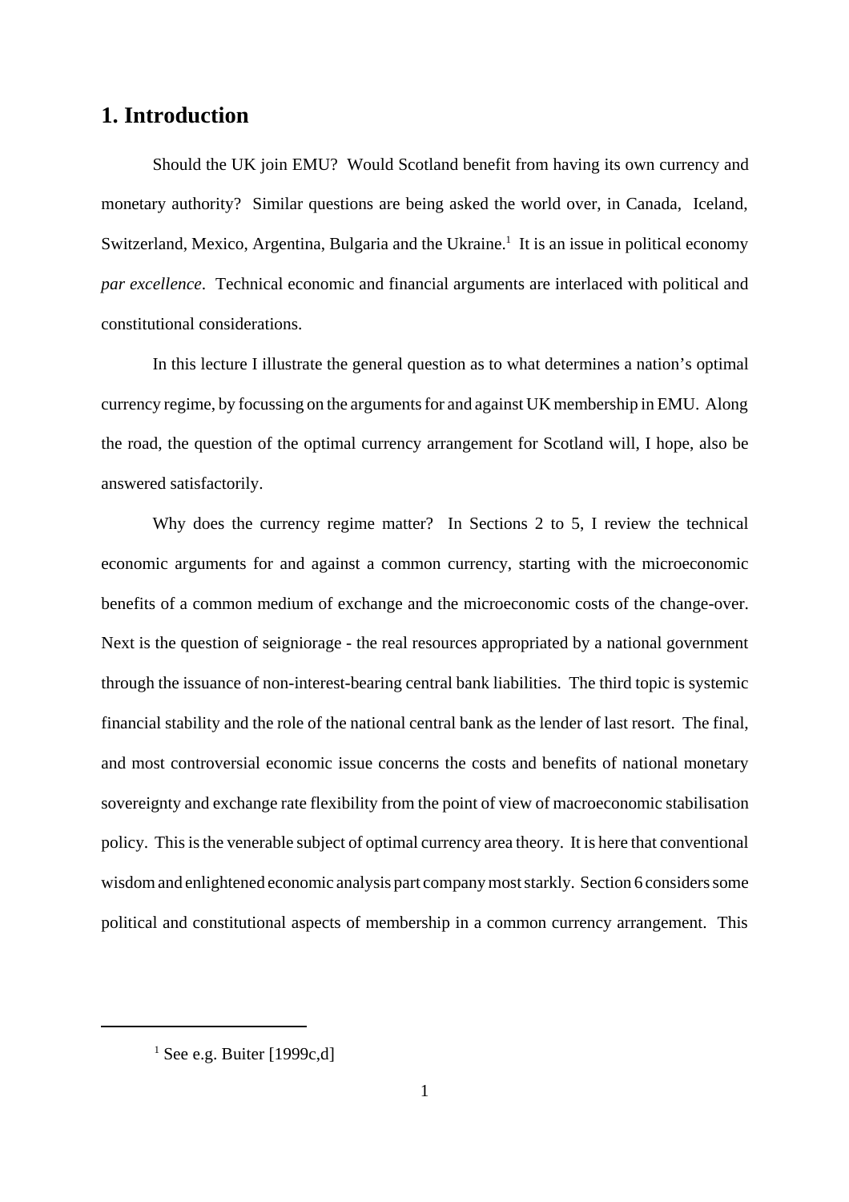## 1. Introduction

Should the UK join EMU? Would Scotland benefit from having its own currency and monetary authority? Similar questions are being asked the world over, in Canada, Iceland, Switzerland, Mexico, Argentina, Bulgaria and the Ukraine.[1] It is an issue in political economy *par excellence*. Technical economic and financial arguments are interlaced with political and constitutional considerations.

In this lecture I illustrate the general question as to what determines a nation's optimal currency regime, by focussing on the arguments for and against UK membership in EMU. Along the road, the question of the optimal currency arrangement for Scotland will, I hope, also be answered satisfactorily.

Why does the currency regime matter? In Sections 2 to 5, I review the technical economic arguments for and against a common currency, starting with the microeconomic benefits of a common medium of exchange and the microeconomic costs of the change-over. Next is the question of seigniorage - the real resources appropriated by a national government through the issuance of non-interest-bearing central bank liabilities. The third topic is systemic financial stability and the role of the national central bank as the lender of last resort. The final, and most controversial economic issue concerns the costs and benefits of national monetary sovereignty and exchange rate flexibility from the point of view of macroeconomic stabilisation policy. This is the venerable subject of optimal currency area theory. It is here that conventional wisdom and enlightened economic analysis part company most starkly. Section 6 considers some political and constitutional aspects of membership in a common currency arrangement. This

[1] See e.g. Buiter [1999c,d]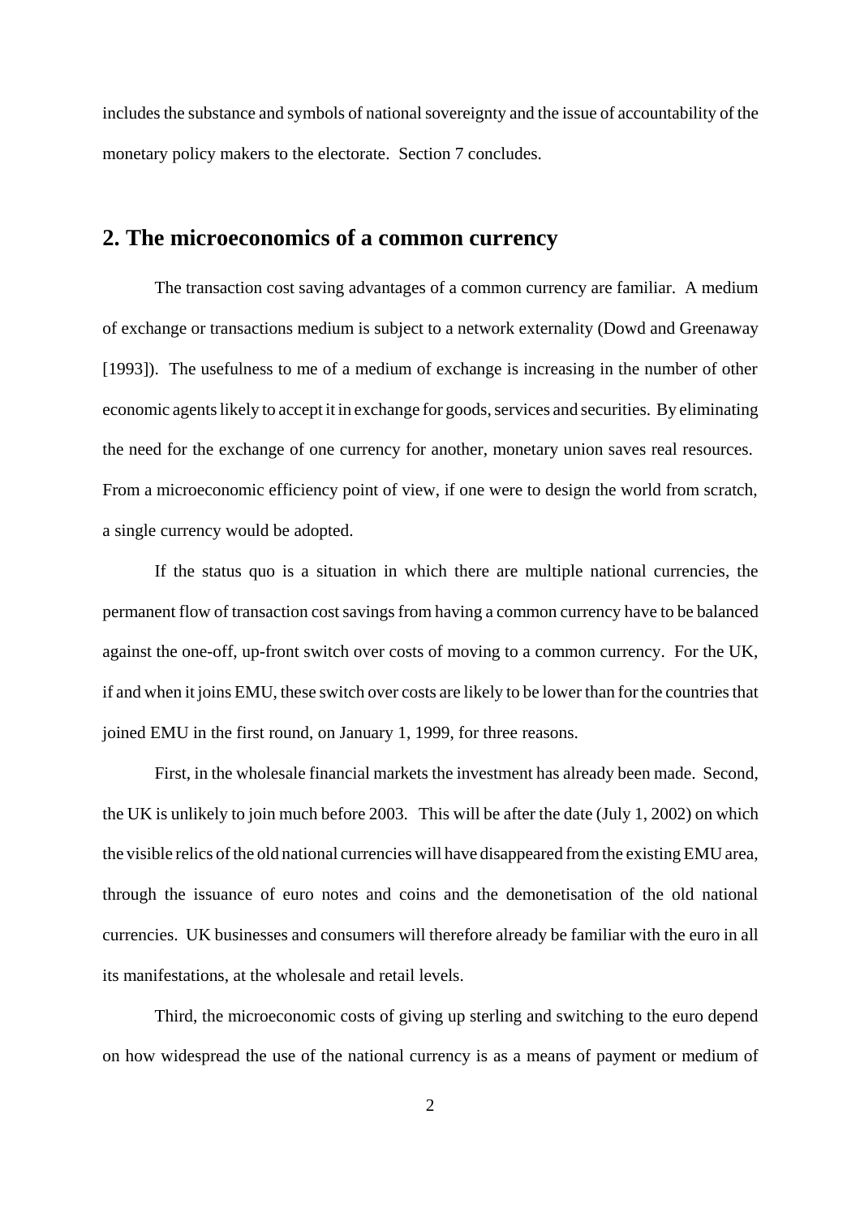includes the substance and symbols of national sovereignty and the issue of accountability of the monetary policy makers to the electorate. Section 7 concludes.

## 2. The microeconomics of a common currency

The transaction cost saving advantages of a common currency are familiar. A medium of exchange or transactions medium is subject to a network externality (Dowd and Greenaway [1993]). The usefulness to me of a medium of exchange is increasing in the number of other economic agents likely to accept it in exchange for goods, services and securities. By eliminating the need for the exchange of one currency for another, monetary union saves real resources. From a microeconomic efficiency point of view, if one were to design the world from scratch, a single currency would be adopted.

If the status quo is a situation in which there are multiple national currencies, the permanent flow of transaction cost savings from having a common currency have to be balanced against the one-off, up-front switch over costs of moving to a common currency. For the UK, if and when it joins EMU, these switch over costs are likely to be lower than for the countries that joined EMU in the first round, on January 1, 1999, for three reasons.

First, in the wholesale financial markets the investment has already been made. Second, the UK is unlikely to join much before 2003. This will be after the date (July 1, 2002) on which the visible relics of the old national currencies will have disappeared from the existing EMU area, through the issuance of euro notes and coins and the demonetisation of the old national currencies. UK businesses and consumers will therefore already be familiar with the euro in all its manifestations, at the wholesale and retail levels.

Third, the microeconomic costs of giving up sterling and switching to the euro depend on how widespread the use of the national currency is as a means of payment or medium of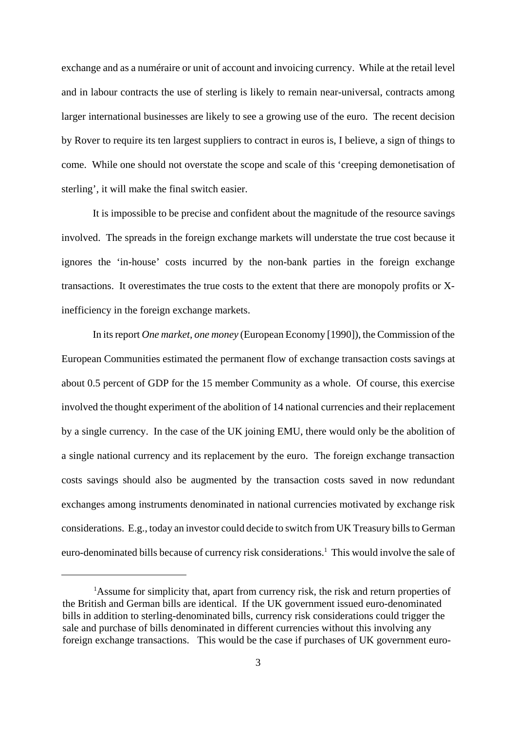exchange and as a numéraire or unit of account and invoicing currency. While at the retail level and in labour contracts the use of sterling is likely to remain near-universal, contracts among larger international businesses are likely to see a growing use of the euro. The recent decision by Rover to require its ten largest suppliers to contract in euros is, I believe, a sign of things to come. While one should not overstate the scope and scale of this 'creeping demonetisation of sterling', it will make the final switch easier.

It is impossible to be precise and confident about the magnitude of the resource savings involved. The spreads in the foreign exchange markets will understate the true cost because it ignores the 'in-house' costs incurred by the non-bank parties in the foreign exchange transactions. It overestimates the true costs to the extent that there are monopoly profits or X-inefficiency in the foreign exchange markets.

In its report *One market, one money* (European Economy [1990]), the Commission of the European Communities estimated the permanent flow of exchange transaction costs savings at about 0.5 percent of GDP for the 15 member Community as a whole. Of course, this exercise involved the thought experiment of the abolition of 14 national currencies and their replacement by a single currency. In the case of the UK joining EMU, there would only be the abolition of a single national currency and its replacement by the euro. The foreign exchange transaction costs savings should also be augmented by the transaction costs saved in now redundant exchanges among instruments denominated in national currencies motivated by exchange risk considerations. E.g., today an investor could decide to switch from UK Treasury bills to German euro-denominated bills because of currency risk considerations.[1] This would involve the sale of

---

[1] Assume for simplicity that, apart from currency risk, the risk and return properties of the British and German bills are identical. If the UK government issued euro-denominated bills in addition to sterling-denominated bills, currency risk considerations could trigger the sale and purchase of bills denominated in different currencies without this involving any foreign exchange transactions. This would be the case if purchases of UK government euro-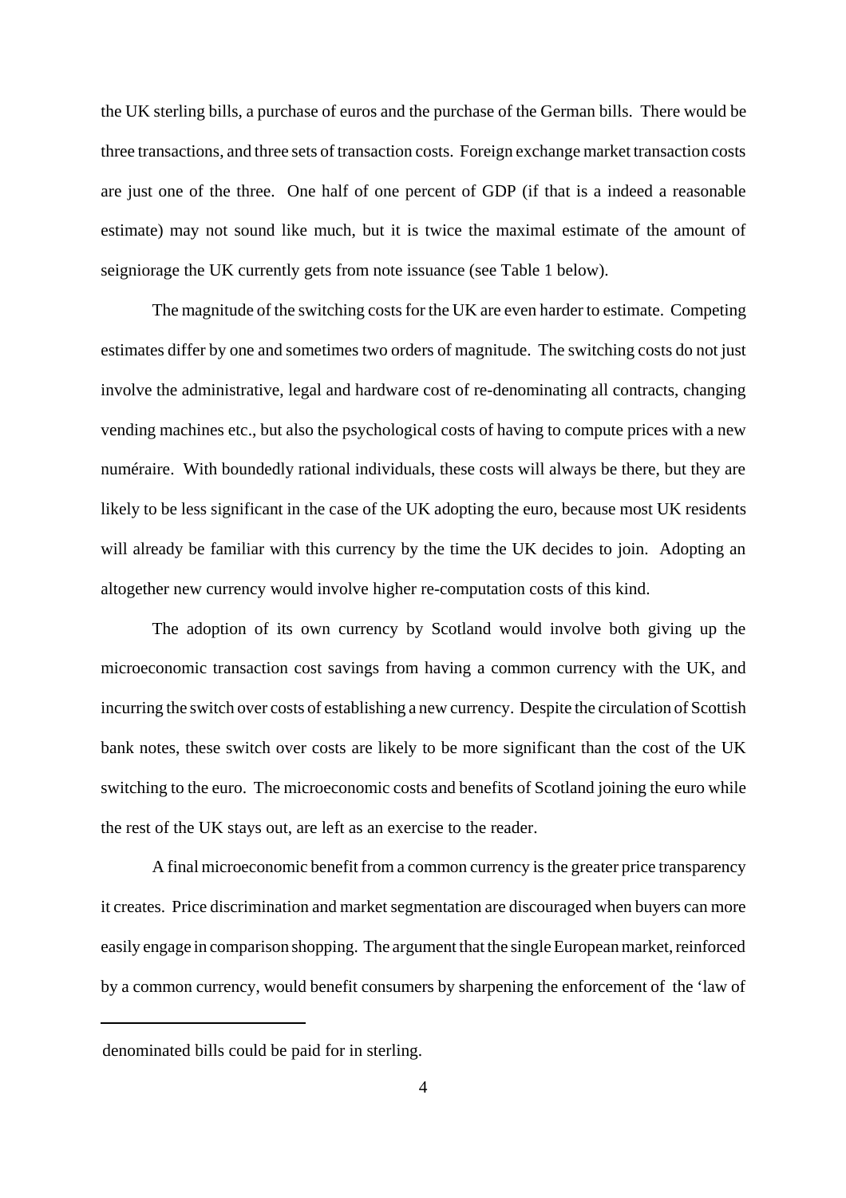the UK sterling bills, a purchase of euros and the purchase of the German bills. There would be three transactions, and three sets of transaction costs. Foreign exchange market transaction costs are just one of the three. One half of one percent of GDP (if that is a indeed a reasonable estimate) may not sound like much, but it is twice the maximal estimate of the amount of seigniorage the UK currently gets from note issuance (see Table 1 below).

The magnitude of the switching costs for the UK are even harder to estimate. Competing estimates differ by one and sometimes two orders of magnitude. The switching costs do not just involve the administrative, legal and hardware cost of re-denominating all contracts, changing vending machines etc., but also the psychological costs of having to compute prices with a new numéraire. With boundedly rational individuals, these costs will always be there, but they are likely to be less significant in the case of the UK adopting the euro, because most UK residents will already be familiar with this currency by the time the UK decides to join. Adopting an altogether new currency would involve higher re-computation costs of this kind.

The adoption of its own currency by Scotland would involve both giving up the microeconomic transaction cost savings from having a common currency with the UK, and incurring the switch over costs of establishing a new currency. Despite the circulation of Scottish bank notes, these switch over costs are likely to be more significant than the cost of the UK switching to the euro. The microeconomic costs and benefits of Scotland joining the euro while the rest of the UK stays out, are left as an exercise to the reader.

A final microeconomic benefit from a common currency is the greater price transparency it creates. Price discrimination and market segmentation are discouraged when buyers can more easily engage in comparison shopping. The argument that the single European market, reinforced by a common currency, would benefit consumers by sharpening the enforcement of the 'law of

---

denominated bills could be paid for in sterling.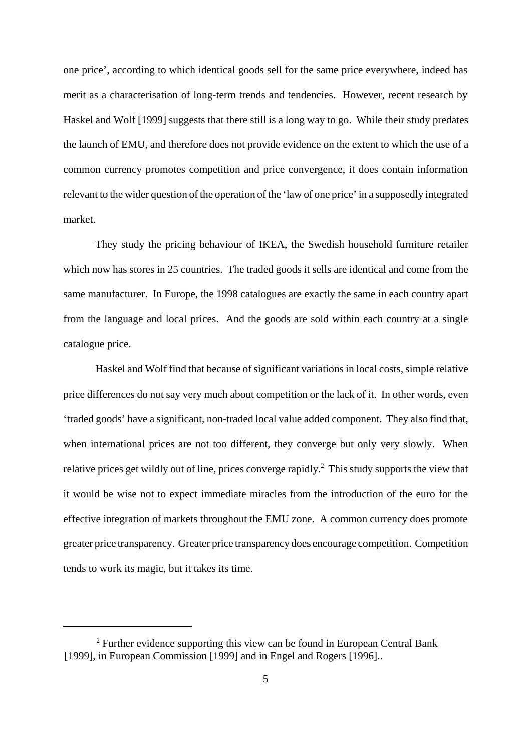one price', according to which identical goods sell for the same price everywhere, indeed has merit as a characterisation of long-term trends and tendencies. However, recent research by Haskel and Wolf [1999] suggests that there still is a long way to go. While their study predates the launch of EMU, and therefore does not provide evidence on the extent to which the use of a common currency promotes competition and price convergence, it does contain information relevant to the wider question of the operation of the 'law of one price' in a supposedly integrated market.

They study the pricing behaviour of IKEA, the Swedish household furniture retailer which now has stores in 25 countries. The traded goods it sells are identical and come from the same manufacturer. In Europe, the 1998 catalogues are exactly the same in each country apart from the language and local prices. And the goods are sold within each country at a single catalogue price.

Haskel and Wolf find that because of significant variations in local costs, simple relative price differences do not say very much about competition or the lack of it. In other words, even 'traded goods' have a significant, non-traded local value added component. They also find that, when international prices are not too different, they converge but only very slowly. When relative prices get wildly out of line, prices converge rapidly.[2] This study supports the view that it would be wise not to expect immediate miracles from the introduction of the euro for the effective integration of markets throughout the EMU zone. A common currency does promote greater price transparency. Greater price transparency does encourage competition. Competition tends to work its magic, but it takes its time.

---

[2] Further evidence supporting this view can be found in European Central Bank [1999], in European Commission [1999] and in Engel and Rogers [1996]..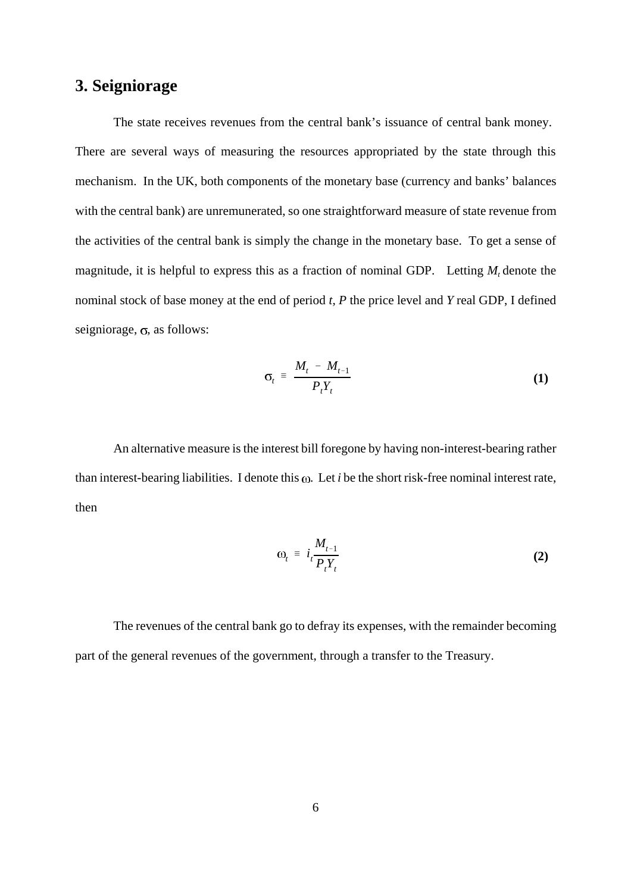## 3. Seigniorage

The state receives revenues from the central bank's issuance of central bank money. There are several ways of measuring the resources appropriated by the state through this mechanism. In the UK, both components of the monetary base (currency and banks' balances with the central bank) are unremunerated, so one straightforward measure of state revenue from the activities of the central bank is simply the change in the monetary base. To get a sense of magnitude, it is helpful to express this as a fraction of nominal GDP. Letting $M_t$ denote the nominal stock of base money at the end of period $t$, $P$ the price level and $Y$ real GDP, I defined seigniorage, $\sigma$, as follows:

$$\sigma_t \equiv \frac{M_t - M_{t-1}}{P_t Y_t} \tag{1}$$

An alternative measure is the interest bill foregone by having non-interest-bearing rather than interest-bearing liabilities. I denote this $\omega$. Let $i$ be the short risk-free nominal interest rate, then

$$\omega_t \equiv i_t \frac{M_{t-1}}{P_t Y_t} \tag{2}$$

The revenues of the central bank go to defray its expenses, with the remainder becoming part of the general revenues of the government, through a transfer to the Treasury.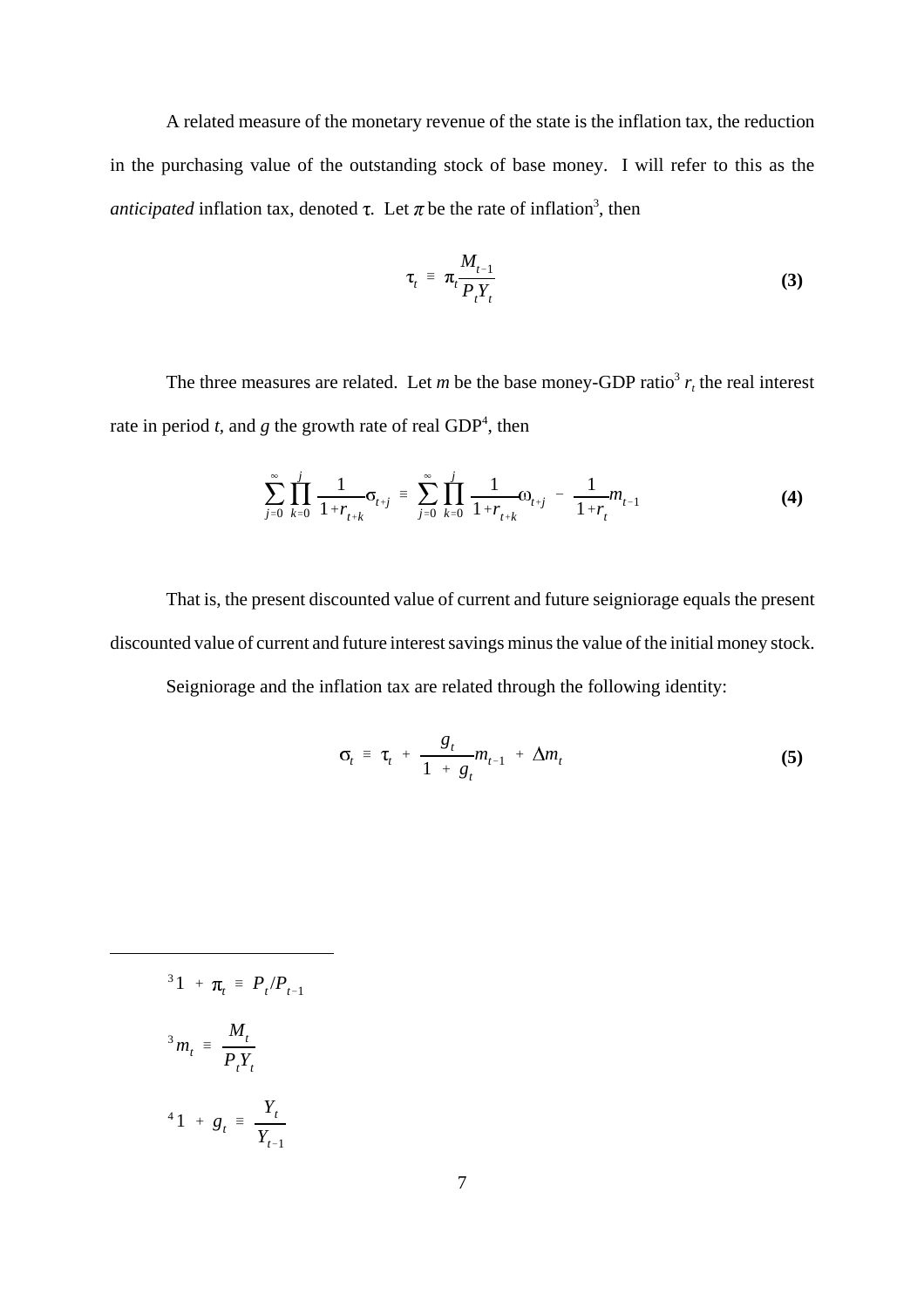A related measure of the monetary revenue of the state is the inflation tax, the reduction in the purchasing value of the outstanding stock of base money. I will refer to this as the *anticipated* inflation tax, denoted $\tau$. Let $\pi$ be the rate of inflation[3], then

$$\tau_t \equiv \pi_t \frac{M_{t-1}}{P_t Y_t} \tag{3}$$

The three measures are related. Let $m$ be the base money-GDP ratio[3] $r_t$ the real interest rate in period $t$, and $g$ the growth rate of real GDP[4], then

$$\sum_{j=0}^{\infty} \prod_{k=0}^{j} \frac{1}{1+r_{t+k}} \sigma_{t+j} \equiv \sum_{j=0}^{\infty} \prod_{k=0}^{j} \frac{1}{1+r_{t+k}} \omega_{t+j} - \frac{1}{1+r_t} m_{t-1} \tag{4}$$

That is, the present discounted value of current and future seigniorage equals the present discounted value of current and future interest savings minus the value of the initial money stock.

Seigniorage and the inflation tax are related through the following identity:

$$\sigma_t \equiv \tau_t + \frac{g_t}{1 + g_t} m_{t-1} + \Delta m_t \tag{5}$$

---

[3] $1 + \pi_t \equiv P_t / P_{t-1}$

[3] $m_t \equiv \dfrac{M_t}{P_t Y_t}$

[4] $1 + g_t \equiv \dfrac{Y_t}{Y_{t-1}}$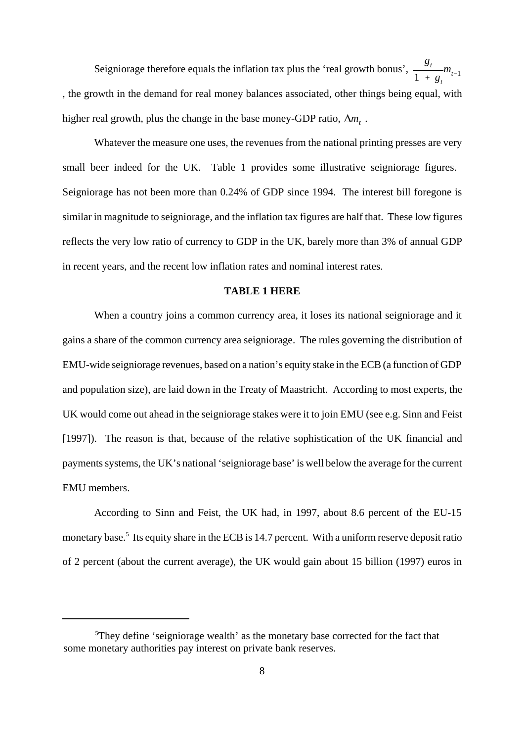Seigniorage therefore equals the inflation tax plus the 'real growth bonus', $\frac{g_t}{1 + g_t} m_{t-1}$ , the growth in the demand for real money balances associated, other things being equal, with higher real growth, plus the change in the base money-GDP ratio, $\Delta m_t$ .

Whatever the measure one uses, the revenues from the national printing presses are very small beer indeed for the UK. Table 1 provides some illustrative seigniorage figures. Seigniorage has not been more than 0.24% of GDP since 1994. The interest bill foregone is similar in magnitude to seigniorage, and the inflation tax figures are half that. These low figures reflects the very low ratio of currency to GDP in the UK, barely more than 3% of annual GDP in recent years, and the recent low inflation rates and nominal interest rates.

**TABLE 1 HERE**

When a country joins a common currency area, it loses its national seigniorage and it gains a share of the common currency area seigniorage. The rules governing the distribution of EMU-wide seigniorage revenues, based on a nation's equity stake in the ECB (a function of GDP and population size), are laid down in the Treaty of Maastricht. According to most experts, the UK would come out ahead in the seigniorage stakes were it to join EMU (see e.g. Sinn and Feist [1997]). The reason is that, because of the relative sophistication of the UK financial and payments systems, the UK's national 'seigniorage base' is well below the average for the current EMU members.

According to Sinn and Feist, the UK had, in 1997, about 8.6 percent of the EU-15 monetary base.[5] Its equity share in the ECB is 14.7 percent. With a uniform reserve deposit ratio of 2 percent (about the current average), the UK would gain about 15 billion (1997) euros in

[5] They define 'seigniorage wealth' as the monetary base corrected for the fact that some monetary authorities pay interest on private bank reserves.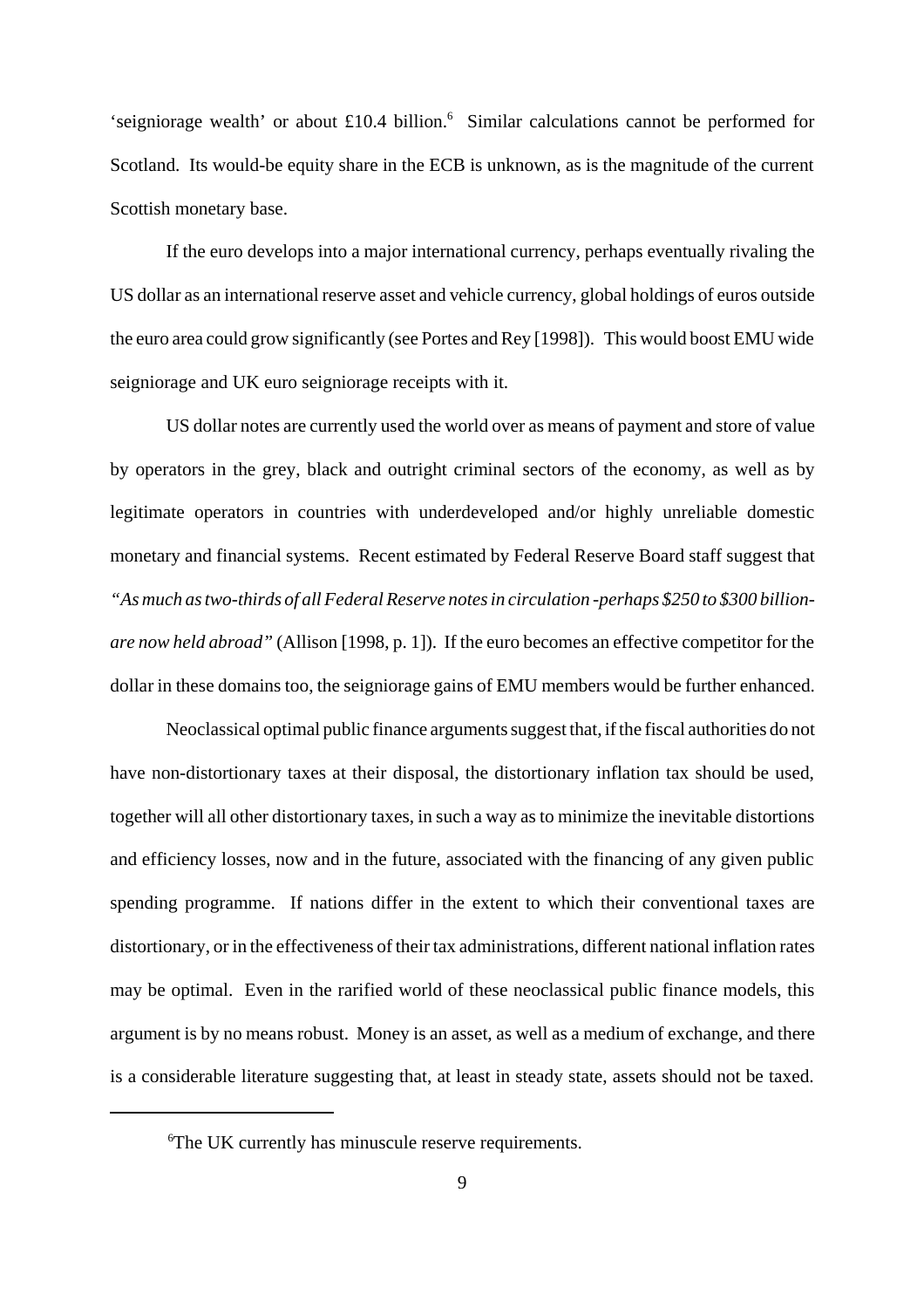'seigniorage wealth' or about £10.4 billion.[6] Similar calculations cannot be performed for Scotland. Its would-be equity share in the ECB is unknown, as is the magnitude of the current Scottish monetary base.

If the euro develops into a major international currency, perhaps eventually rivaling the US dollar as an international reserve asset and vehicle currency, global holdings of euros outside the euro area could grow significantly (see Portes and Rey [1998]). This would boost EMU wide seigniorage and UK euro seigniorage receipts with it.

US dollar notes are currently used the world over as means of payment and store of value by operators in the grey, black and outright criminal sectors of the economy, as well as by legitimate operators in countries with underdeveloped and/or highly unreliable domestic monetary and financial systems. Recent estimated by Federal Reserve Board staff suggest that *"As much as two-thirds of all Federal Reserve notes in circulation -perhaps $250 to $300 billion- are now held abroad"* (Allison [1998, p. 1]). If the euro becomes an effective competitor for the dollar in these domains too, the seigniorage gains of EMU members would be further enhanced.

Neoclassical optimal public finance arguments suggest that, if the fiscal authorities do not have non-distortionary taxes at their disposal, the distortionary inflation tax should be used, together will all other distortionary taxes, in such a way as to minimize the inevitable distortions and efficiency losses, now and in the future, associated with the financing of any given public spending programme. If nations differ in the extent to which their conventional taxes are distortionary, or in the effectiveness of their tax administrations, different national inflation rates may be optimal. Even in the rarified world of these neoclassical public finance models, this argument is by no means robust. Money is an asset, as well as a medium of exchange, and there is a considerable literature suggesting that, at least in steady state, assets should not be taxed.

[6]The UK currently has minuscule reserve requirements.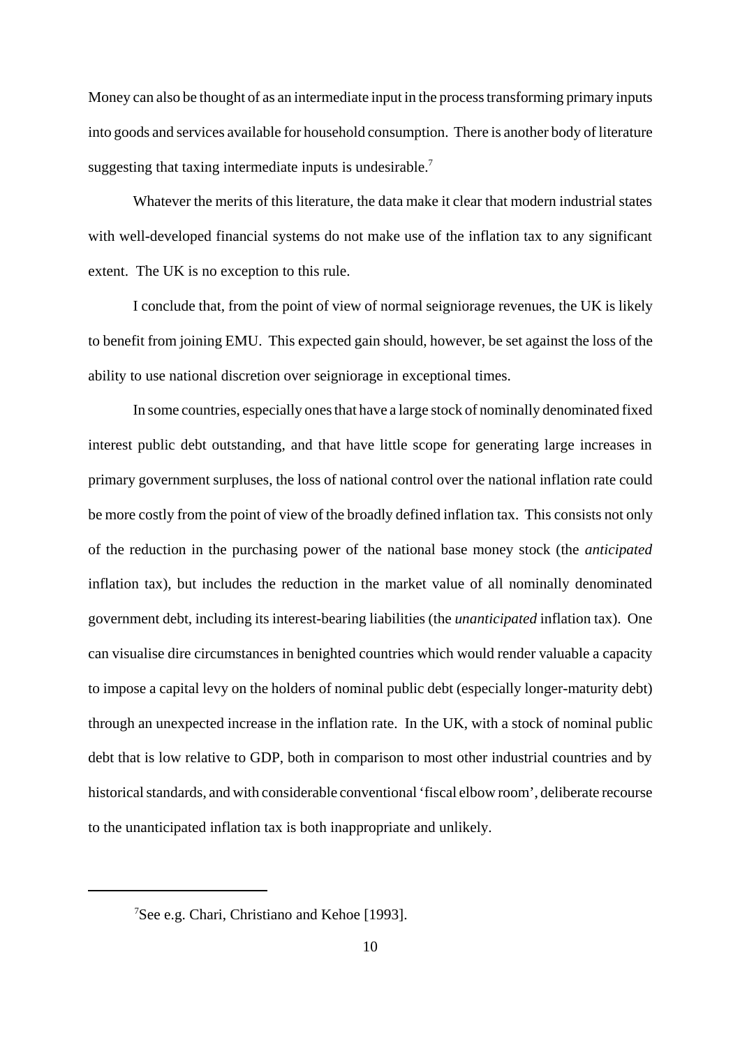Money can also be thought of as an intermediate input in the process transforming primary inputs into goods and services available for household consumption. There is another body of literature suggesting that taxing intermediate inputs is undesirable.[7]

Whatever the merits of this literature, the data make it clear that modern industrial states with well-developed financial systems do not make use of the inflation tax to any significant extent. The UK is no exception to this rule.

I conclude that, from the point of view of normal seigniorage revenues, the UK is likely to benefit from joining EMU. This expected gain should, however, be set against the loss of the ability to use national discretion over seigniorage in exceptional times.

In some countries, especially ones that have a large stock of nominally denominated fixed interest public debt outstanding, and that have little scope for generating large increases in primary government surpluses, the loss of national control over the national inflation rate could be more costly from the point of view of the broadly defined inflation tax. This consists not only of the reduction in the purchasing power of the national base money stock (the *anticipated* inflation tax), but includes the reduction in the market value of all nominally denominated government debt, including its interest-bearing liabilities (the *unanticipated* inflation tax). One can visualise dire circumstances in benighted countries which would render valuable a capacity to impose a capital levy on the holders of nominal public debt (especially longer-maturity debt) through an unexpected increase in the inflation rate. In the UK, with a stock of nominal public debt that is low relative to GDP, both in comparison to most other industrial countries and by historical standards, and with considerable conventional 'fiscal elbow room', deliberate recourse to the unanticipated inflation tax is both inappropriate and unlikely.

---

[7] See e.g. Chari, Christiano and Kehoe [1993].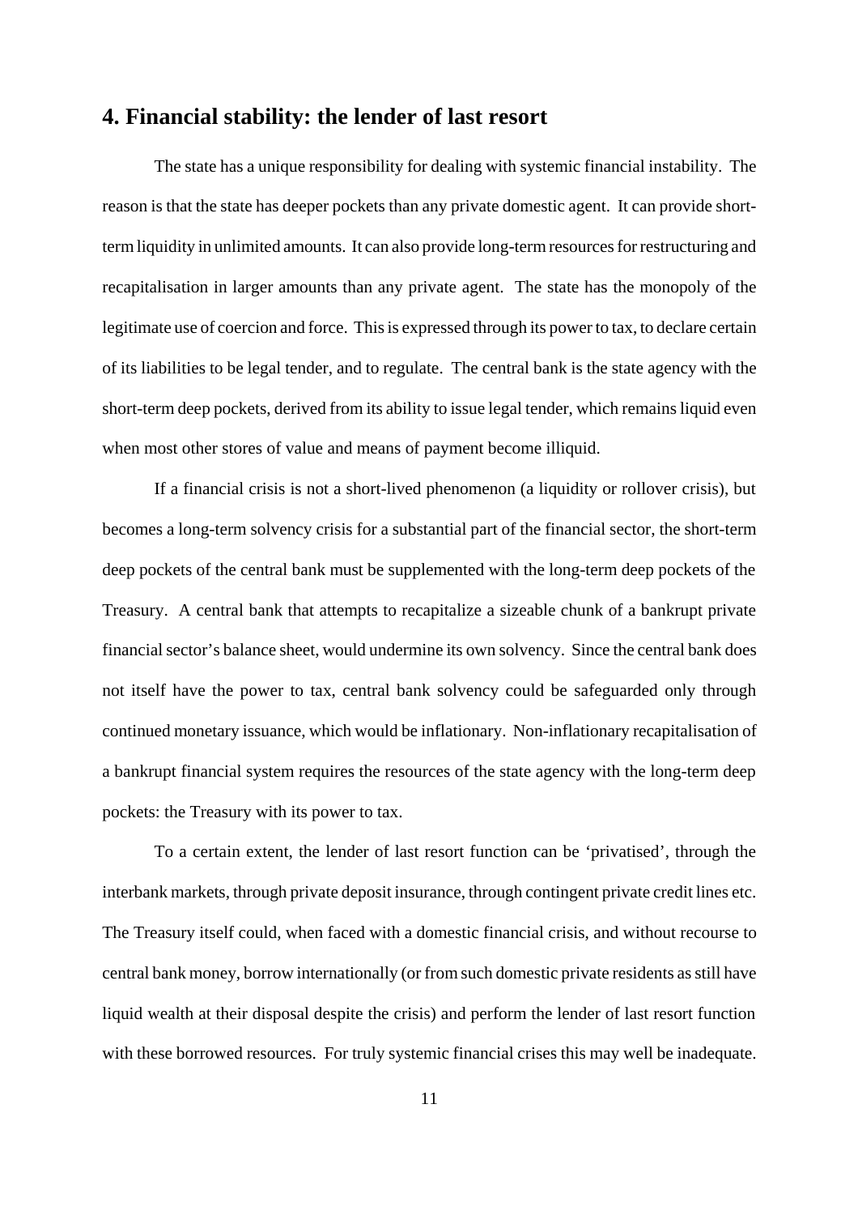## 4. Financial stability: the lender of last resort

The state has a unique responsibility for dealing with systemic financial instability. The reason is that the state has deeper pockets than any private domestic agent. It can provide short-term liquidity in unlimited amounts. It can also provide long-term resources for restructuring and recapitalisation in larger amounts than any private agent. The state has the monopoly of the legitimate use of coercion and force. This is expressed through its power to tax, to declare certain of its liabilities to be legal tender, and to regulate. The central bank is the state agency with the short-term deep pockets, derived from its ability to issue legal tender, which remains liquid even when most other stores of value and means of payment become illiquid.

If a financial crisis is not a short-lived phenomenon (a liquidity or rollover crisis), but becomes a long-term solvency crisis for a substantial part of the financial sector, the short-term deep pockets of the central bank must be supplemented with the long-term deep pockets of the Treasury. A central bank that attempts to recapitalize a sizeable chunk of a bankrupt private financial sector's balance sheet, would undermine its own solvency. Since the central bank does not itself have the power to tax, central bank solvency could be safeguarded only through continued monetary issuance, which would be inflationary. Non-inflationary recapitalisation of a bankrupt financial system requires the resources of the state agency with the long-term deep pockets: the Treasury with its power to tax.

To a certain extent, the lender of last resort function can be 'privatised', through the interbank markets, through private deposit insurance, through contingent private credit lines etc. The Treasury itself could, when faced with a domestic financial crisis, and without recourse to central bank money, borrow internationally (or from such domestic private residents as still have liquid wealth at their disposal despite the crisis) and perform the lender of last resort function with these borrowed resources. For truly systemic financial crises this may well be inadequate.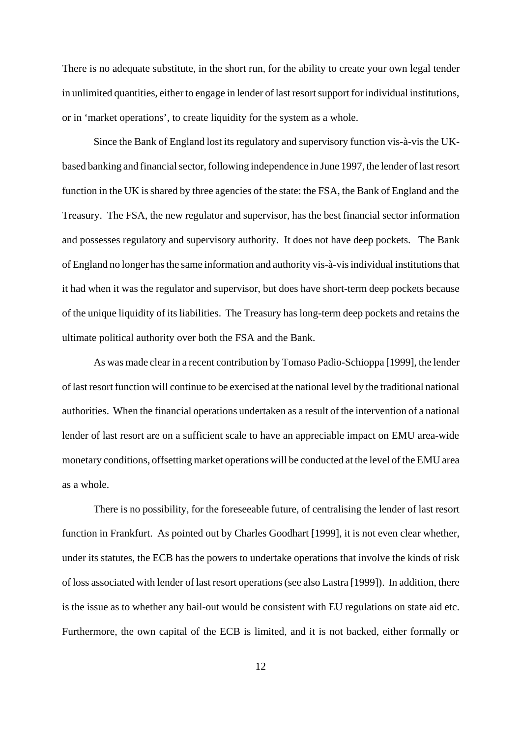There is no adequate substitute, in the short run, for the ability to create your own legal tender in unlimited quantities, either to engage in lender of last resort support for individual institutions, or in 'market operations', to create liquidity for the system as a whole.

Since the Bank of England lost its regulatory and supervisory function vis-à-vis the UK-based banking and financial sector, following independence in June 1997, the lender of last resort function in the UK is shared by three agencies of the state: the FSA, the Bank of England and the Treasury. The FSA, the new regulator and supervisor, has the best financial sector information and possesses regulatory and supervisory authority. It does not have deep pockets. The Bank of England no longer has the same information and authority vis-à-vis individual institutions that it had when it was the regulator and supervisor, but does have short-term deep pockets because of the unique liquidity of its liabilities. The Treasury has long-term deep pockets and retains the ultimate political authority over both the FSA and the Bank.

As was made clear in a recent contribution by Tomaso Padio-Schioppa [1999], the lender of last resort function will continue to be exercised at the national level by the traditional national authorities. When the financial operations undertaken as a result of the intervention of a national lender of last resort are on a sufficient scale to have an appreciable impact on EMU area-wide monetary conditions, offsetting market operations will be conducted at the level of the EMU area as a whole.

There is no possibility, for the foreseeable future, of centralising the lender of last resort function in Frankfurt. As pointed out by Charles Goodhart [1999], it is not even clear whether, under its statutes, the ECB has the powers to undertake operations that involve the kinds of risk of loss associated with lender of last resort operations (see also Lastra [1999]). In addition, there is the issue as to whether any bail-out would be consistent with EU regulations on state aid etc. Furthermore, the own capital of the ECB is limited, and it is not backed, either formally or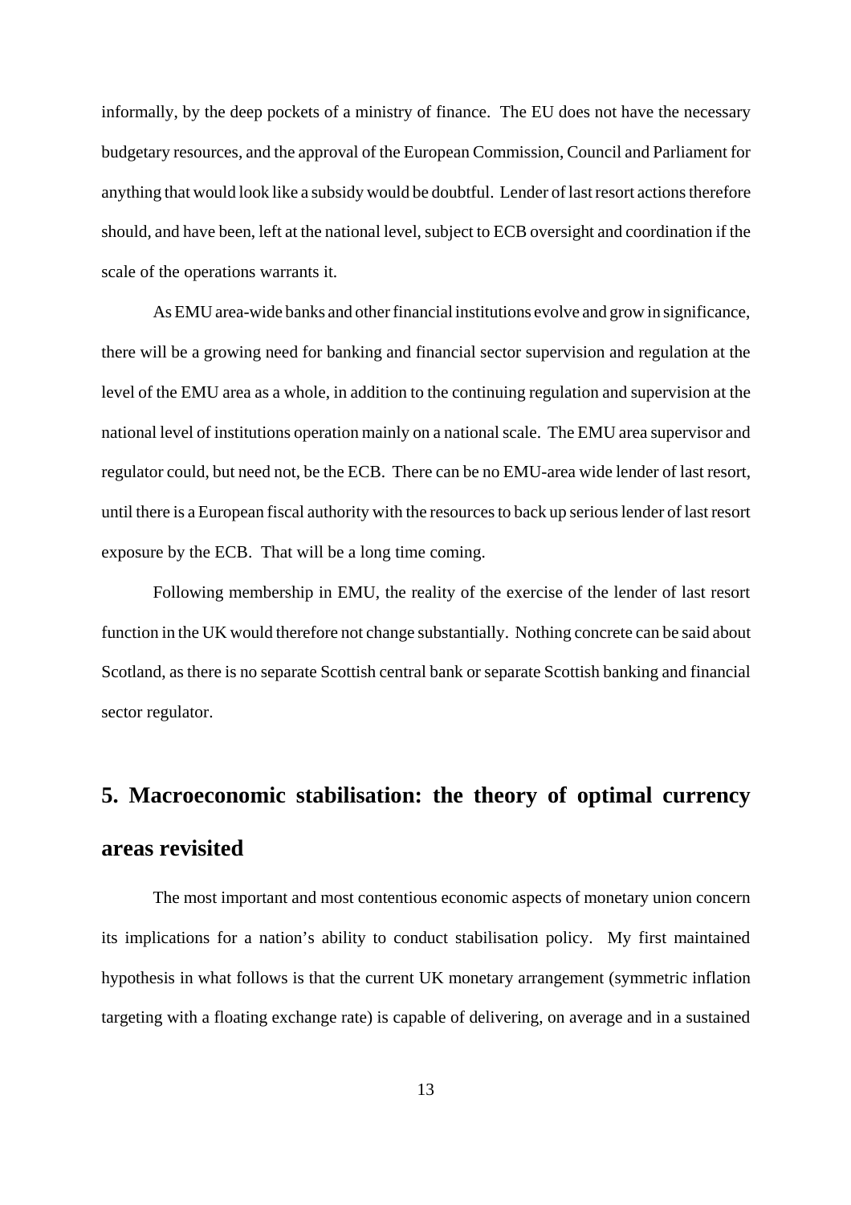informally, by the deep pockets of a ministry of finance. The EU does not have the necessary budgetary resources, and the approval of the European Commission, Council and Parliament for anything that would look like a subsidy would be doubtful. Lender of last resort actions therefore should, and have been, left at the national level, subject to ECB oversight and coordination if the scale of the operations warrants it.

As EMU area-wide banks and other financial institutions evolve and grow in significance, there will be a growing need for banking and financial sector supervision and regulation at the level of the EMU area as a whole, in addition to the continuing regulation and supervision at the national level of institutions operation mainly on a national scale. The EMU area supervisor and regulator could, but need not, be the ECB. There can be no EMU-area wide lender of last resort, until there is a European fiscal authority with the resources to back up serious lender of last resort exposure by the ECB. That will be a long time coming.

Following membership in EMU, the reality of the exercise of the lender of last resort function in the UK would therefore not change substantially. Nothing concrete can be said about Scotland, as there is no separate Scottish central bank or separate Scottish banking and financial sector regulator.

## 5. Macroeconomic stabilisation: the theory of optimal currency areas revisited

The most important and most contentious economic aspects of monetary union concern its implications for a nation's ability to conduct stabilisation policy. My first maintained hypothesis in what follows is that the current UK monetary arrangement (symmetric inflation targeting with a floating exchange rate) is capable of delivering, on average and in a sustained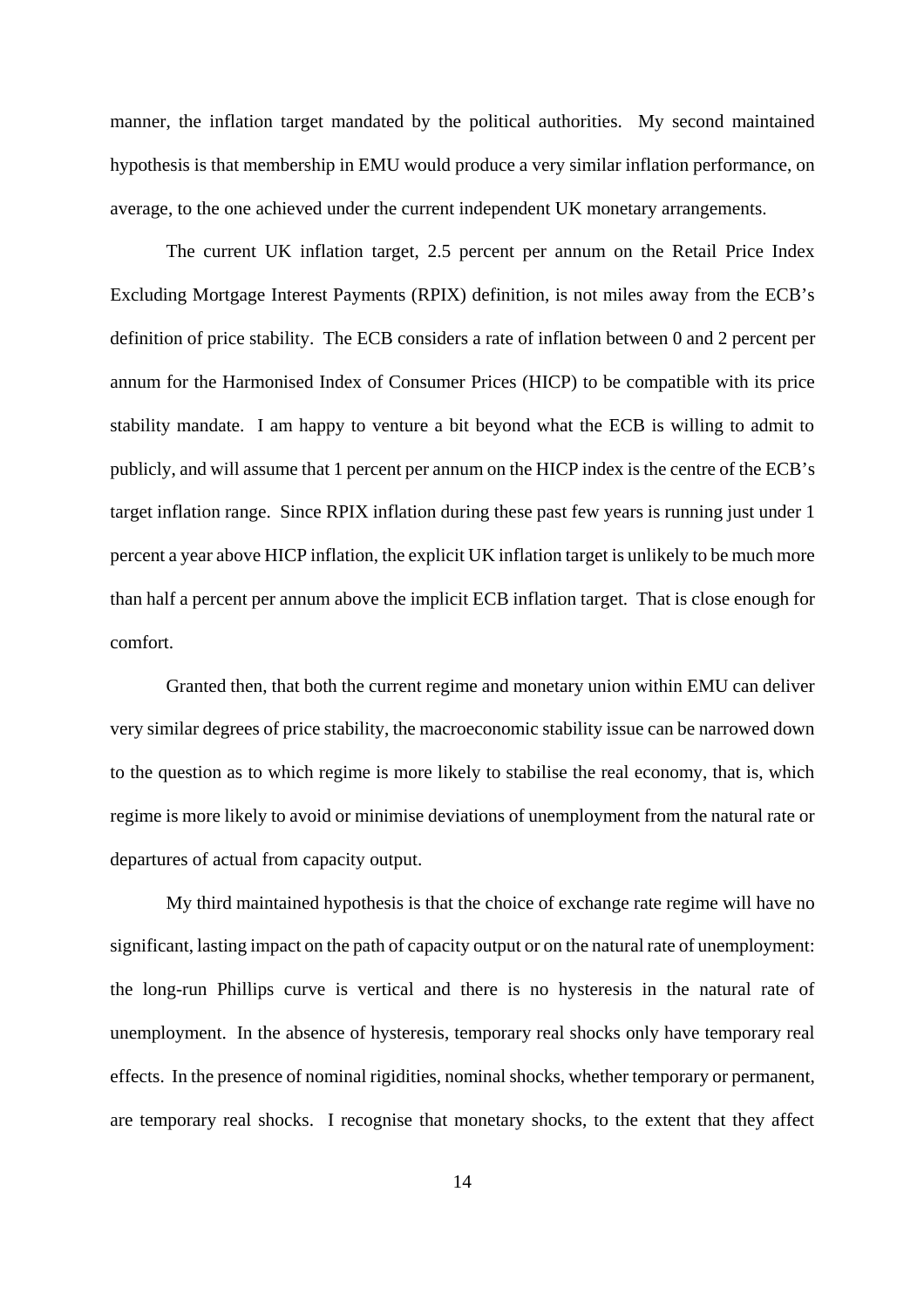manner, the inflation target mandated by the political authorities. My second maintained hypothesis is that membership in EMU would produce a very similar inflation performance, on average, to the one achieved under the current independent UK monetary arrangements.

The current UK inflation target, 2.5 percent per annum on the Retail Price Index Excluding Mortgage Interest Payments (RPIX) definition, is not miles away from the ECB's definition of price stability. The ECB considers a rate of inflation between 0 and 2 percent per annum for the Harmonised Index of Consumer Prices (HICP) to be compatible with its price stability mandate. I am happy to venture a bit beyond what the ECB is willing to admit to publicly, and will assume that 1 percent per annum on the HICP index is the centre of the ECB's target inflation range. Since RPIX inflation during these past few years is running just under 1 percent a year above HICP inflation, the explicit UK inflation target is unlikely to be much more than half a percent per annum above the implicit ECB inflation target. That is close enough for comfort.

Granted then, that both the current regime and monetary union within EMU can deliver very similar degrees of price stability, the macroeconomic stability issue can be narrowed down to the question as to which regime is more likely to stabilise the real economy, that is, which regime is more likely to avoid or minimise deviations of unemployment from the natural rate or departures of actual from capacity output.

My third maintained hypothesis is that the choice of exchange rate regime will have no significant, lasting impact on the path of capacity output or on the natural rate of unemployment: the long-run Phillips curve is vertical and there is no hysteresis in the natural rate of unemployment. In the absence of hysteresis, temporary real shocks only have temporary real effects. In the presence of nominal rigidities, nominal shocks, whether temporary or permanent, are temporary real shocks. I recognise that monetary shocks, to the extent that they affect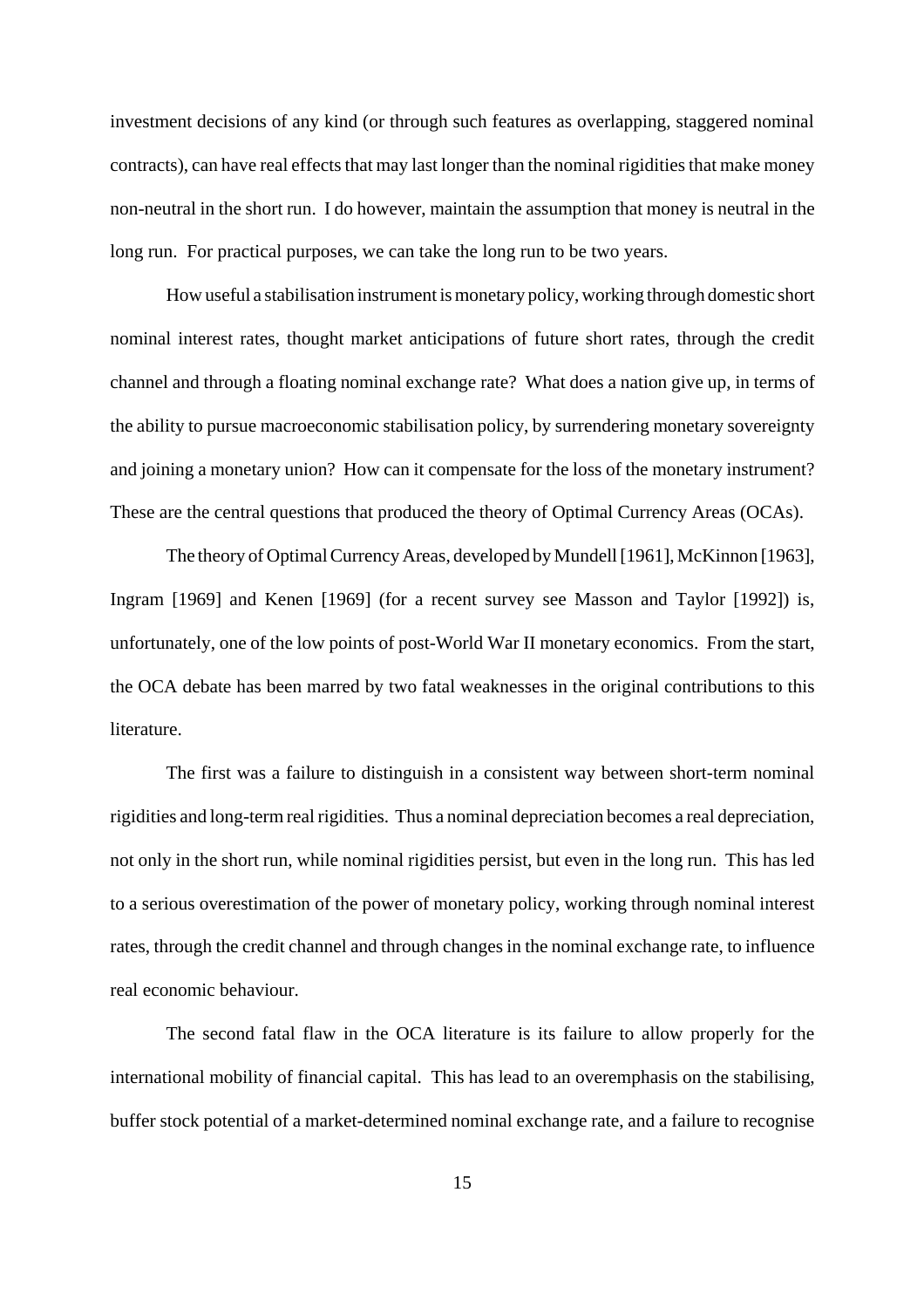investment decisions of any kind (or through such features as overlapping, staggered nominal contracts), can have real effects that may last longer than the nominal rigidities that make money non-neutral in the short run. I do however, maintain the assumption that money is neutral in the long run. For practical purposes, we can take the long run to be two years.

How useful a stabilisation instrument is monetary policy, working through domestic short nominal interest rates, thought market anticipations of future short rates, through the credit channel and through a floating nominal exchange rate? What does a nation give up, in terms of the ability to pursue macroeconomic stabilisation policy, by surrendering monetary sovereignty and joining a monetary union? How can it compensate for the loss of the monetary instrument? These are the central questions that produced the theory of Optimal Currency Areas (OCAs).

The theory of Optimal Currency Areas, developed by Mundell [1961], McKinnon [1963], Ingram [1969] and Kenen [1969] (for a recent survey see Masson and Taylor [1992]) is, unfortunately, one of the low points of post-World War II monetary economics. From the start, the OCA debate has been marred by two fatal weaknesses in the original contributions to this literature.

The first was a failure to distinguish in a consistent way between short-term nominal rigidities and long-term real rigidities. Thus a nominal depreciation becomes a real depreciation, not only in the short run, while nominal rigidities persist, but even in the long run. This has led to a serious overestimation of the power of monetary policy, working through nominal interest rates, through the credit channel and through changes in the nominal exchange rate, to influence real economic behaviour.

The second fatal flaw in the OCA literature is its failure to allow properly for the international mobility of financial capital. This has lead to an overemphasis on the stabilising, buffer stock potential of a market-determined nominal exchange rate, and a failure to recognise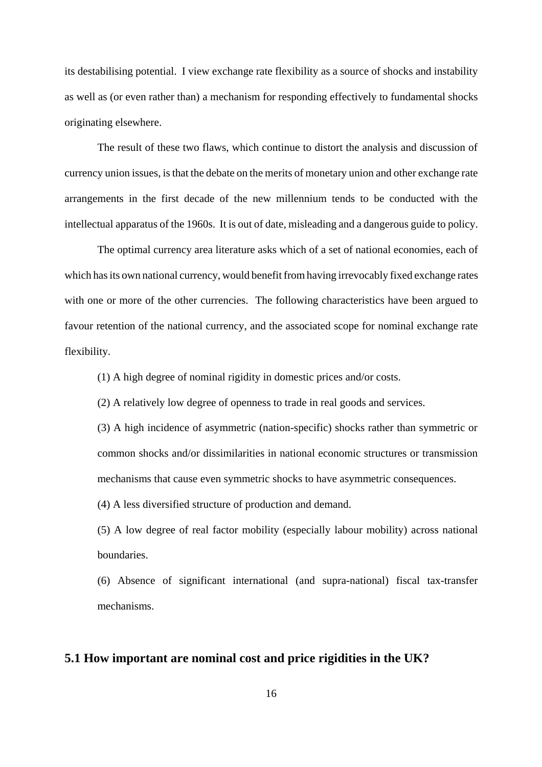its destabilising potential. I view exchange rate flexibility as a source of shocks and instability as well as (or even rather than) a mechanism for responding effectively to fundamental shocks originating elsewhere.

The result of these two flaws, which continue to distort the analysis and discussion of currency union issues, is that the debate on the merits of monetary union and other exchange rate arrangements in the first decade of the new millennium tends to be conducted with the intellectual apparatus of the 1960s. It is out of date, misleading and a dangerous guide to policy.

The optimal currency area literature asks which of a set of national economies, each of which has its own national currency, would benefit from having irrevocably fixed exchange rates with one or more of the other currencies. The following characteristics have been argued to favour retention of the national currency, and the associated scope for nominal exchange rate flexibility.

(1) A high degree of nominal rigidity in domestic prices and/or costs.

(2) A relatively low degree of openness to trade in real goods and services.

(3) A high incidence of asymmetric (nation-specific) shocks rather than symmetric or common shocks and/or dissimilarities in national economic structures or transmission mechanisms that cause even symmetric shocks to have asymmetric consequences.

(4) A less diversified structure of production and demand.

(5) A low degree of real factor mobility (especially labour mobility) across national boundaries.

(6) Absence of significant international (and supra-national) fiscal tax-transfer mechanisms.

## 5.1 How important are nominal cost and price rigidities in the UK?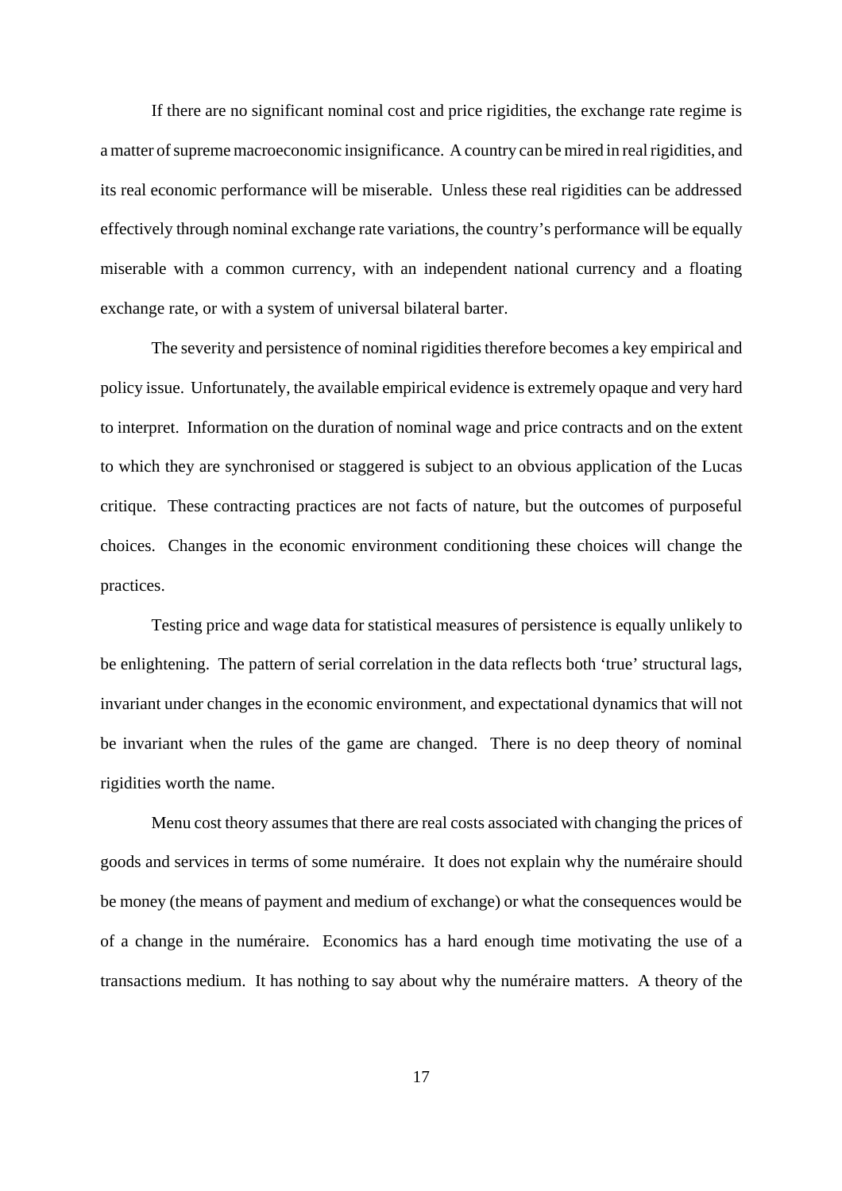If there are no significant nominal cost and price rigidities, the exchange rate regime is a matter of supreme macroeconomic insignificance. A country can be mired in real rigidities, and its real economic performance will be miserable. Unless these real rigidities can be addressed effectively through nominal exchange rate variations, the country's performance will be equally miserable with a common currency, with an independent national currency and a floating exchange rate, or with a system of universal bilateral barter.

The severity and persistence of nominal rigidities therefore becomes a key empirical and policy issue. Unfortunately, the available empirical evidence is extremely opaque and very hard to interpret. Information on the duration of nominal wage and price contracts and on the extent to which they are synchronised or staggered is subject to an obvious application of the Lucas critique. These contracting practices are not facts of nature, but the outcomes of purposeful choices. Changes in the economic environment conditioning these choices will change the practices.

Testing price and wage data for statistical measures of persistence is equally unlikely to be enlightening. The pattern of serial correlation in the data reflects both 'true' structural lags, invariant under changes in the economic environment, and expectational dynamics that will not be invariant when the rules of the game are changed. There is no deep theory of nominal rigidities worth the name.

Menu cost theory assumes that there are real costs associated with changing the prices of goods and services in terms of some numéraire. It does not explain why the numéraire should be money (the means of payment and medium of exchange) or what the consequences would be of a change in the numéraire. Economics has a hard enough time motivating the use of a transactions medium. It has nothing to say about why the numéraire matters. A theory of the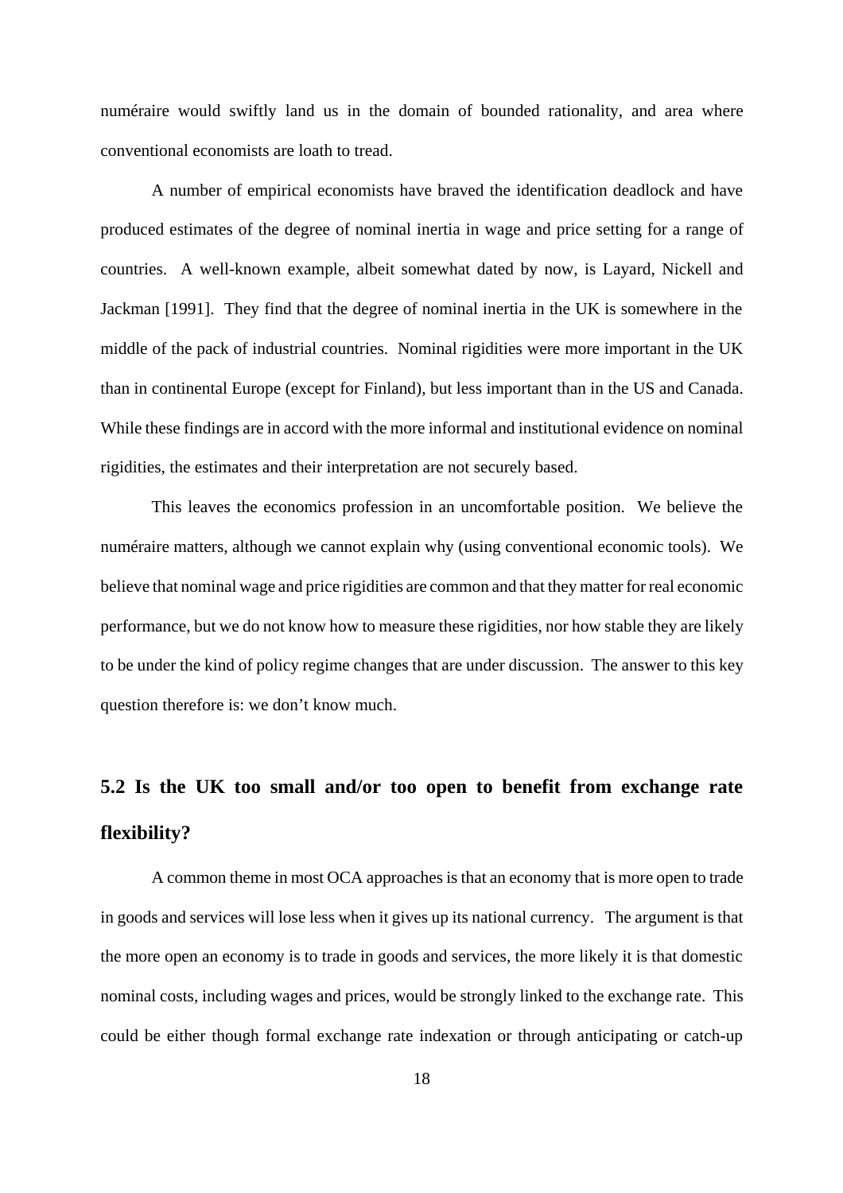numéraire would swiftly land us in the domain of bounded rationality, and area where conventional economists are loath to tread.

A number of empirical economists have braved the identification deadlock and have produced estimates of the degree of nominal inertia in wage and price setting for a range of countries. A well-known example, albeit somewhat dated by now, is Layard, Nickell and Jackman [1991]. They find that the degree of nominal inertia in the UK is somewhere in the middle of the pack of industrial countries. Nominal rigidities were more important in the UK than in continental Europe (except for Finland), but less important than in the US and Canada. While these findings are in accord with the more informal and institutional evidence on nominal rigidities, the estimates and their interpretation are not securely based.

This leaves the economics profession in an uncomfortable position. We believe the numéraire matters, although we cannot explain why (using conventional economic tools). We believe that nominal wage and price rigidities are common and that they matter for real economic performance, but we do not know how to measure these rigidities, nor how stable they are likely to be under the kind of policy regime changes that are under discussion. The answer to this key question therefore is: we don't know much.

## 5.2 Is the UK too small and/or too open to benefit from exchange rate flexibility?

A common theme in most OCA approaches is that an economy that is more open to trade in goods and services will lose less when it gives up its national currency. The argument is that the more open an economy is to trade in goods and services, the more likely it is that domestic nominal costs, including wages and prices, would be strongly linked to the exchange rate. This could be either though formal exchange rate indexation or through anticipating or catch-up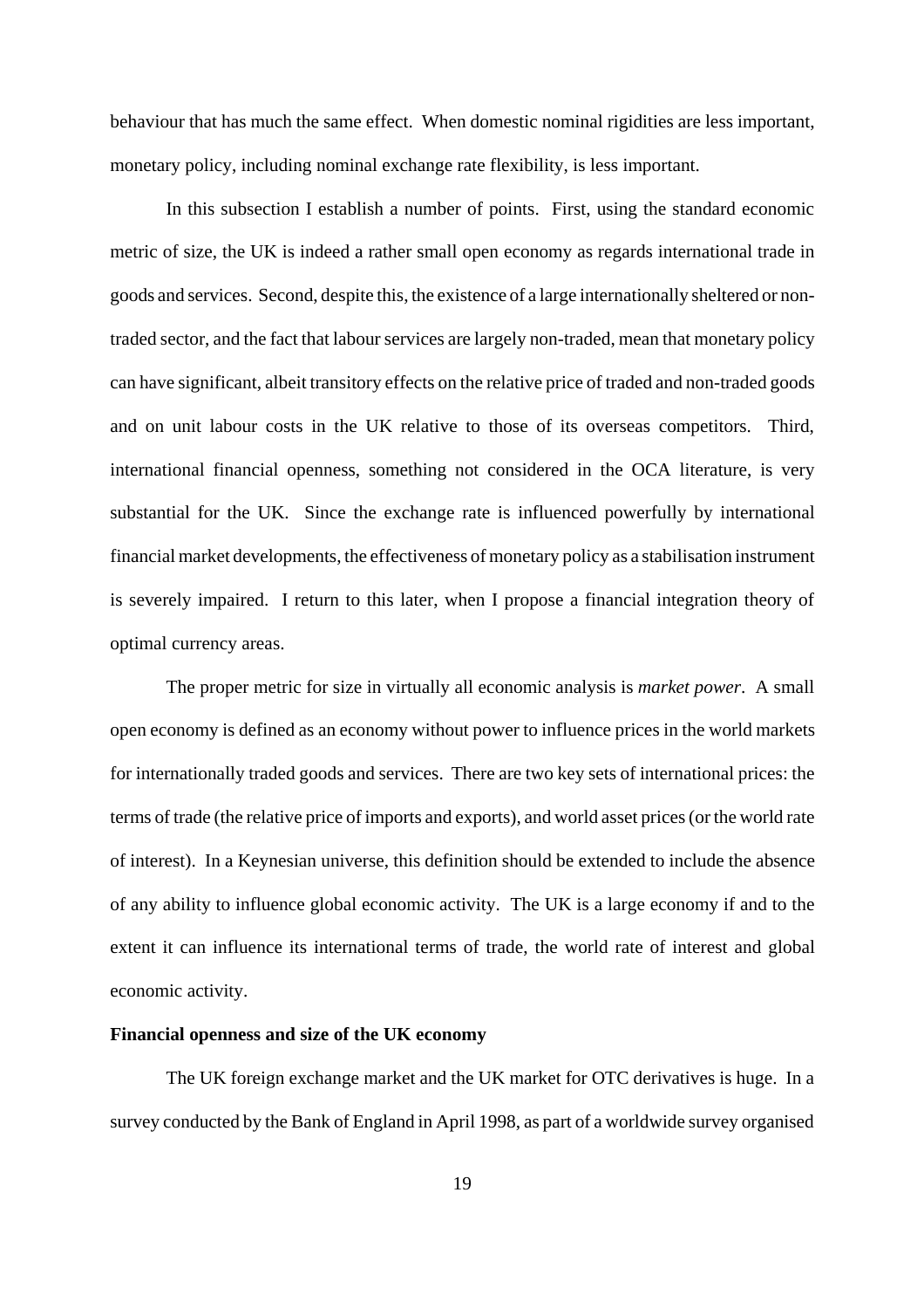behaviour that has much the same effect. When domestic nominal rigidities are less important, monetary policy, including nominal exchange rate flexibility, is less important.

In this subsection I establish a number of points. First, using the standard economic metric of size, the UK is indeed a rather small open economy as regards international trade in goods and services. Second, despite this, the existence of a large internationally sheltered or non-traded sector, and the fact that labour services are largely non-traded, mean that monetary policy can have significant, albeit transitory effects on the relative price of traded and non-traded goods and on unit labour costs in the UK relative to those of its overseas competitors. Third, international financial openness, something not considered in the OCA literature, is very substantial for the UK. Since the exchange rate is influenced powerfully by international financial market developments, the effectiveness of monetary policy as a stabilisation instrument is severely impaired. I return to this later, when I propose a financial integration theory of optimal currency areas.

The proper metric for size in virtually all economic analysis is *market power*. A small open economy is defined as an economy without power to influence prices in the world markets for internationally traded goods and services. There are two key sets of international prices: the terms of trade (the relative price of imports and exports), and world asset prices (or the world rate of interest). In a Keynesian universe, this definition should be extended to include the absence of any ability to influence global economic activity. The UK is a large economy if and to the extent it can influence its international terms of trade, the world rate of interest and global economic activity.

**Financial openness and size of the UK economy**

The UK foreign exchange market and the UK market for OTC derivatives is huge. In a survey conducted by the Bank of England in April 1998, as part of a worldwide survey organised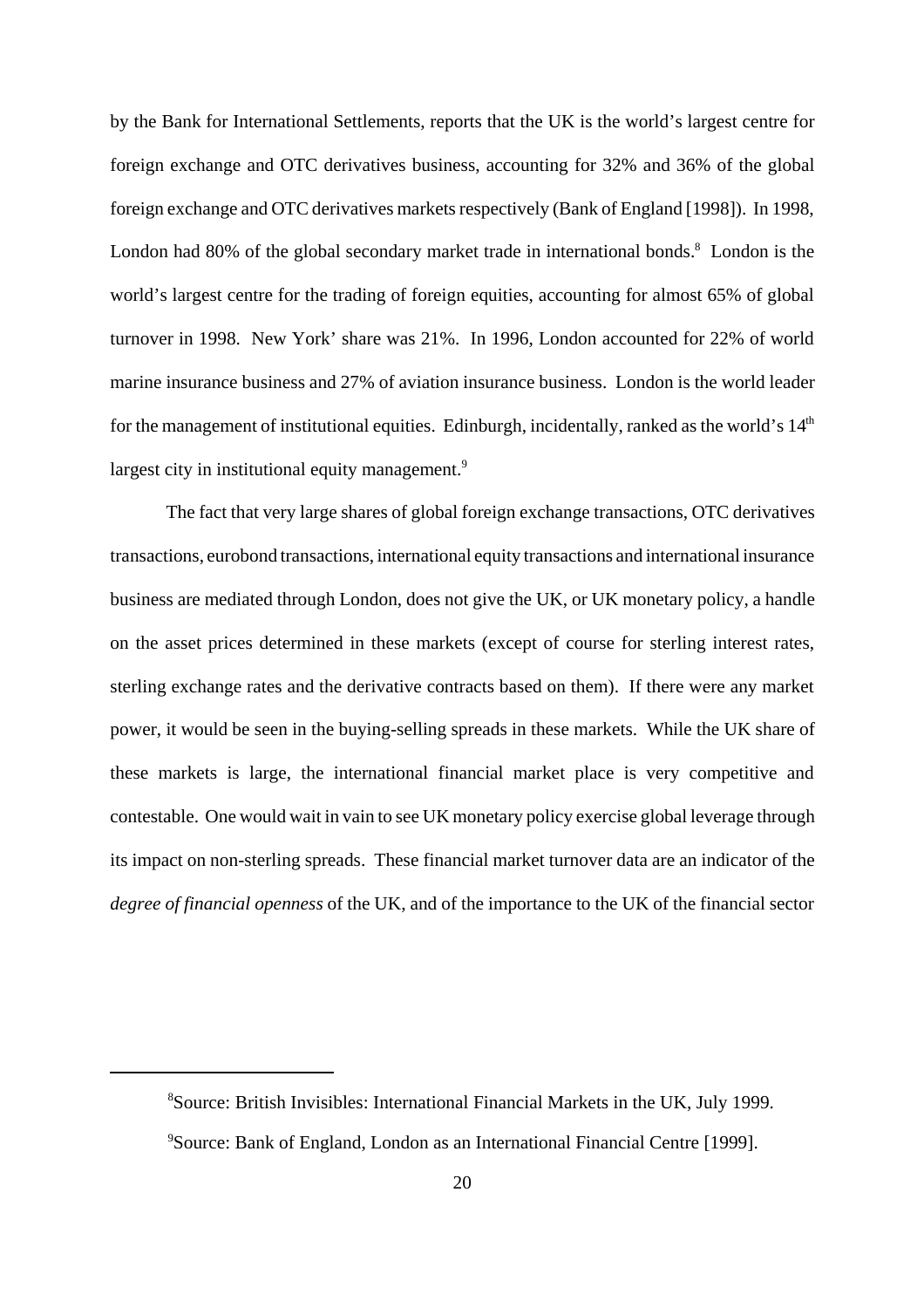by the Bank for International Settlements, reports that the UK is the world's largest centre for foreign exchange and OTC derivatives business, accounting for 32% and 36% of the global foreign exchange and OTC derivatives markets respectively (Bank of England [1998]). In 1998, London had 80% of the global secondary market trade in international bonds.[8] London is the world's largest centre for the trading of foreign equities, accounting for almost 65% of global turnover in 1998. New York' share was 21%. In 1996, London accounted for 22% of world marine insurance business and 27% of aviation insurance business. London is the world leader for the management of institutional equities. Edinburgh, incidentally, ranked as the world's 14th largest city in institutional equity management.[9]

The fact that very large shares of global foreign exchange transactions, OTC derivatives transactions, eurobond transactions, international equity transactions and international insurance business are mediated through London, does not give the UK, or UK monetary policy, a handle on the asset prices determined in these markets (except of course for sterling interest rates, sterling exchange rates and the derivative contracts based on them). If there were any market power, it would be seen in the buying-selling spreads in these markets. While the UK share of these markets is large, the international financial market place is very competitive and contestable. One would wait in vain to see UK monetary policy exercise global leverage through its impact on non-sterling spreads. These financial market turnover data are an indicator of the *degree of financial openness* of the UK, and of the importance to the UK of the financial sector

[8]Source: British Invisibles: International Financial Markets in the UK, July 1999.

[9]Source: Bank of England, London as an International Financial Centre [1999].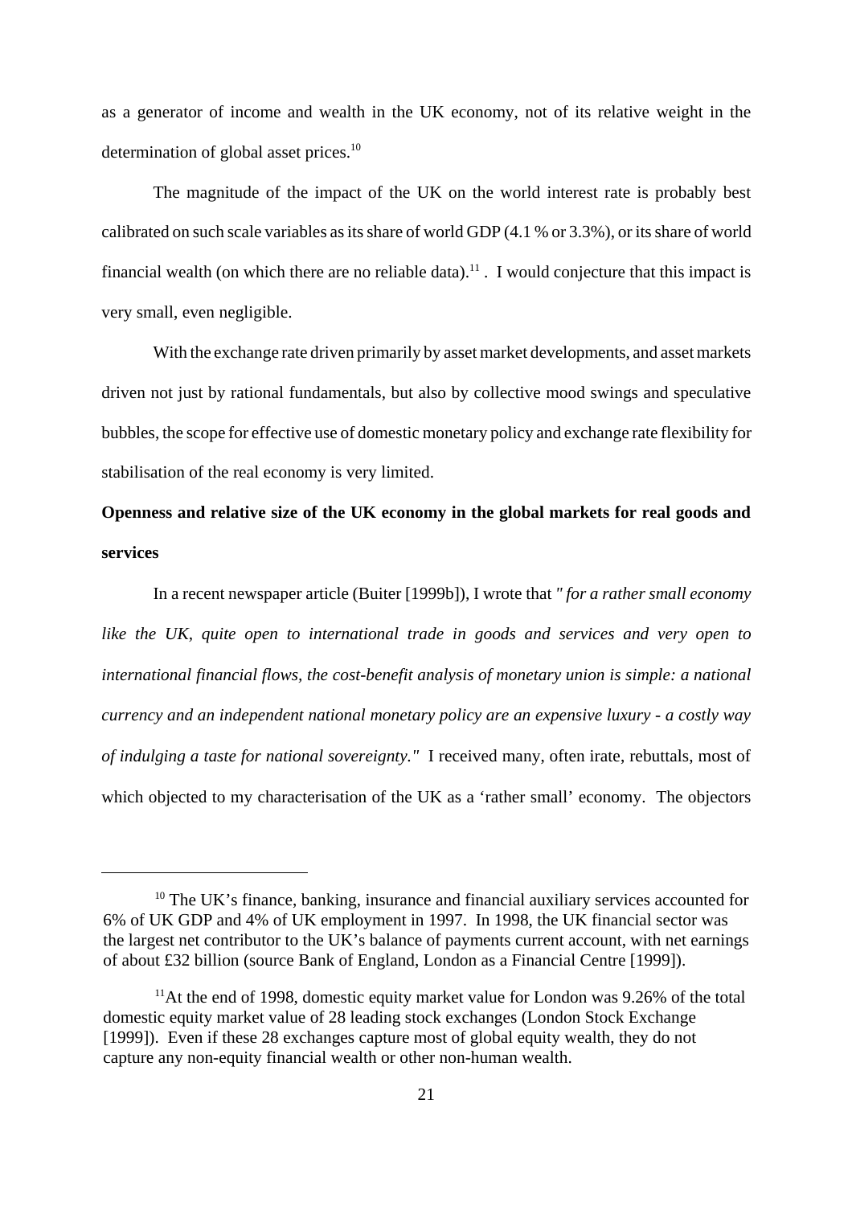as a generator of income and wealth in the UK economy, not of its relative weight in the determination of global asset prices.[10]

The magnitude of the impact of the UK on the world interest rate is probably best calibrated on such scale variables as its share of world GDP (4.1 % or 3.3%), or its share of world financial wealth (on which there are no reliable data).[11] . I would conjecture that this impact is very small, even negligible.

With the exchange rate driven primarily by asset market developments, and asset markets driven not just by rational fundamentals, but also by collective mood swings and speculative bubbles, the scope for effective use of domestic monetary policy and exchange rate flexibility for stabilisation of the real economy is very limited.

**Openness and relative size of the UK economy in the global markets for real goods and services**

In a recent newspaper article (Buiter [1999b]), I wrote that *" for a rather small economy like the UK, quite open to international trade in goods and services and very open to international financial flows, the cost-benefit analysis of monetary union is simple: a national currency and an independent national monetary policy are an expensive luxury - a costly way of indulging a taste for national sovereignty."* I received many, often irate, rebuttals, most of which objected to my characterisation of the UK as a 'rather small' economy. The objectors

---

[10] The UK's finance, banking, insurance and financial auxiliary services accounted for 6% of UK GDP and 4% of UK employment in 1997. In 1998, the UK financial sector was the largest net contributor to the UK's balance of payments current account, with net earnings of about £32 billion (source Bank of England, London as a Financial Centre [1999]).

[11] At the end of 1998, domestic equity market value for London was 9.26% of the total domestic equity market value of 28 leading stock exchanges (London Stock Exchange [1999]). Even if these 28 exchanges capture most of global equity wealth, they do not capture any non-equity financial wealth or other non-human wealth.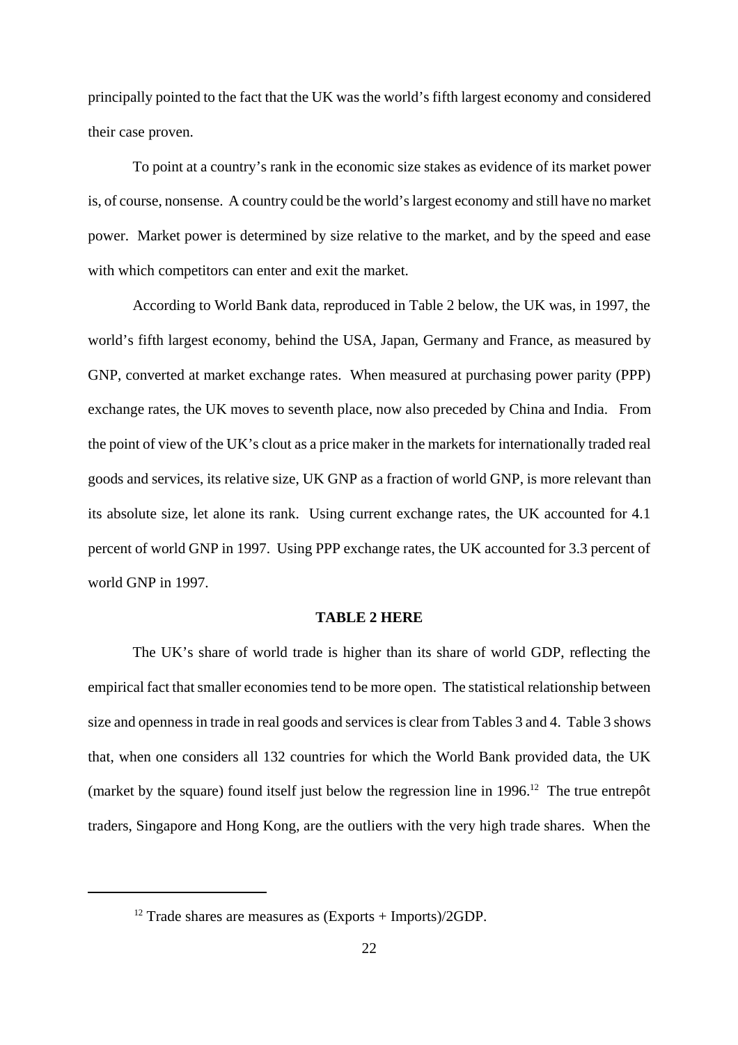principally pointed to the fact that the UK was the world's fifth largest economy and considered their case proven.

To point at a country's rank in the economic size stakes as evidence of its market power is, of course, nonsense. A country could be the world's largest economy and still have no market power. Market power is determined by size relative to the market, and by the speed and ease with which competitors can enter and exit the market.

According to World Bank data, reproduced in Table 2 below, the UK was, in 1997, the world's fifth largest economy, behind the USA, Japan, Germany and France, as measured by GNP, converted at market exchange rates. When measured at purchasing power parity (PPP) exchange rates, the UK moves to seventh place, now also preceded by China and India. From the point of view of the UK's clout as a price maker in the markets for internationally traded real goods and services, its relative size, UK GNP as a fraction of world GNP, is more relevant than its absolute size, let alone its rank. Using current exchange rates, the UK accounted for 4.1 percent of world GNP in 1997. Using PPP exchange rates, the UK accounted for 3.3 percent of world GNP in 1997.

**TABLE 2 HERE**

The UK's share of world trade is higher than its share of world GDP, reflecting the empirical fact that smaller economies tend to be more open. The statistical relationship between size and openness in trade in real goods and services is clear from Tables 3 and 4. Table 3 shows that, when one considers all 132 countries for which the World Bank provided data, the UK (market by the square) found itself just below the regression line in 1996.[12] The true entrepôt traders, Singapore and Hong Kong, are the outliers with the very high trade shares. When the

---

[12] Trade shares are measures as (Exports + Imports)/2GDP.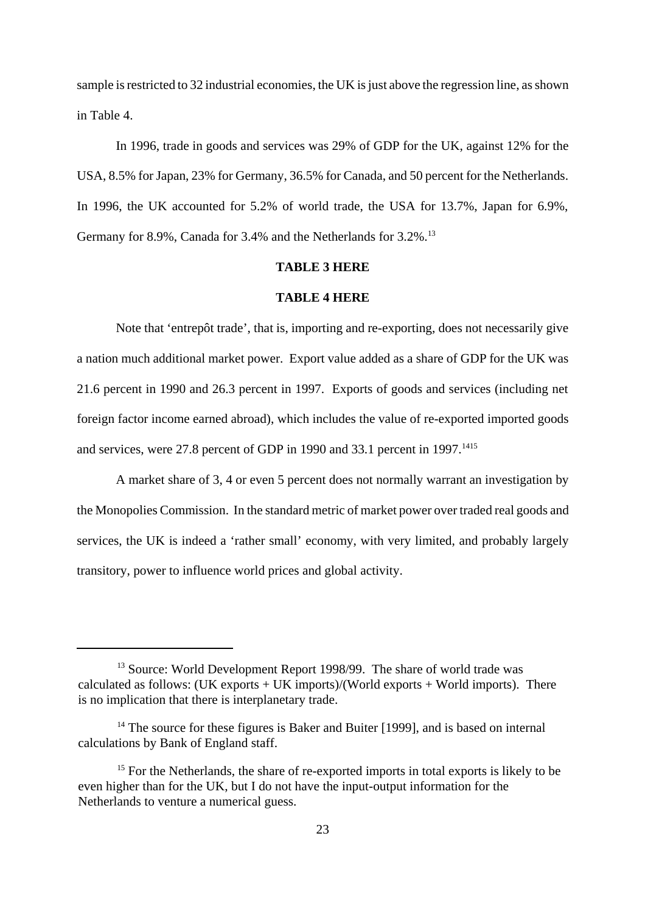sample is restricted to 32 industrial economies, the UK is just above the regression line, as shown in Table 4.

In 1996, trade in goods and services was 29% of GDP for the UK, against 12% for the USA, 8.5% for Japan, 23% for Germany, 36.5% for Canada, and 50 percent for the Netherlands. In 1996, the UK accounted for 5.2% of world trade, the USA for 13.7%, Japan for 6.9%, Germany for 8.9%, Canada for 3.4% and the Netherlands for 3.2%.[13]

**TABLE 3 HERE**

**TABLE 4 HERE**

Note that 'entrepôt trade', that is, importing and re-exporting, does not necessarily give a nation much additional market power. Export value added as a share of GDP for the UK was 21.6 percent in 1990 and 26.3 percent in 1997. Exports of goods and services (including net foreign factor income earned abroad), which includes the value of re-exported imported goods and services, were 27.8 percent of GDP in 1990 and 33.1 percent in 1997.[14][15]

A market share of 3, 4 or even 5 percent does not normally warrant an investigation by the Monopolies Commission. In the standard metric of market power over traded real goods and services, the UK is indeed a 'rather small' economy, with very limited, and probably largely transitory, power to influence world prices and global activity.

---

[13] Source: World Development Report 1998/99. The share of world trade was calculated as follows: (UK exports + UK imports)/(World exports + World imports). There is no implication that there is interplanetary trade.

[14] The source for these figures is Baker and Buiter [1999], and is based on internal calculations by Bank of England staff.

[15] For the Netherlands, the share of re-exported imports in total exports is likely to be even higher than for the UK, but I do not have the input-output information for the Netherlands to venture a numerical guess.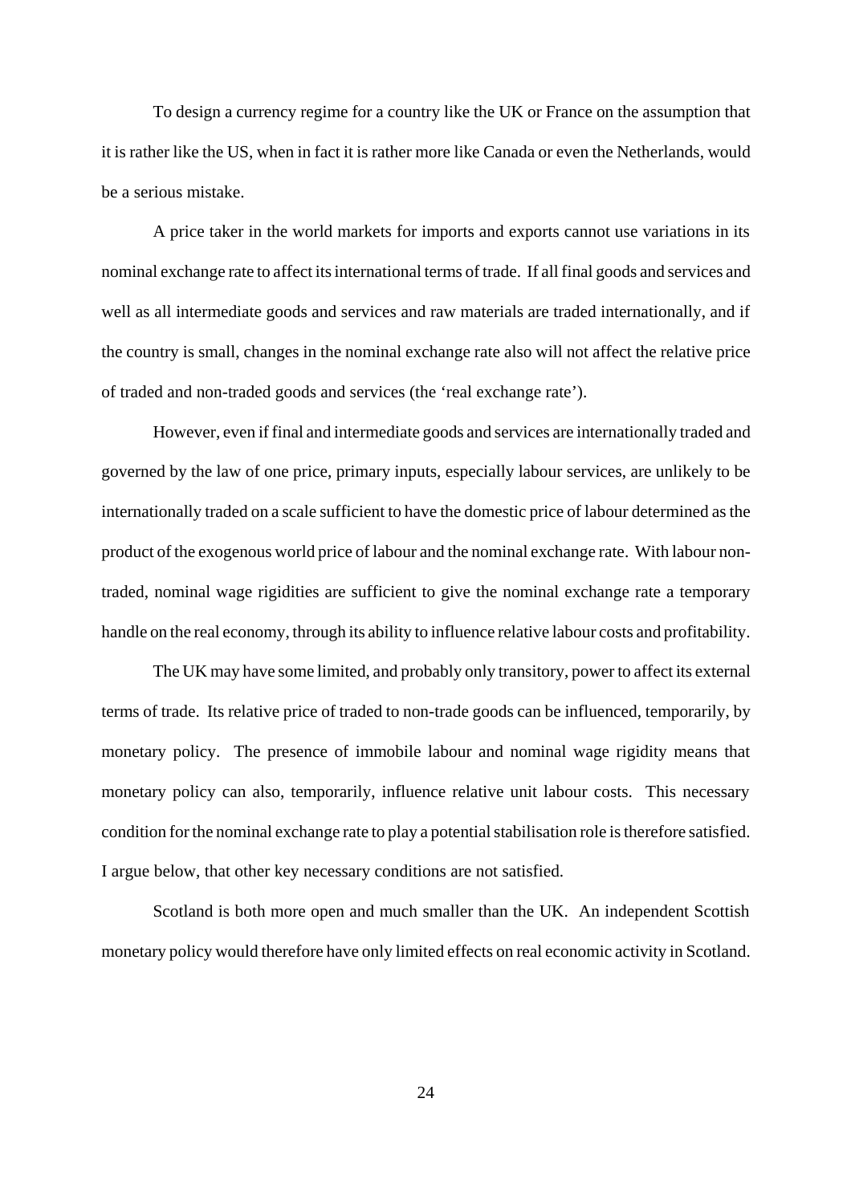To design a currency regime for a country like the UK or France on the assumption that it is rather like the US, when in fact it is rather more like Canada or even the Netherlands, would be a serious mistake.

A price taker in the world markets for imports and exports cannot use variations in its nominal exchange rate to affect its international terms of trade. If all final goods and services and well as all intermediate goods and services and raw materials are traded internationally, and if the country is small, changes in the nominal exchange rate also will not affect the relative price of traded and non-traded goods and services (the 'real exchange rate').

However, even if final and intermediate goods and services are internationally traded and governed by the law of one price, primary inputs, especially labour services, are unlikely to be internationally traded on a scale sufficient to have the domestic price of labour determined as the product of the exogenous world price of labour and the nominal exchange rate. With labour non-traded, nominal wage rigidities are sufficient to give the nominal exchange rate a temporary handle on the real economy, through its ability to influence relative labour costs and profitability.

The UK may have some limited, and probably only transitory, power to affect its external terms of trade. Its relative price of traded to non-trade goods can be influenced, temporarily, by monetary policy. The presence of immobile labour and nominal wage rigidity means that monetary policy can also, temporarily, influence relative unit labour costs. This necessary condition for the nominal exchange rate to play a potential stabilisation role is therefore satisfied. I argue below, that other key necessary conditions are not satisfied.

Scotland is both more open and much smaller than the UK. An independent Scottish monetary policy would therefore have only limited effects on real economic activity in Scotland.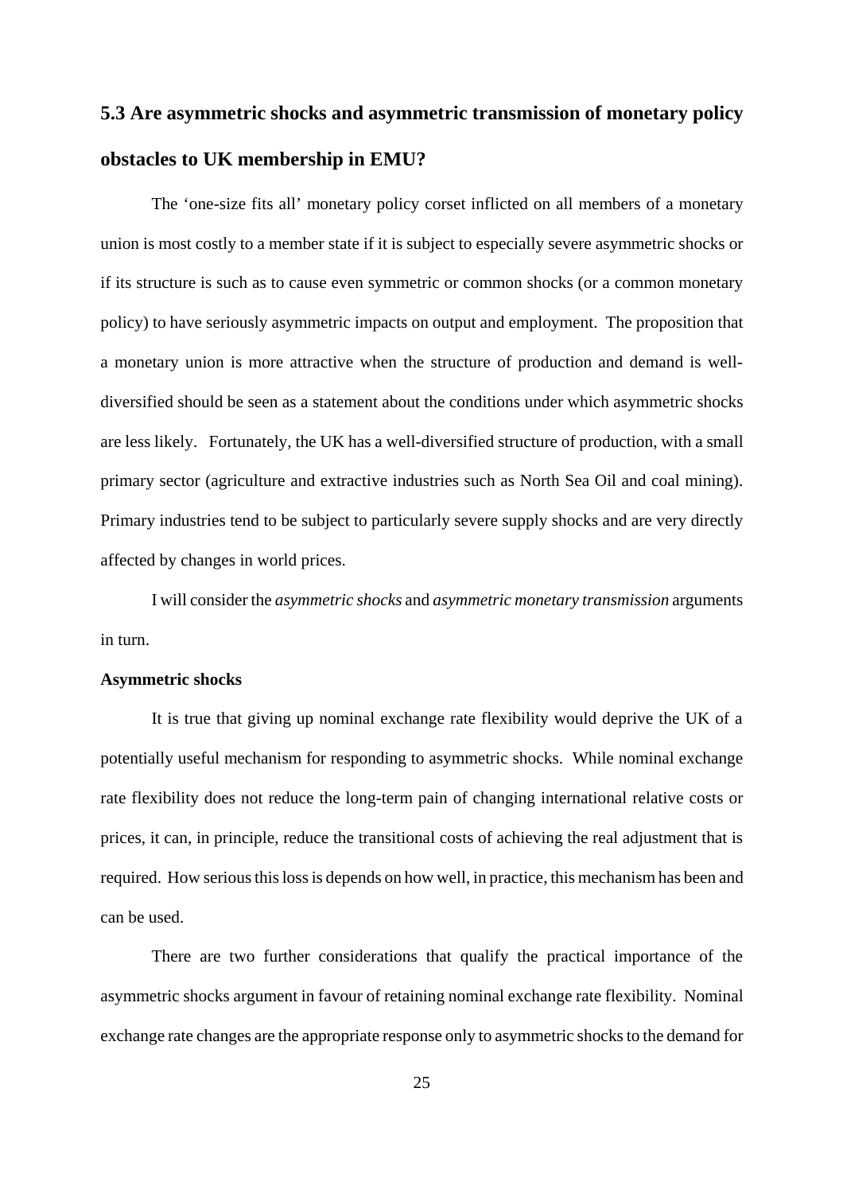## 5.3 Are asymmetric shocks and asymmetric transmission of monetary policy obstacles to UK membership in EMU?

The 'one-size fits all' monetary policy corset inflicted on all members of a monetary union is most costly to a member state if it is subject to especially severe asymmetric shocks or if its structure is such as to cause even symmetric or common shocks (or a common monetary policy) to have seriously asymmetric impacts on output and employment. The proposition that a monetary union is more attractive when the structure of production and demand is well-diversified should be seen as a statement about the conditions under which asymmetric shocks are less likely. Fortunately, the UK has a well-diversified structure of production, with a small primary sector (agriculture and extractive industries such as North Sea Oil and coal mining). Primary industries tend to be subject to particularly severe supply shocks and are very directly affected by changes in world prices.

I will consider the *asymmetric shocks* and *asymmetric monetary transmission* arguments in turn.

**Asymmetric shocks**

It is true that giving up nominal exchange rate flexibility would deprive the UK of a potentially useful mechanism for responding to asymmetric shocks. While nominal exchange rate flexibility does not reduce the long-term pain of changing international relative costs or prices, it can, in principle, reduce the transitional costs of achieving the real adjustment that is required. How serious this loss is depends on how well, in practice, this mechanism has been and can be used.

There are two further considerations that qualify the practical importance of the asymmetric shocks argument in favour of retaining nominal exchange rate flexibility. Nominal exchange rate changes are the appropriate response only to asymmetric shocks to the demand for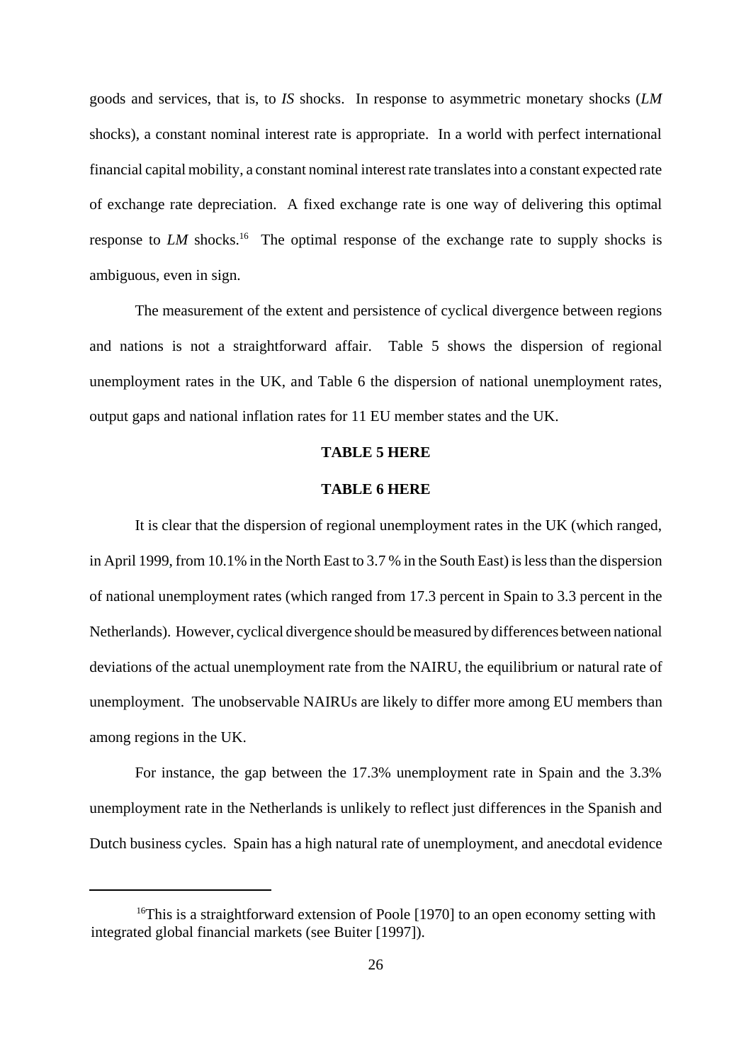goods and services, that is, to *IS* shocks. In response to asymmetric monetary shocks (*LM* shocks), a constant nominal interest rate is appropriate. In a world with perfect international financial capital mobility, a constant nominal interest rate translates into a constant expected rate of exchange rate depreciation. A fixed exchange rate is one way of delivering this optimal response to *LM* shocks.[16] The optimal response of the exchange rate to supply shocks is ambiguous, even in sign.

The measurement of the extent and persistence of cyclical divergence between regions and nations is not a straightforward affair. Table 5 shows the dispersion of regional unemployment rates in the UK, and Table 6 the dispersion of national unemployment rates, output gaps and national inflation rates for 11 EU member states and the UK.

**TABLE 5 HERE**

**TABLE 6 HERE**

It is clear that the dispersion of regional unemployment rates in the UK (which ranged, in April 1999, from 10.1% in the North East to 3.7 % in the South East) is less than the dispersion of national unemployment rates (which ranged from 17.3 percent in Spain to 3.3 percent in the Netherlands). However, cyclical divergence should be measured by differences between national deviations of the actual unemployment rate from the NAIRU, the equilibrium or natural rate of unemployment. The unobservable NAIRUs are likely to differ more among EU members than among regions in the UK.

For instance, the gap between the 17.3% unemployment rate in Spain and the 3.3% unemployment rate in the Netherlands is unlikely to reflect just differences in the Spanish and Dutch business cycles. Spain has a high natural rate of unemployment, and anecdotal evidence

---

[16] This is a straightforward extension of Poole [1970] to an open economy setting with integrated global financial markets (see Buiter [1997]).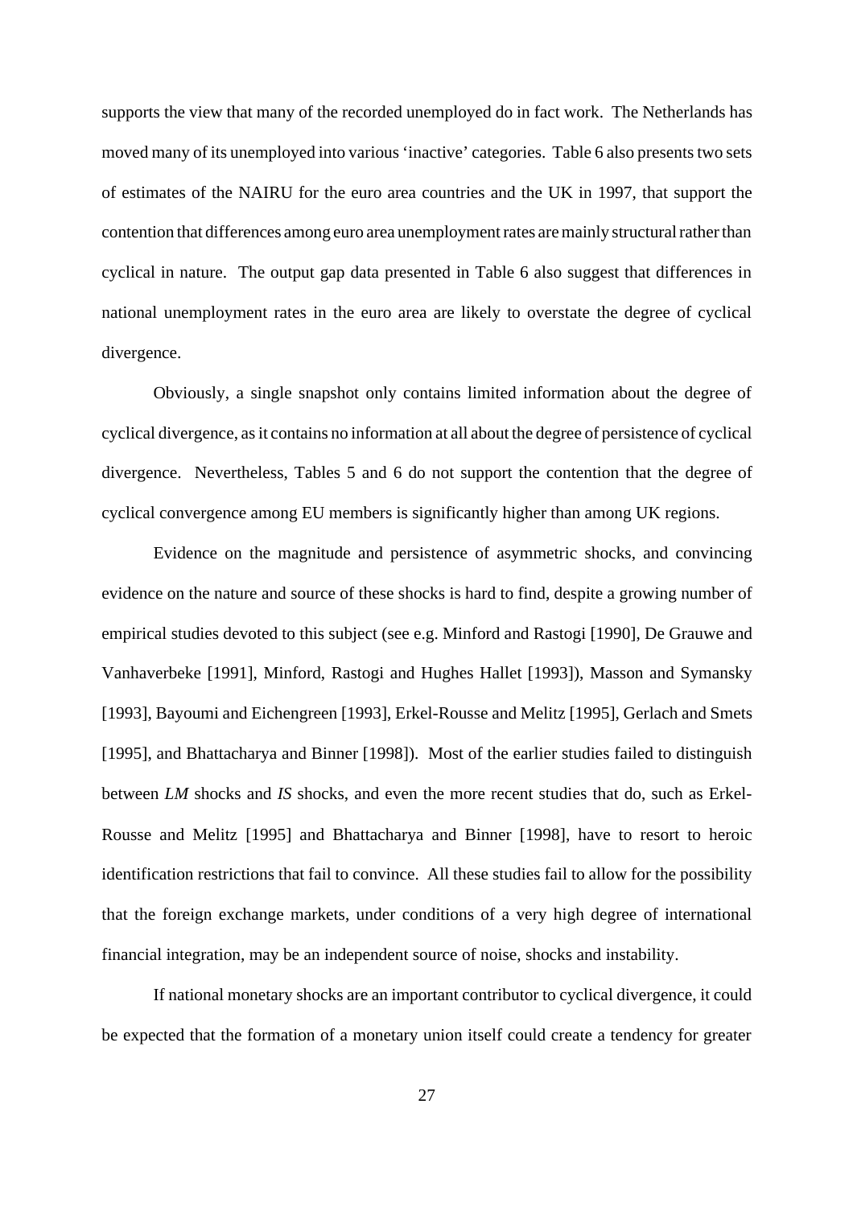supports the view that many of the recorded unemployed do in fact work. The Netherlands has moved many of its unemployed into various 'inactive' categories. Table 6 also presents two sets of estimates of the NAIRU for the euro area countries and the UK in 1997, that support the contention that differences among euro area unemployment rates are mainly structural rather than cyclical in nature. The output gap data presented in Table 6 also suggest that differences in national unemployment rates in the euro area are likely to overstate the degree of cyclical divergence.

Obviously, a single snapshot only contains limited information about the degree of cyclical divergence, as it contains no information at all about the degree of persistence of cyclical divergence. Nevertheless, Tables 5 and 6 do not support the contention that the degree of cyclical convergence among EU members is significantly higher than among UK regions.

Evidence on the magnitude and persistence of asymmetric shocks, and convincing evidence on the nature and source of these shocks is hard to find, despite a growing number of empirical studies devoted to this subject (see e.g. Minford and Rastogi [1990], De Grauwe and Vanhaverbeke [1991], Minford, Rastogi and Hughes Hallet [1993]), Masson and Symansky [1993], Bayoumi and Eichengreen [1993], Erkel-Rousse and Melitz [1995], Gerlach and Smets [1995], and Bhattacharya and Binner [1998]). Most of the earlier studies failed to distinguish between *LM* shocks and *IS* shocks, and even the more recent studies that do, such as Erkel-Rousse and Melitz [1995] and Bhattacharya and Binner [1998], have to resort to heroic identification restrictions that fail to convince. All these studies fail to allow for the possibility that the foreign exchange markets, under conditions of a very high degree of international financial integration, may be an independent source of noise, shocks and instability.

If national monetary shocks are an important contributor to cyclical divergence, it could be expected that the formation of a monetary union itself could create a tendency for greater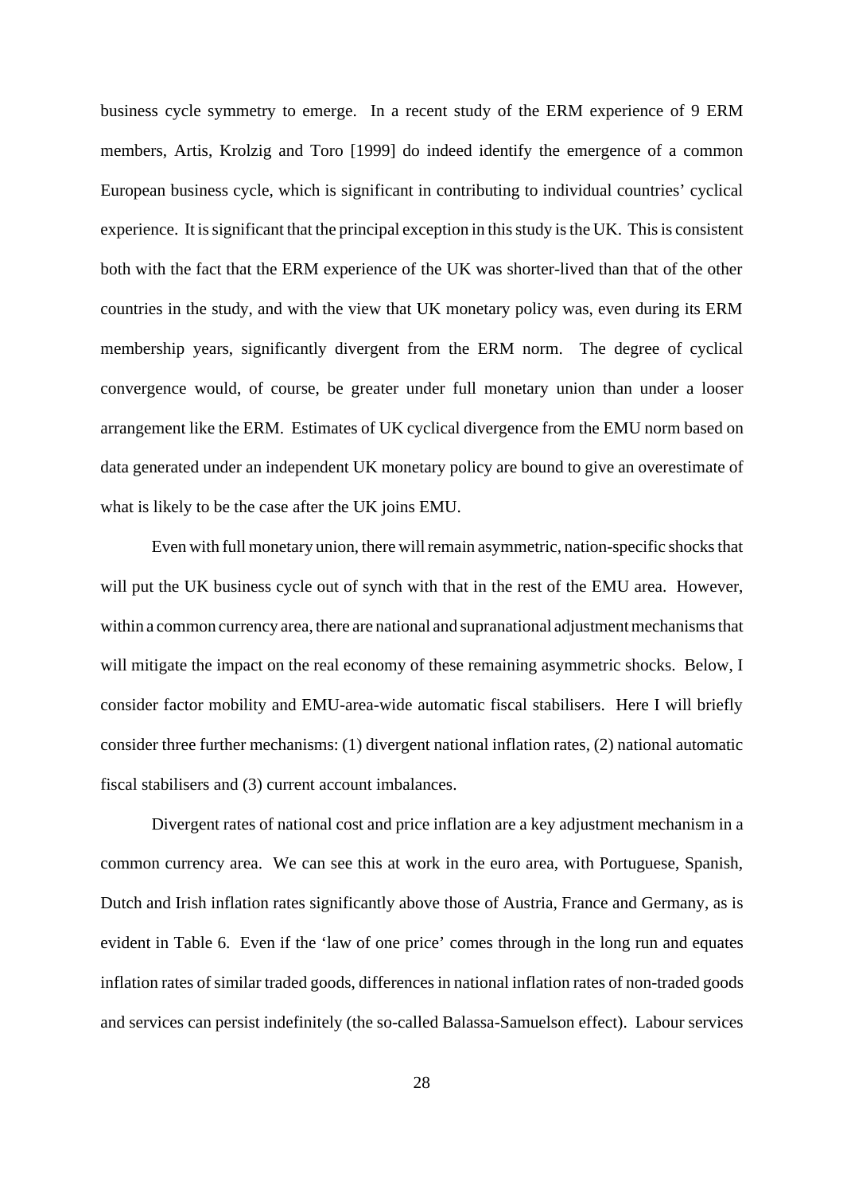business cycle symmetry to emerge. In a recent study of the ERM experience of 9 ERM members, Artis, Krolzig and Toro [1999] do indeed identify the emergence of a common European business cycle, which is significant in contributing to individual countries' cyclical experience. It is significant that the principal exception in this study is the UK. This is consistent both with the fact that the ERM experience of the UK was shorter-lived than that of the other countries in the study, and with the view that UK monetary policy was, even during its ERM membership years, significantly divergent from the ERM norm. The degree of cyclical convergence would, of course, be greater under full monetary union than under a looser arrangement like the ERM. Estimates of UK cyclical divergence from the EMU norm based on data generated under an independent UK monetary policy are bound to give an overestimate of what is likely to be the case after the UK joins EMU.

Even with full monetary union, there will remain asymmetric, nation-specific shocks that will put the UK business cycle out of synch with that in the rest of the EMU area. However, within a common currency area, there are national and supranational adjustment mechanisms that will mitigate the impact on the real economy of these remaining asymmetric shocks. Below, I consider factor mobility and EMU-area-wide automatic fiscal stabilisers. Here I will briefly consider three further mechanisms: (1) divergent national inflation rates, (2) national automatic fiscal stabilisers and (3) current account imbalances.

Divergent rates of national cost and price inflation are a key adjustment mechanism in a common currency area. We can see this at work in the euro area, with Portuguese, Spanish, Dutch and Irish inflation rates significantly above those of Austria, France and Germany, as is evident in Table 6. Even if the 'law of one price' comes through in the long run and equates inflation rates of similar traded goods, differences in national inflation rates of non-traded goods and services can persist indefinitely (the so-called Balassa-Samuelson effect). Labour services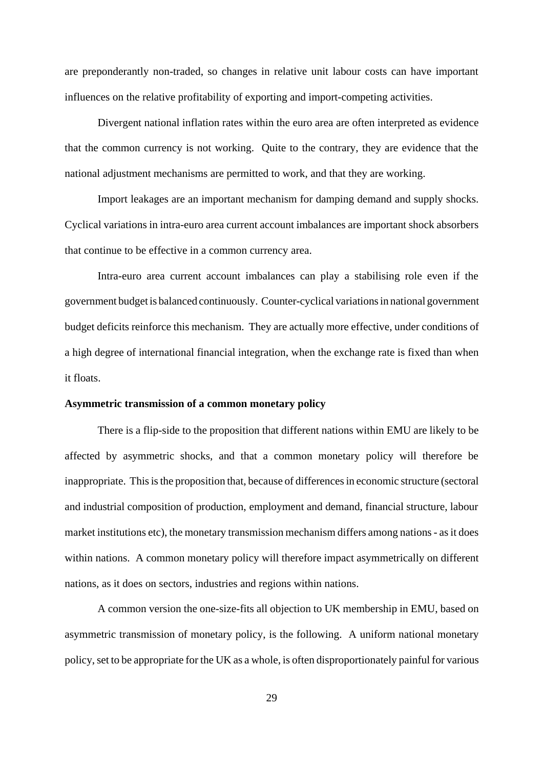are preponderantly non-traded, so changes in relative unit labour costs can have important influences on the relative profitability of exporting and import-competing activities.

Divergent national inflation rates within the euro area are often interpreted as evidence that the common currency is not working. Quite to the contrary, they are evidence that the national adjustment mechanisms are permitted to work, and that they are working.

Import leakages are an important mechanism for damping demand and supply shocks. Cyclical variations in intra-euro area current account imbalances are important shock absorbers that continue to be effective in a common currency area.

Intra-euro area current account imbalances can play a stabilising role even if the government budget is balanced continuously. Counter-cyclical variations in national government budget deficits reinforce this mechanism. They are actually more effective, under conditions of a high degree of international financial integration, when the exchange rate is fixed than when it floats.

**Asymmetric transmission of a common monetary policy**

There is a flip-side to the proposition that different nations within EMU are likely to be affected by asymmetric shocks, and that a common monetary policy will therefore be inappropriate. This is the proposition that, because of differences in economic structure (sectoral and industrial composition of production, employment and demand, financial structure, labour market institutions etc), the monetary transmission mechanism differs among nations - as it does within nations. A common monetary policy will therefore impact asymmetrically on different nations, as it does on sectors, industries and regions within nations.

A common version the one-size-fits all objection to UK membership in EMU, based on asymmetric transmission of monetary policy, is the following. A uniform national monetary policy, set to be appropriate for the UK as a whole, is often disproportionately painful for various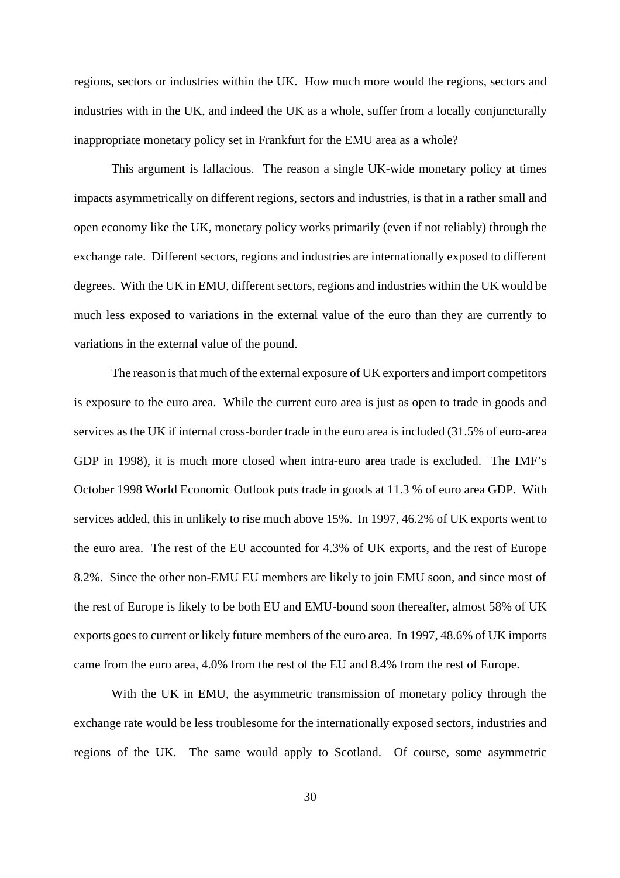regions, sectors or industries within the UK. How much more would the regions, sectors and industries with in the UK, and indeed the UK as a whole, suffer from a locally conjuncturally inappropriate monetary policy set in Frankfurt for the EMU area as a whole?

This argument is fallacious. The reason a single UK-wide monetary policy at times impacts asymmetrically on different regions, sectors and industries, is that in a rather small and open economy like the UK, monetary policy works primarily (even if not reliably) through the exchange rate. Different sectors, regions and industries are internationally exposed to different degrees. With the UK in EMU, different sectors, regions and industries within the UK would be much less exposed to variations in the external value of the euro than they are currently to variations in the external value of the pound.

The reason is that much of the external exposure of UK exporters and import competitors is exposure to the euro area. While the current euro area is just as open to trade in goods and services as the UK if internal cross-border trade in the euro area is included (31.5% of euro-area GDP in 1998), it is much more closed when intra-euro area trade is excluded. The IMF's October 1998 World Economic Outlook puts trade in goods at 11.3 % of euro area GDP. With services added, this in unlikely to rise much above 15%. In 1997, 46.2% of UK exports went to the euro area. The rest of the EU accounted for 4.3% of UK exports, and the rest of Europe 8.2%. Since the other non-EMU EU members are likely to join EMU soon, and since most of the rest of Europe is likely to be both EU and EMU-bound soon thereafter, almost 58% of UK exports goes to current or likely future members of the euro area. In 1997, 48.6% of UK imports came from the euro area, 4.0% from the rest of the EU and 8.4% from the rest of Europe.

With the UK in EMU, the asymmetric transmission of monetary policy through the exchange rate would be less troublesome for the internationally exposed sectors, industries and regions of the UK. The same would apply to Scotland. Of course, some asymmetric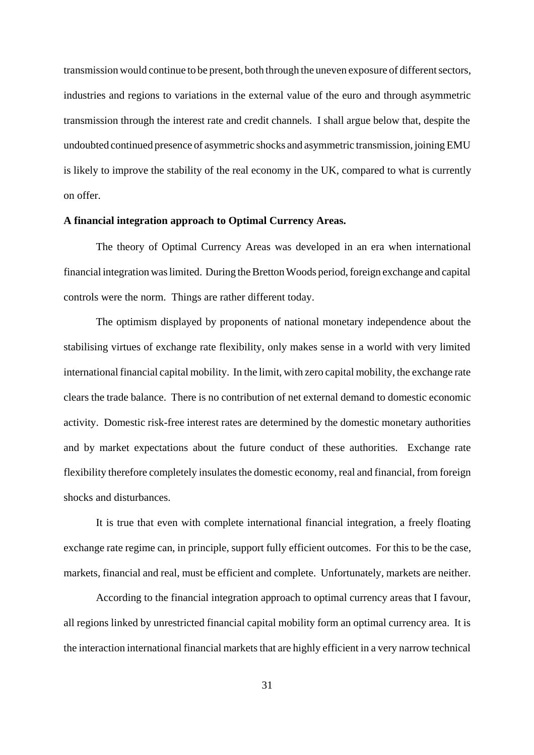transmission would continue to be present, both through the uneven exposure of different sectors, industries and regions to variations in the external value of the euro and through asymmetric transmission through the interest rate and credit channels. I shall argue below that, despite the undoubted continued presence of asymmetric shocks and asymmetric transmission, joining EMU is likely to improve the stability of the real economy in the UK, compared to what is currently on offer.

**A financial integration approach to Optimal Currency Areas.**

The theory of Optimal Currency Areas was developed in an era when international financial integration was limited. During the Bretton Woods period, foreign exchange and capital controls were the norm. Things are rather different today.

The optimism displayed by proponents of national monetary independence about the stabilising virtues of exchange rate flexibility, only makes sense in a world with very limited international financial capital mobility. In the limit, with zero capital mobility, the exchange rate clears the trade balance. There is no contribution of net external demand to domestic economic activity. Domestic risk-free interest rates are determined by the domestic monetary authorities and by market expectations about the future conduct of these authorities. Exchange rate flexibility therefore completely insulates the domestic economy, real and financial, from foreign shocks and disturbances.

It is true that even with complete international financial integration, a freely floating exchange rate regime can, in principle, support fully efficient outcomes. For this to be the case, markets, financial and real, must be efficient and complete. Unfortunately, markets are neither.

According to the financial integration approach to optimal currency areas that I favour, all regions linked by unrestricted financial capital mobility form an optimal currency area. It is the interaction international financial markets that are highly efficient in a very narrow technical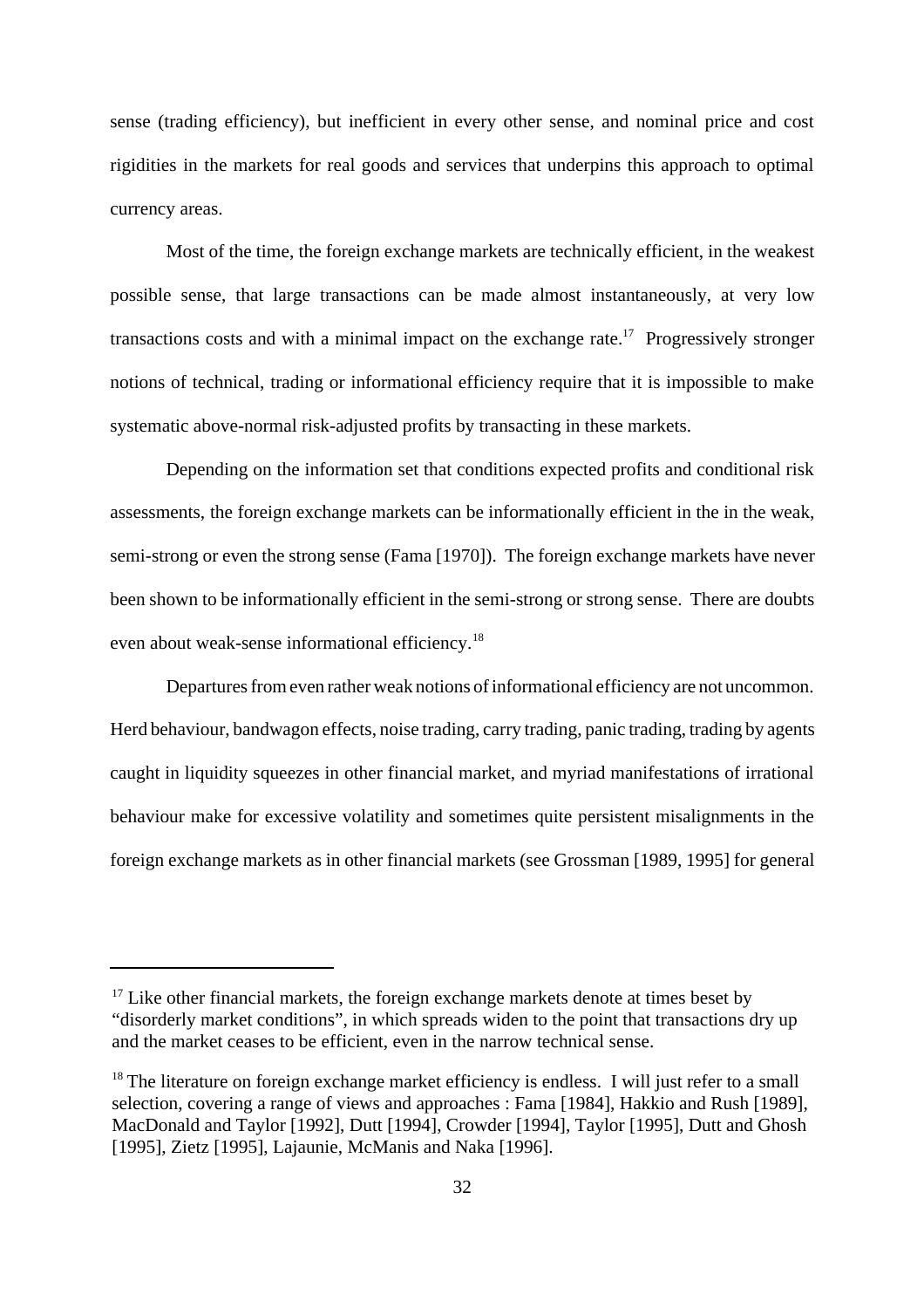sense (trading efficiency), but inefficient in every other sense, and nominal price and cost rigidities in the markets for real goods and services that underpins this approach to optimal currency areas.

Most of the time, the foreign exchange markets are technically efficient, in the weakest possible sense, that large transactions can be made almost instantaneously, at very low transactions costs and with a minimal impact on the exchange rate.[17] Progressively stronger notions of technical, trading or informational efficiency require that it is impossible to make systematic above-normal risk-adjusted profits by transacting in these markets.

Depending on the information set that conditions expected profits and conditional risk assessments, the foreign exchange markets can be informationally efficient in the in the weak, semi-strong or even the strong sense (Fama [1970]). The foreign exchange markets have never been shown to be informationally efficient in the semi-strong or strong sense. There are doubts even about weak-sense informational efficiency.[18]

Departures from even rather weak notions of informational efficiency are not uncommon. Herd behaviour, bandwagon effects, noise trading, carry trading, panic trading, trading by agents caught in liquidity squeezes in other financial market, and myriad manifestations of irrational behaviour make for excessive volatility and sometimes quite persistent misalignments in the foreign exchange markets as in other financial markets (see Grossman [1989, 1995] for general

---

[17] Like other financial markets, the foreign exchange markets denote at times beset by "disorderly market conditions", in which spreads widen to the point that transactions dry up and the market ceases to be efficient, even in the narrow technical sense.

[18] The literature on foreign exchange market efficiency is endless. I will just refer to a small selection, covering a range of views and approaches : Fama [1984], Hakkio and Rush [1989], MacDonald and Taylor [1992], Dutt [1994], Crowder [1994], Taylor [1995], Dutt and Ghosh [1995], Zietz [1995], Lajaunie, McManis and Naka [1996].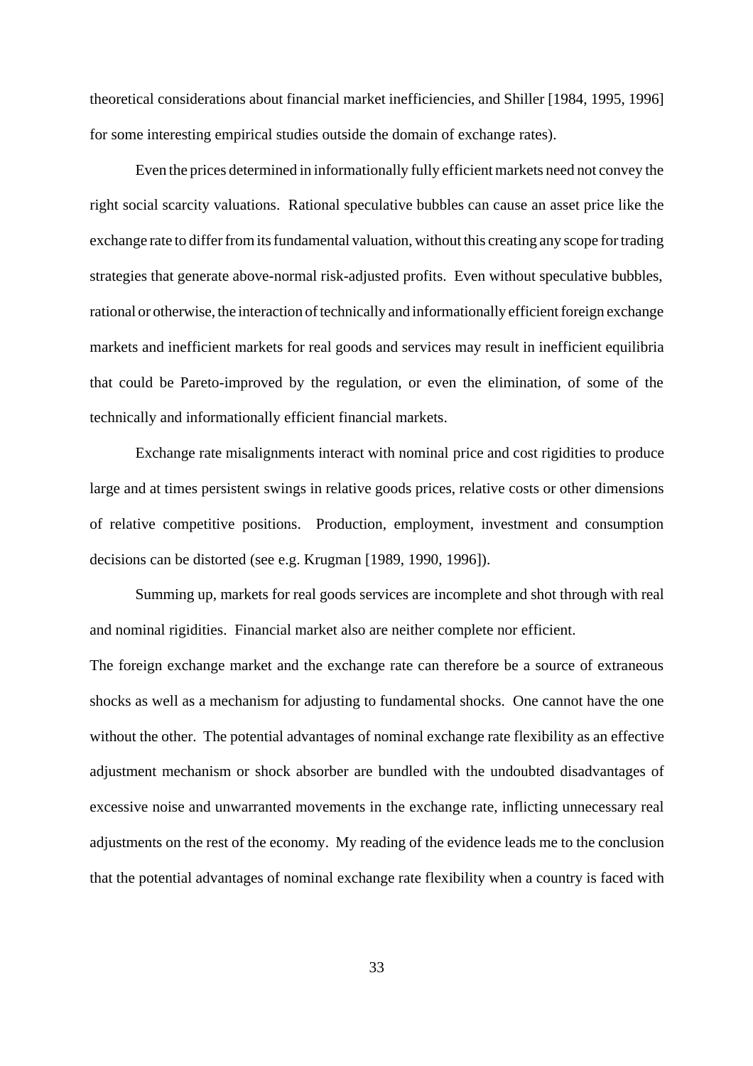theoretical considerations about financial market inefficiencies, and Shiller [1984, 1995, 1996] for some interesting empirical studies outside the domain of exchange rates).

Even the prices determined in informationally fully efficient markets need not convey the right social scarcity valuations. Rational speculative bubbles can cause an asset price like the exchange rate to differ from its fundamental valuation, without this creating any scope for trading strategies that generate above-normal risk-adjusted profits. Even without speculative bubbles, rational or otherwise, the interaction of technically and informationally efficient foreign exchange markets and inefficient markets for real goods and services may result in inefficient equilibria that could be Pareto-improved by the regulation, or even the elimination, of some of the technically and informationally efficient financial markets.

Exchange rate misalignments interact with nominal price and cost rigidities to produce large and at times persistent swings in relative goods prices, relative costs or other dimensions of relative competitive positions. Production, employment, investment and consumption decisions can be distorted (see e.g. Krugman [1989, 1990, 1996]).

Summing up, markets for real goods services are incomplete and shot through with real and nominal rigidities. Financial market also are neither complete nor efficient.
The foreign exchange market and the exchange rate can therefore be a source of extraneous shocks as well as a mechanism for adjusting to fundamental shocks. One cannot have the one without the other. The potential advantages of nominal exchange rate flexibility as an effective adjustment mechanism or shock absorber are bundled with the undoubted disadvantages of excessive noise and unwarranted movements in the exchange rate, inflicting unnecessary real adjustments on the rest of the economy. My reading of the evidence leads me to the conclusion that the potential advantages of nominal exchange rate flexibility when a country is faced with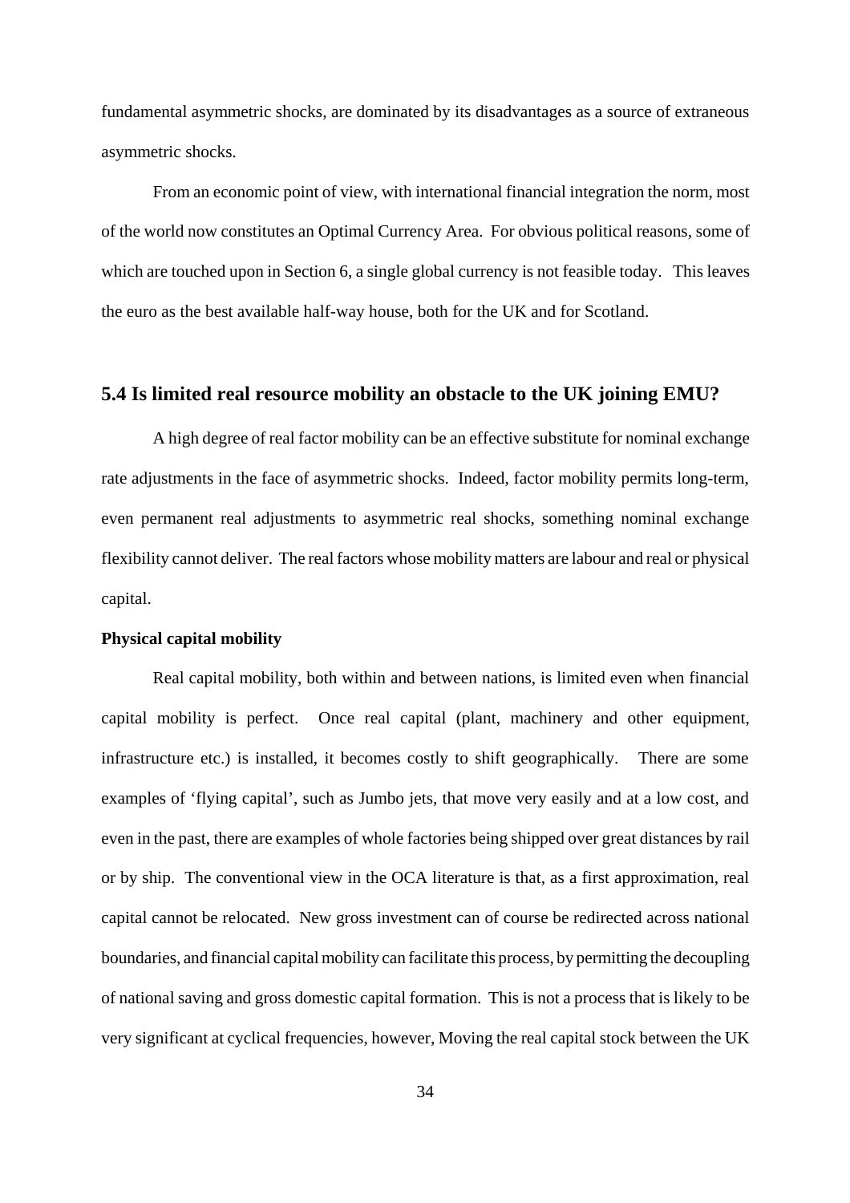fundamental asymmetric shocks, are dominated by its disadvantages as a source of extraneous asymmetric shocks.

From an economic point of view, with international financial integration the norm, most of the world now constitutes an Optimal Currency Area. For obvious political reasons, some of which are touched upon in Section 6, a single global currency is not feasible today. This leaves the euro as the best available half-way house, both for the UK and for Scotland.

## 5.4 Is limited real resource mobility an obstacle to the UK joining EMU?

A high degree of real factor mobility can be an effective substitute for nominal exchange rate adjustments in the face of asymmetric shocks. Indeed, factor mobility permits long-term, even permanent real adjustments to asymmetric real shocks, something nominal exchange flexibility cannot deliver. The real factors whose mobility matters are labour and real or physical capital.

**Physical capital mobility**

Real capital mobility, both within and between nations, is limited even when financial capital mobility is perfect. Once real capital (plant, machinery and other equipment, infrastructure etc.) is installed, it becomes costly to shift geographically. There are some examples of 'flying capital', such as Jumbo jets, that move very easily and at a low cost, and even in the past, there are examples of whole factories being shipped over great distances by rail or by ship. The conventional view in the OCA literature is that, as a first approximation, real capital cannot be relocated. New gross investment can of course be redirected across national boundaries, and financial capital mobility can facilitate this process, by permitting the decoupling of national saving and gross domestic capital formation. This is not a process that is likely to be very significant at cyclical frequencies, however, Moving the real capital stock between the UK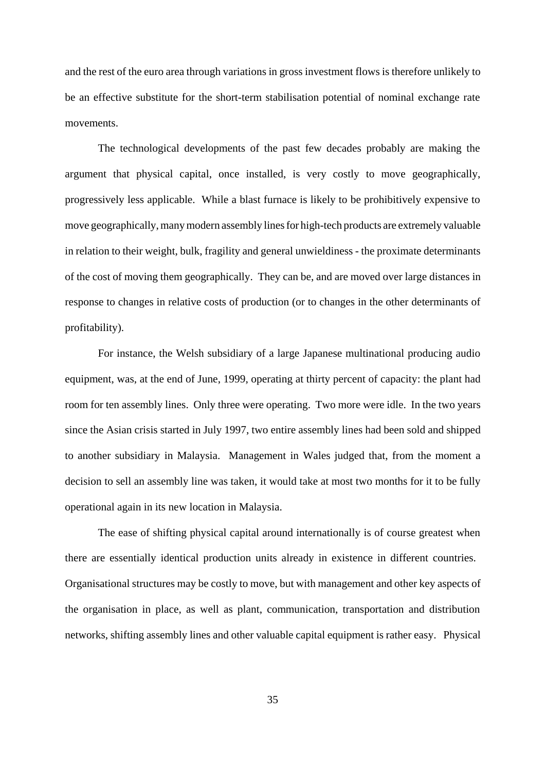and the rest of the euro area through variations in gross investment flows is therefore unlikely to be an effective substitute for the short-term stabilisation potential of nominal exchange rate movements.

The technological developments of the past few decades probably are making the argument that physical capital, once installed, is very costly to move geographically, progressively less applicable. While a blast furnace is likely to be prohibitively expensive to move geographically, many modern assembly lines for high-tech products are extremely valuable in relation to their weight, bulk, fragility and general unwieldiness - the proximate determinants of the cost of moving them geographically. They can be, and are moved over large distances in response to changes in relative costs of production (or to changes in the other determinants of profitability).

For instance, the Welsh subsidiary of a large Japanese multinational producing audio equipment, was, at the end of June, 1999, operating at thirty percent of capacity: the plant had room for ten assembly lines. Only three were operating. Two more were idle. In the two years since the Asian crisis started in July 1997, two entire assembly lines had been sold and shipped to another subsidiary in Malaysia. Management in Wales judged that, from the moment a decision to sell an assembly line was taken, it would take at most two months for it to be fully operational again in its new location in Malaysia.

The ease of shifting physical capital around internationally is of course greatest when there are essentially identical production units already in existence in different countries. Organisational structures may be costly to move, but with management and other key aspects of the organisation in place, as well as plant, communication, transportation and distribution networks, shifting assembly lines and other valuable capital equipment is rather easy. Physical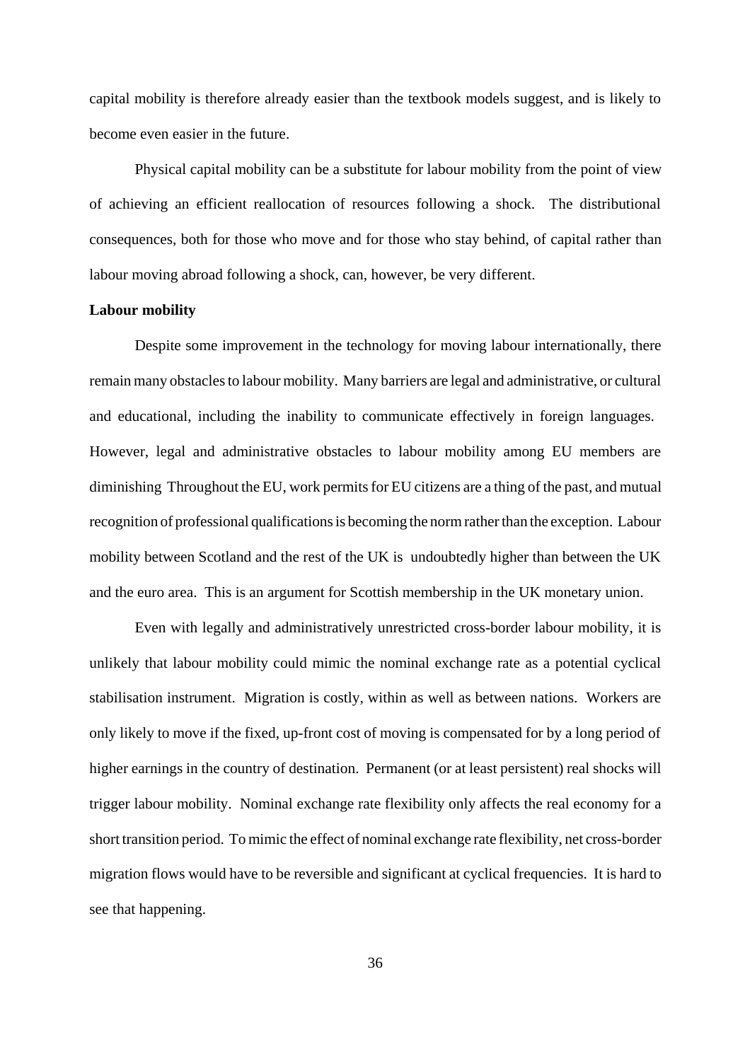capital mobility is therefore already easier than the textbook models suggest, and is likely to become even easier in the future.

Physical capital mobility can be a substitute for labour mobility from the point of view of achieving an efficient reallocation of resources following a shock. The distributional consequences, both for those who move and for those who stay behind, of capital rather than labour moving abroad following a shock, can, however, be very different.

**Labour mobility**

Despite some improvement in the technology for moving labour internationally, there remain many obstacles to labour mobility. Many barriers are legal and administrative, or cultural and educational, including the inability to communicate effectively in foreign languages. However, legal and administrative obstacles to labour mobility among EU members are diminishing Throughout the EU, work permits for EU citizens are a thing of the past, and mutual recognition of professional qualifications is becoming the norm rather than the exception. Labour mobility between Scotland and the rest of the UK is undoubtedly higher than between the UK and the euro area. This is an argument for Scottish membership in the UK monetary union.

Even with legally and administratively unrestricted cross-border labour mobility, it is unlikely that labour mobility could mimic the nominal exchange rate as a potential cyclical stabilisation instrument. Migration is costly, within as well as between nations. Workers are only likely to move if the fixed, up-front cost of moving is compensated for by a long period of higher earnings in the country of destination. Permanent (or at least persistent) real shocks will trigger labour mobility. Nominal exchange rate flexibility only affects the real economy for a short transition period. To mimic the effect of nominal exchange rate flexibility, net cross-border migration flows would have to be reversible and significant at cyclical frequencies. It is hard to see that happening.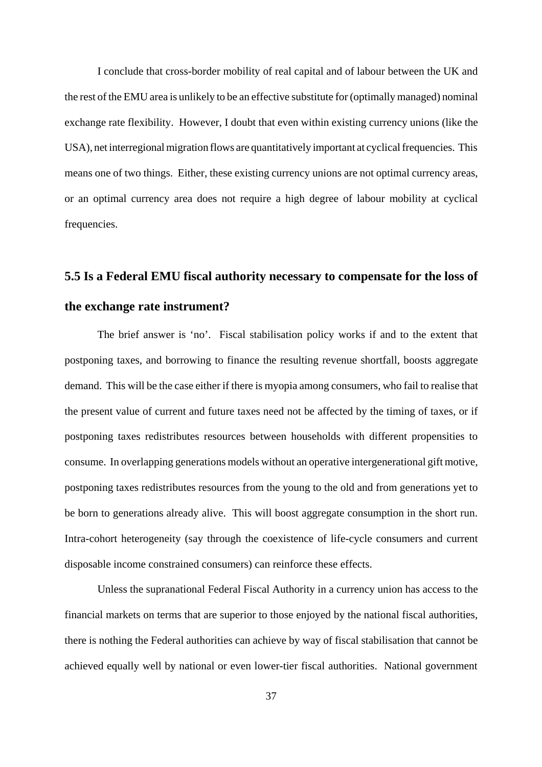I conclude that cross-border mobility of real capital and of labour between the UK and the rest of the EMU area is unlikely to be an effective substitute for (optimally managed) nominal exchange rate flexibility. However, I doubt that even within existing currency unions (like the USA), net interregional migration flows are quantitatively important at cyclical frequencies. This means one of two things. Either, these existing currency unions are not optimal currency areas, or an optimal currency area does not require a high degree of labour mobility at cyclical frequencies.

### 5.5 Is a Federal EMU fiscal authority necessary to compensate for the loss of the exchange rate instrument?

The brief answer is 'no'. Fiscal stabilisation policy works if and to the extent that postponing taxes, and borrowing to finance the resulting revenue shortfall, boosts aggregate demand. This will be the case either if there is myopia among consumers, who fail to realise that the present value of current and future taxes need not be affected by the timing of taxes, or if postponing taxes redistributes resources between households with different propensities to consume. In overlapping generations models without an operative intergenerational gift motive, postponing taxes redistributes resources from the young to the old and from generations yet to be born to generations already alive. This will boost aggregate consumption in the short run. Intra-cohort heterogeneity (say through the coexistence of life-cycle consumers and current disposable income constrained consumers) can reinforce these effects.

Unless the supranational Federal Fiscal Authority in a currency union has access to the financial markets on terms that are superior to those enjoyed by the national fiscal authorities, there is nothing the Federal authorities can achieve by way of fiscal stabilisation that cannot be achieved equally well by national or even lower-tier fiscal authorities. National government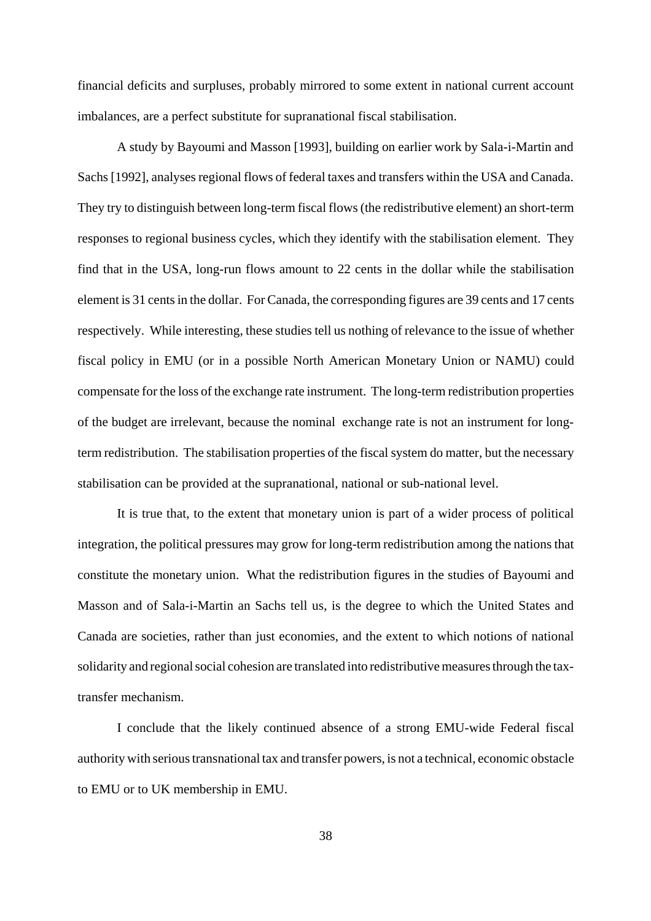financial deficits and surpluses, probably mirrored to some extent in national current account imbalances, are a perfect substitute for supranational fiscal stabilisation.

A study by Bayoumi and Masson [1993], building on earlier work by Sala-i-Martin and Sachs [1992], analyses regional flows of federal taxes and transfers within the USA and Canada. They try to distinguish between long-term fiscal flows (the redistributive element) an short-term responses to regional business cycles, which they identify with the stabilisation element. They find that in the USA, long-run flows amount to 22 cents in the dollar while the stabilisation element is 31 cents in the dollar. For Canada, the corresponding figures are 39 cents and 17 cents respectively. While interesting, these studies tell us nothing of relevance to the issue of whether fiscal policy in EMU (or in a possible North American Monetary Union or NAMU) could compensate for the loss of the exchange rate instrument. The long-term redistribution properties of the budget are irrelevant, because the nominal exchange rate is not an instrument for long-term redistribution. The stabilisation properties of the fiscal system do matter, but the necessary stabilisation can be provided at the supranational, national or sub-national level.

It is true that, to the extent that monetary union is part of a wider process of political integration, the political pressures may grow for long-term redistribution among the nations that constitute the monetary union. What the redistribution figures in the studies of Bayoumi and Masson and of Sala-i-Martin an Sachs tell us, is the degree to which the United States and Canada are societies, rather than just economies, and the extent to which notions of national solidarity and regional social cohesion are translated into redistributive measures through the tax-transfer mechanism.

I conclude that the likely continued absence of a strong EMU-wide Federal fiscal authority with serious transnational tax and transfer powers, is not a technical, economic obstacle to EMU or to UK membership in EMU.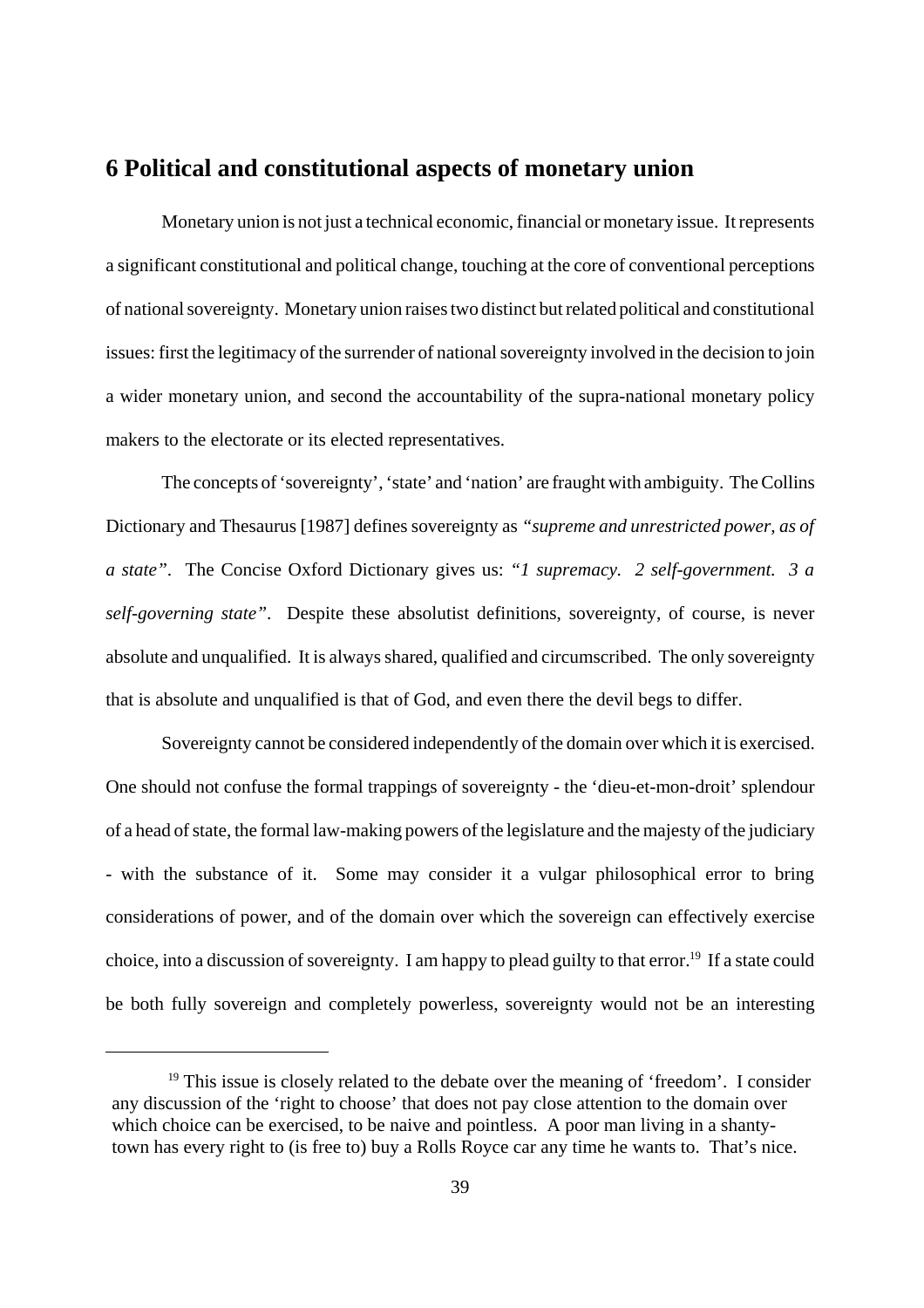## 6 Political and constitutional aspects of monetary union

Monetary union is not just a technical economic, financial or monetary issue. It represents a significant constitutional and political change, touching at the core of conventional perceptions of national sovereignty. Monetary union raises two distinct but related political and constitutional issues: first the legitimacy of the surrender of national sovereignty involved in the decision to join a wider monetary union, and second the accountability of the supra-national monetary policy makers to the electorate or its elected representatives.

The concepts of 'sovereignty', 'state' and 'nation' are fraught with ambiguity. The Collins Dictionary and Thesaurus [1987] defines sovereignty as *"supreme and unrestricted power, as of a state"*. The Concise Oxford Dictionary gives us: "*1 supremacy. 2 self-government. 3 a self-governing state"*. Despite these absolutist definitions, sovereignty, of course, is never absolute and unqualified. It is always shared, qualified and circumscribed. The only sovereignty that is absolute and unqualified is that of God, and even there the devil begs to differ.

Sovereignty cannot be considered independently of the domain over which it is exercised. One should not confuse the formal trappings of sovereignty - the 'dieu-et-mon-droit' splendour of a head of state, the formal law-making powers of the legislature and the majesty of the judiciary - with the substance of it. Some may consider it a vulgar philosophical error to bring considerations of power, and of the domain over which the sovereign can effectively exercise choice, into a discussion of sovereignty. I am happy to plead guilty to that error.[19] If a state could be both fully sovereign and completely powerless, sovereignty would not be an interesting

[19] This issue is closely related to the debate over the meaning of 'freedom'. I consider any discussion of the 'right to choose' that does not pay close attention to the domain over which choice can be exercised, to be naive and pointless. A poor man living in a shanty-town has every right to (is free to) buy a Rolls Royce car any time he wants to. That's nice.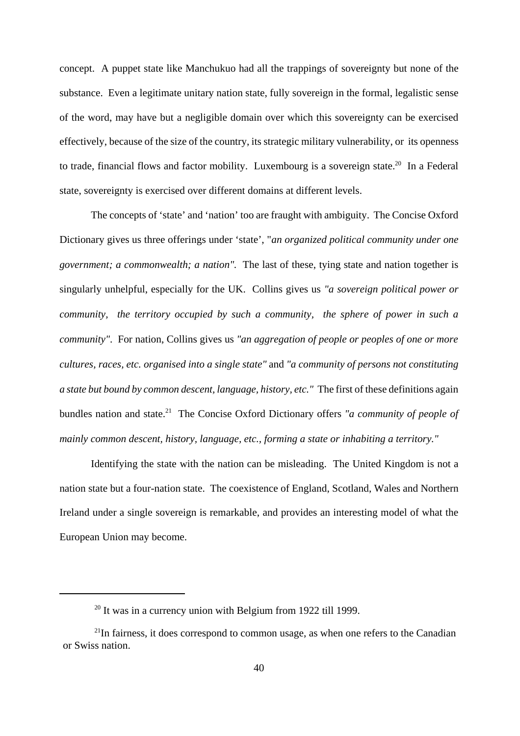concept. A puppet state like Manchukuo had all the trappings of sovereignty but none of the substance. Even a legitimate unitary nation state, fully sovereign in the formal, legalistic sense of the word, may have but a negligible domain over which this sovereignty can be exercised effectively, because of the size of the country, its strategic military vulnerability, or its openness to trade, financial flows and factor mobility. Luxembourg is a sovereign state.[20] In a Federal state, sovereignty is exercised over different domains at different levels.

The concepts of 'state' and 'nation' too are fraught with ambiguity. The Concise Oxford Dictionary gives us three offerings under 'state', "*an organized political community under one government; a commonwealth; a nation".* The last of these, tying state and nation together is singularly unhelpful, especially for the UK. Collins gives us *"a sovereign political power or community, the territory occupied by such a community, the sphere of power in such a community"*. For nation, Collins gives us *"an aggregation of people or peoples of one or more cultures, races, etc. organised into a single state"* and *"a community of persons not constituting a state but bound by common descent, language, history, etc."* The first of these definitions again bundles nation and state.[21] The Concise Oxford Dictionary offers *"a community of people of mainly common descent, history, language, etc., forming a state or inhabiting a territory."*

Identifying the state with the nation can be misleading. The United Kingdom is not a nation state but a four-nation state. The coexistence of England, Scotland, Wales and Northern Ireland under a single sovereign is remarkable, and provides an interesting model of what the European Union may become.

---

[20] It was in a currency union with Belgium from 1922 till 1999.

[21] In fairness, it does correspond to common usage, as when one refers to the Canadian or Swiss nation.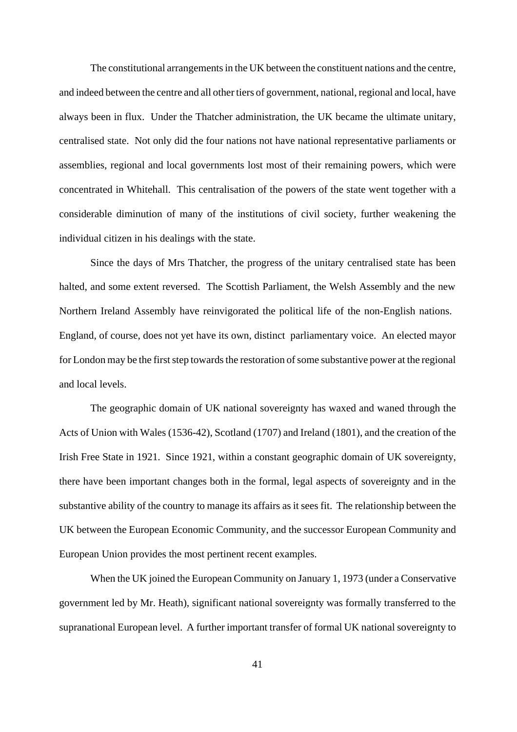The constitutional arrangements in the UK between the constituent nations and the centre, and indeed between the centre and all other tiers of government, national, regional and local, have always been in flux. Under the Thatcher administration, the UK became the ultimate unitary, centralised state. Not only did the four nations not have national representative parliaments or assemblies, regional and local governments lost most of their remaining powers, which were concentrated in Whitehall. This centralisation of the powers of the state went together with a considerable diminution of many of the institutions of civil society, further weakening the individual citizen in his dealings with the state.

Since the days of Mrs Thatcher, the progress of the unitary centralised state has been halted, and some extent reversed. The Scottish Parliament, the Welsh Assembly and the new Northern Ireland Assembly have reinvigorated the political life of the non-English nations. England, of course, does not yet have its own, distinct parliamentary voice. An elected mayor for London may be the first step towards the restoration of some substantive power at the regional and local levels.

The geographic domain of UK national sovereignty has waxed and waned through the Acts of Union with Wales (1536-42), Scotland (1707) and Ireland (1801), and the creation of the Irish Free State in 1921. Since 1921, within a constant geographic domain of UK sovereignty, there have been important changes both in the formal, legal aspects of sovereignty and in the substantive ability of the country to manage its affairs as it sees fit. The relationship between the UK between the European Economic Community, and the successor European Community and European Union provides the most pertinent recent examples.

When the UK joined the European Community on January 1, 1973 (under a Conservative government led by Mr. Heath), significant national sovereignty was formally transferred to the supranational European level. A further important transfer of formal UK national sovereignty to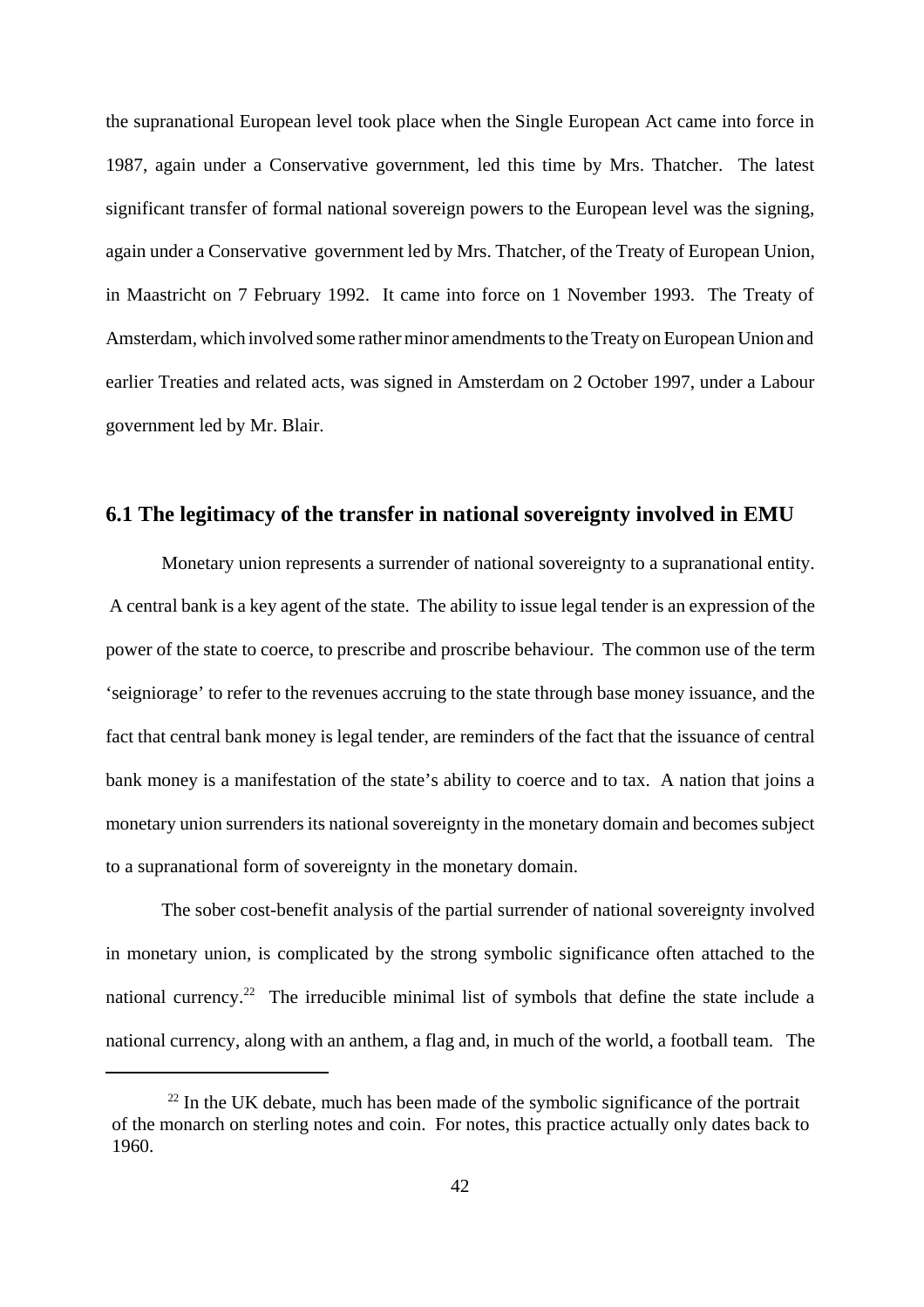the supranational European level took place when the Single European Act came into force in 1987, again under a Conservative government, led this time by Mrs. Thatcher. The latest significant transfer of formal national sovereign powers to the European level was the signing, again under a Conservative government led by Mrs. Thatcher, of the Treaty of European Union, in Maastricht on 7 February 1992. It came into force on 1 November 1993. The Treaty of Amsterdam, which involved some rather minor amendments to the Treaty on European Union and earlier Treaties and related acts, was signed in Amsterdam on 2 October 1997, under a Labour government led by Mr. Blair.

## 6.1 The legitimacy of the transfer in national sovereignty involved in EMU

Monetary union represents a surrender of national sovereignty to a supranational entity. A central bank is a key agent of the state. The ability to issue legal tender is an expression of the power of the state to coerce, to prescribe and proscribe behaviour. The common use of the term 'seigniorage' to refer to the revenues accruing to the state through base money issuance, and the fact that central bank money is legal tender, are reminders of the fact that the issuance of central bank money is a manifestation of the state's ability to coerce and to tax. A nation that joins a monetary union surrenders its national sovereignty in the monetary domain and becomes subject to a supranational form of sovereignty in the monetary domain.

The sober cost-benefit analysis of the partial surrender of national sovereignty involved in monetary union, is complicated by the strong symbolic significance often attached to the national currency.[22] The irreducible minimal list of symbols that define the state include a national currency, along with an anthem, a flag and, in much of the world, a football team. The

[22] In the UK debate, much has been made of the symbolic significance of the portrait of the monarch on sterling notes and coin. For notes, this practice actually only dates back to 1960.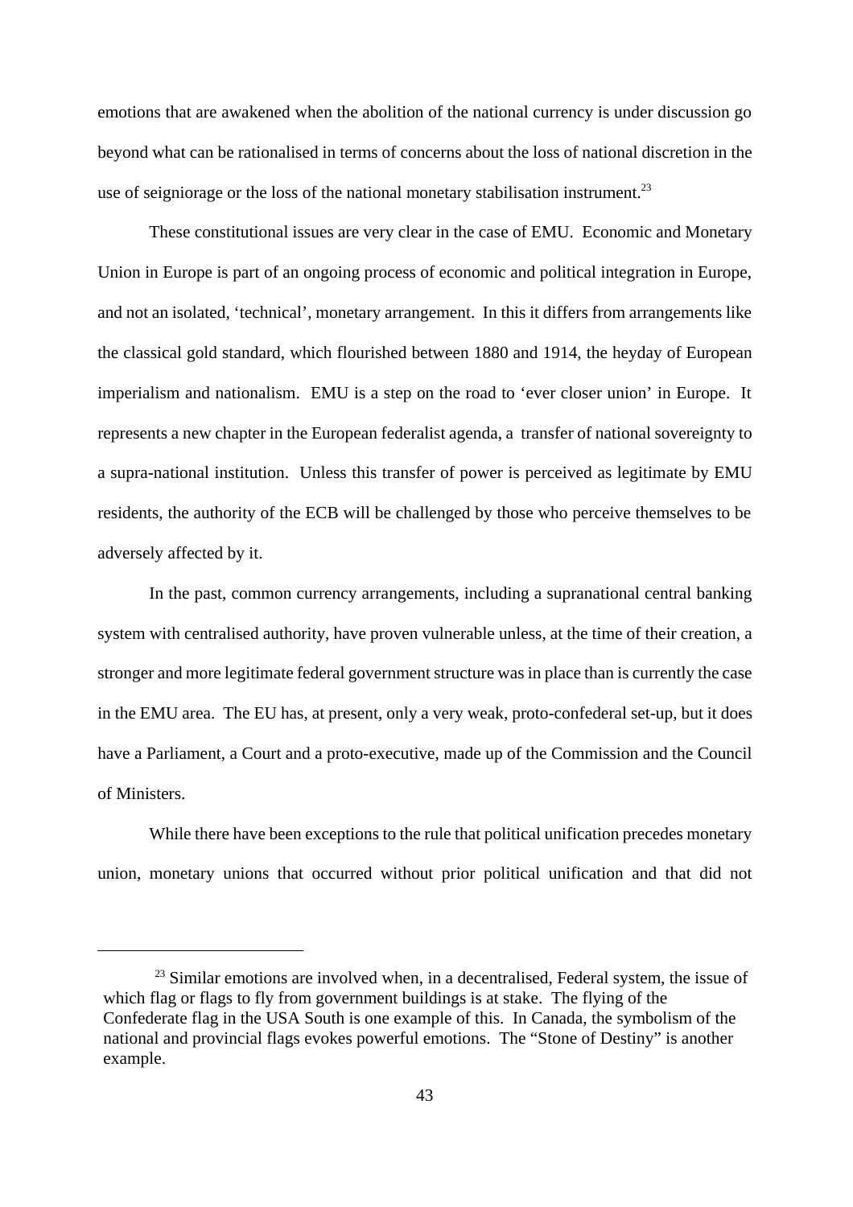emotions that are awakened when the abolition of the national currency is under discussion go beyond what can be rationalised in terms of concerns about the loss of national discretion in the use of seigniorage or the loss of the national monetary stabilisation instrument.[23]

These constitutional issues are very clear in the case of EMU. Economic and Monetary Union in Europe is part of an ongoing process of economic and political integration in Europe, and not an isolated, 'technical', monetary arrangement. In this it differs from arrangements like the classical gold standard, which flourished between 1880 and 1914, the heyday of European imperialism and nationalism. EMU is a step on the road to 'ever closer union' in Europe. It represents a new chapter in the European federalist agenda, a transfer of national sovereignty to a supra-national institution. Unless this transfer of power is perceived as legitimate by EMU residents, the authority of the ECB will be challenged by those who perceive themselves to be adversely affected by it.

In the past, common currency arrangements, including a supranational central banking system with centralised authority, have proven vulnerable unless, at the time of their creation, a stronger and more legitimate federal government structure was in place than is currently the case in the EMU area. The EU has, at present, only a very weak, proto-confederal set-up, but it does have a Parliament, a Court and a proto-executive, made up of the Commission and the Council of Ministers.

While there have been exceptions to the rule that political unification precedes monetary union, monetary unions that occurred without prior political unification and that did not

---

[23] Similar emotions are involved when, in a decentralised, Federal system, the issue of which flag or flags to fly from government buildings is at stake. The flying of the Confederate flag in the USA South is one example of this. In Canada, the symbolism of the national and provincial flags evokes powerful emotions. The "Stone of Destiny" is another example.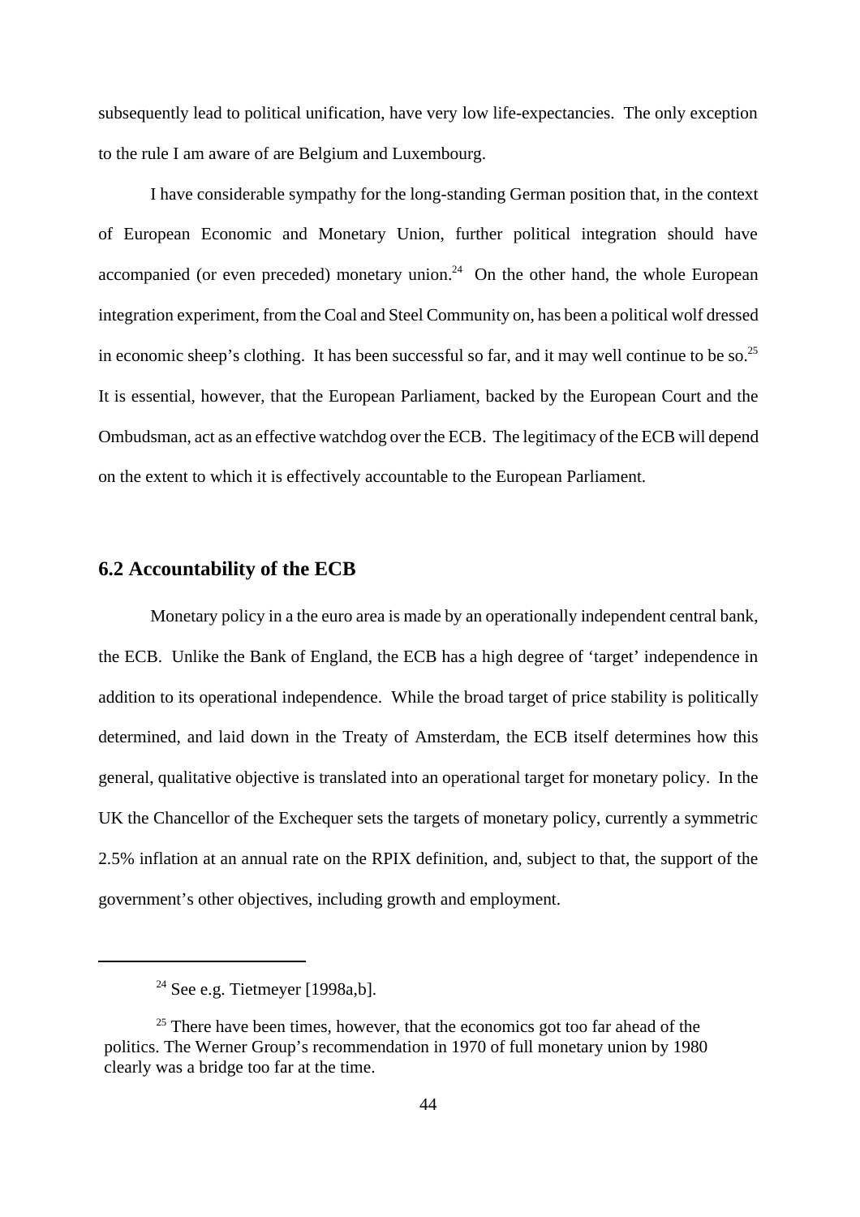subsequently lead to political unification, have very low life-expectancies. The only exception to the rule I am aware of are Belgium and Luxembourg.

I have considerable sympathy for the long-standing German position that, in the context of European Economic and Monetary Union, further political integration should have accompanied (or even preceded) monetary union.[24] On the other hand, the whole European integration experiment, from the Coal and Steel Community on, has been a political wolf dressed in economic sheep's clothing. It has been successful so far, and it may well continue to be so.[25] It is essential, however, that the European Parliament, backed by the European Court and the Ombudsman, act as an effective watchdog over the ECB. The legitimacy of the ECB will depend on the extent to which it is effectively accountable to the European Parliament.

## 6.2 Accountability of the ECB

Monetary policy in a the euro area is made by an operationally independent central bank, the ECB. Unlike the Bank of England, the ECB has a high degree of 'target' independence in addition to its operational independence. While the broad target of price stability is politically determined, and laid down in the Treaty of Amsterdam, the ECB itself determines how this general, qualitative objective is translated into an operational target for monetary policy. In the UK the Chancellor of the Exchequer sets the targets of monetary policy, currently a symmetric 2.5% inflation at an annual rate on the RPIX definition, and, subject to that, the support of the government's other objectives, including growth and employment.

---

[24] See e.g. Tietmeyer [1998a,b].

[25] There have been times, however, that the economics got too far ahead of the politics. The Werner Group's recommendation in 1970 of full monetary union by 1980 clearly was a bridge too far at the time.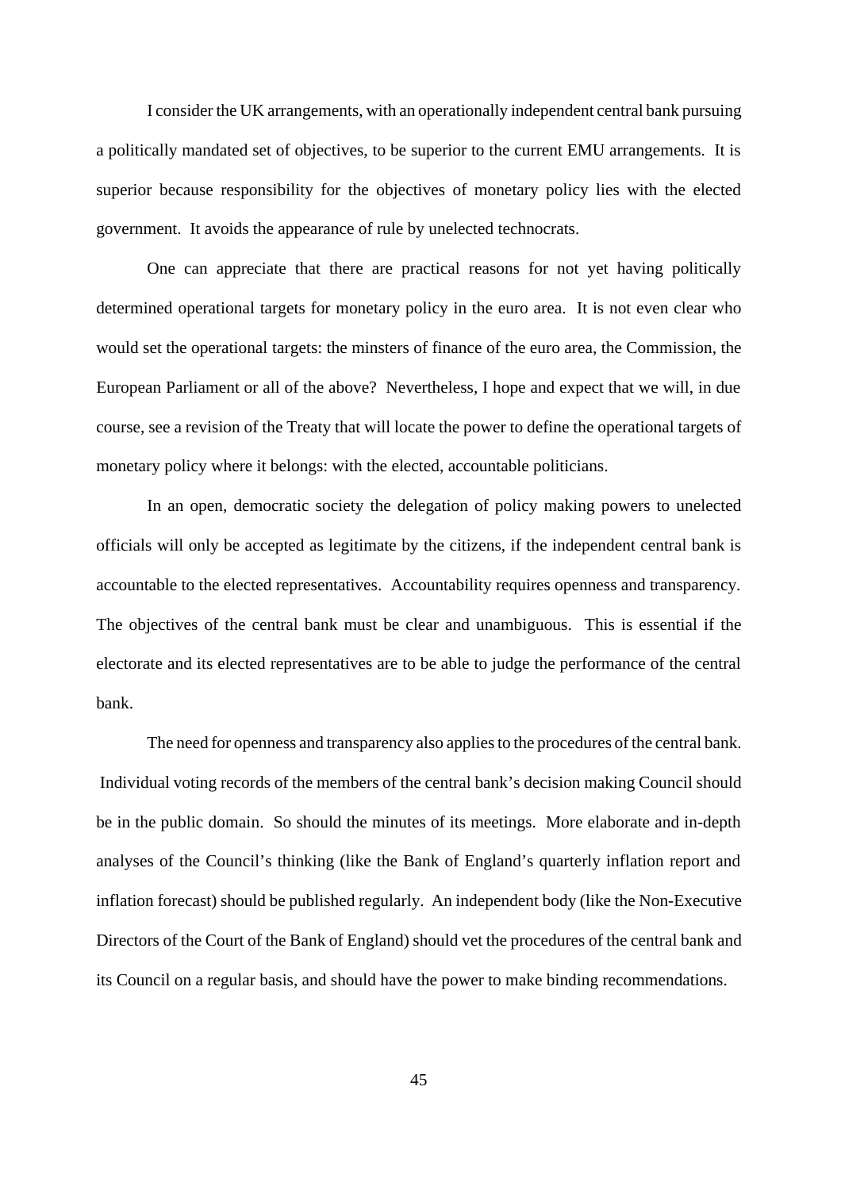I consider the UK arrangements, with an operationally independent central bank pursuing a politically mandated set of objectives, to be superior to the current EMU arrangements. It is superior because responsibility for the objectives of monetary policy lies with the elected government. It avoids the appearance of rule by unelected technocrats.

One can appreciate that there are practical reasons for not yet having politically determined operational targets for monetary policy in the euro area. It is not even clear who would set the operational targets: the minsters of finance of the euro area, the Commission, the European Parliament or all of the above? Nevertheless, I hope and expect that we will, in due course, see a revision of the Treaty that will locate the power to define the operational targets of monetary policy where it belongs: with the elected, accountable politicians.

In an open, democratic society the delegation of policy making powers to unelected officials will only be accepted as legitimate by the citizens, if the independent central bank is accountable to the elected representatives. Accountability requires openness and transparency. The objectives of the central bank must be clear and unambiguous. This is essential if the electorate and its elected representatives are to be able to judge the performance of the central bank.

The need for openness and transparency also applies to the procedures of the central bank. Individual voting records of the members of the central bank's decision making Council should be in the public domain. So should the minutes of its meetings. More elaborate and in-depth analyses of the Council's thinking (like the Bank of England's quarterly inflation report and inflation forecast) should be published regularly. An independent body (like the Non-Executive Directors of the Court of the Bank of England) should vet the procedures of the central bank and its Council on a regular basis, and should have the power to make binding recommendations.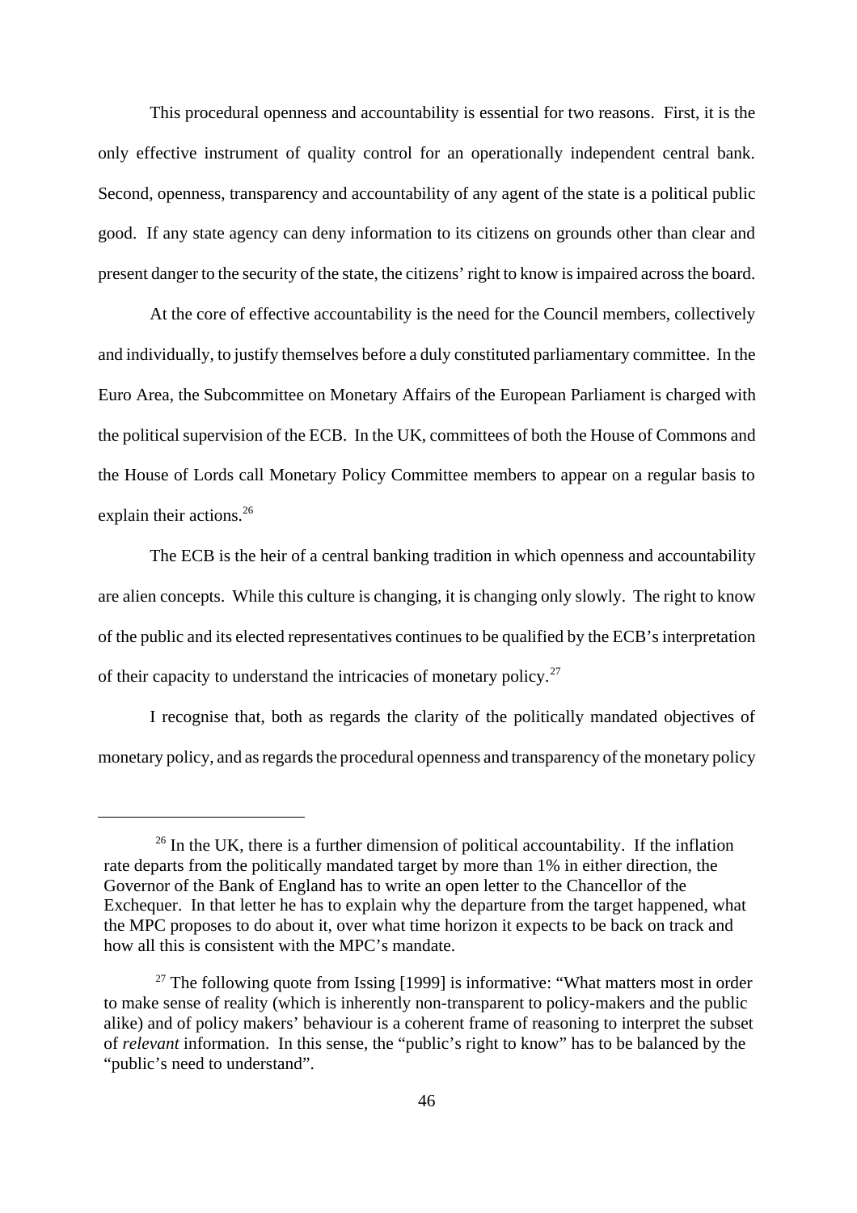This procedural openness and accountability is essential for two reasons. First, it is the only effective instrument of quality control for an operationally independent central bank. Second, openness, transparency and accountability of any agent of the state is a political public good. If any state agency can deny information to its citizens on grounds other than clear and present danger to the security of the state, the citizens' right to know is impaired across the board.

At the core of effective accountability is the need for the Council members, collectively and individually, to justify themselves before a duly constituted parliamentary committee. In the Euro Area, the Subcommittee on Monetary Affairs of the European Parliament is charged with the political supervision of the ECB. In the UK, committees of both the House of Commons and the House of Lords call Monetary Policy Committee members to appear on a regular basis to explain their actions.[26]

The ECB is the heir of a central banking tradition in which openness and accountability are alien concepts. While this culture is changing, it is changing only slowly. The right to know of the public and its elected representatives continues to be qualified by the ECB's interpretation of their capacity to understand the intricacies of monetary policy.[27]

I recognise that, both as regards the clarity of the politically mandated objectives of monetary policy, and as regards the procedural openness and transparency of the monetary policy

---

[26] In the UK, there is a further dimension of political accountability. If the inflation rate departs from the politically mandated target by more than 1% in either direction, the Governor of the Bank of England has to write an open letter to the Chancellor of the Exchequer. In that letter he has to explain why the departure from the target happened, what the MPC proposes to do about it, over what time horizon it expects to be back on track and how all this is consistent with the MPC's mandate.

[27] The following quote from Issing [1999] is informative: "What matters most in order to make sense of reality (which is inherently non-transparent to policy-makers and the public alike) and of policy makers' behaviour is a coherent frame of reasoning to interpret the subset of *relevant* information. In this sense, the "public's right to know" has to be balanced by the "public's need to understand".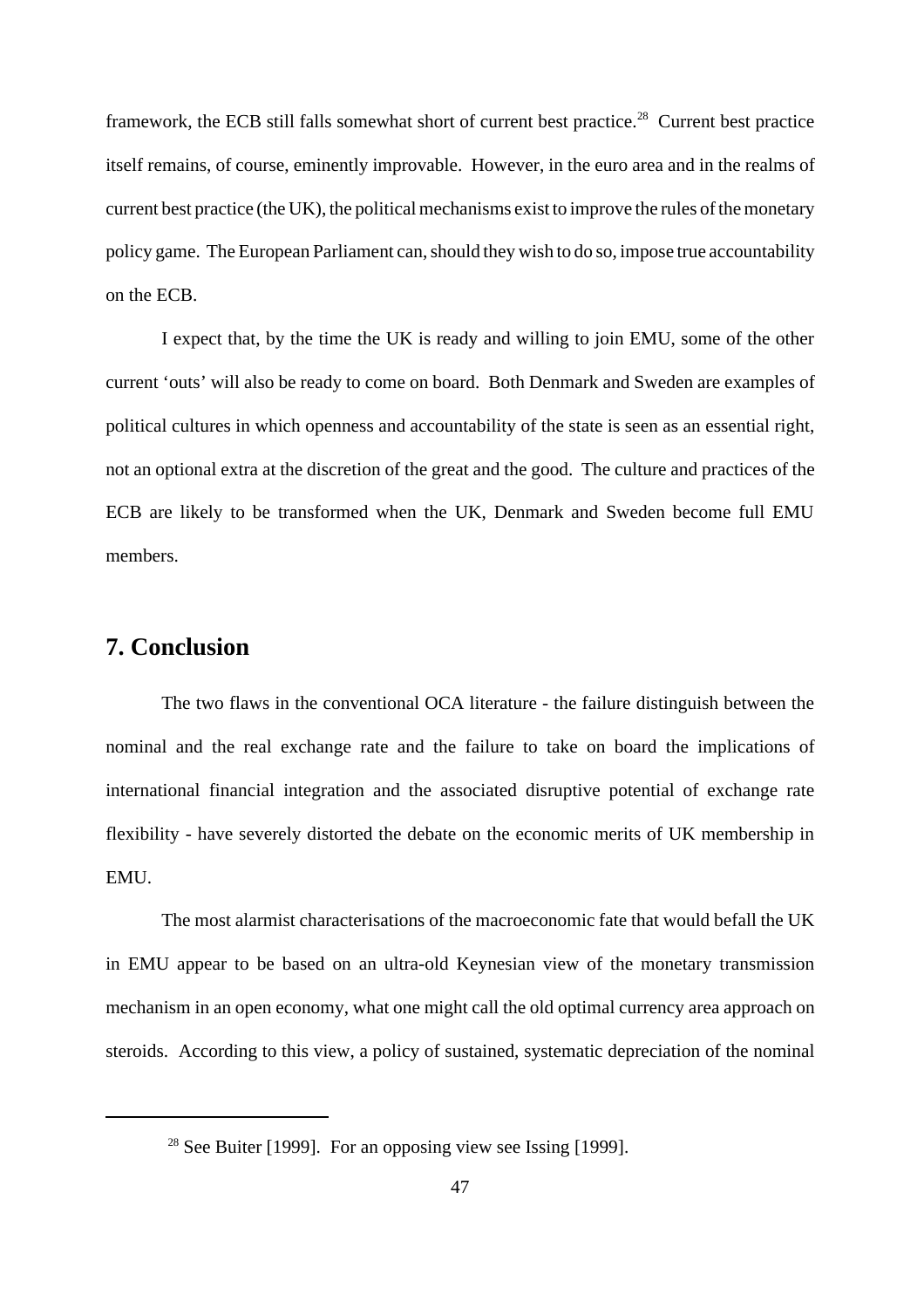framework, the ECB still falls somewhat short of current best practice.[28] Current best practice itself remains, of course, eminently improvable. However, in the euro area and in the realms of current best practice (the UK), the political mechanisms exist to improve the rules of the monetary policy game. The European Parliament can, should they wish to do so, impose true accountability on the ECB.

I expect that, by the time the UK is ready and willing to join EMU, some of the other current 'outs' will also be ready to come on board. Both Denmark and Sweden are examples of political cultures in which openness and accountability of the state is seen as an essential right, not an optional extra at the discretion of the great and the good. The culture and practices of the ECB are likely to be transformed when the UK, Denmark and Sweden become full EMU members.

## 7. Conclusion

The two flaws in the conventional OCA literature - the failure distinguish between the nominal and the real exchange rate and the failure to take on board the implications of international financial integration and the associated disruptive potential of exchange rate flexibility - have severely distorted the debate on the economic merits of UK membership in EMU.

The most alarmist characterisations of the macroeconomic fate that would befall the UK in EMU appear to be based on an ultra-old Keynesian view of the monetary transmission mechanism in an open economy, what one might call the old optimal currency area approach on steroids. According to this view, a policy of sustained, systematic depreciation of the nominal

[28] See Buiter [1999]. For an opposing view see Issing [1999].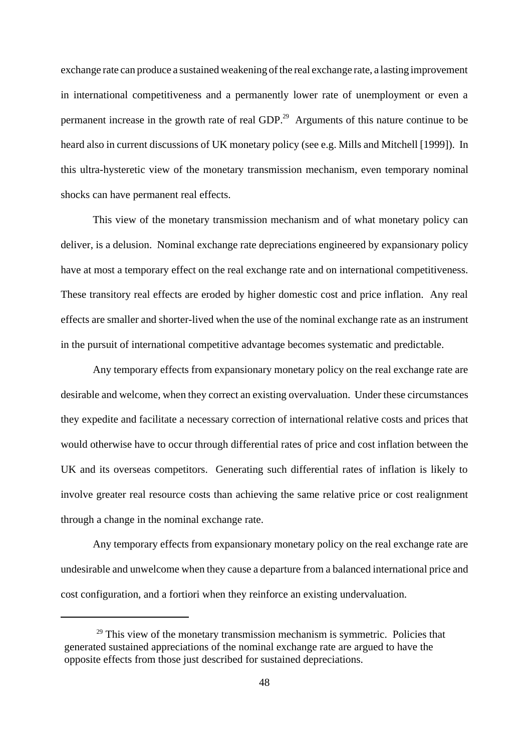exchange rate can produce a sustained weakening of the real exchange rate, a lasting improvement in international competitiveness and a permanently lower rate of unemployment or even a permanent increase in the growth rate of real GDP.[29] Arguments of this nature continue to be heard also in current discussions of UK monetary policy (see e.g. Mills and Mitchell [1999]). In this ultra-hysteretic view of the monetary transmission mechanism, even temporary nominal shocks can have permanent real effects.

This view of the monetary transmission mechanism and of what monetary policy can deliver, is a delusion. Nominal exchange rate depreciations engineered by expansionary policy have at most a temporary effect on the real exchange rate and on international competitiveness. These transitory real effects are eroded by higher domestic cost and price inflation. Any real effects are smaller and shorter-lived when the use of the nominal exchange rate as an instrument in the pursuit of international competitive advantage becomes systematic and predictable.

Any temporary effects from expansionary monetary policy on the real exchange rate are desirable and welcome, when they correct an existing overvaluation. Under these circumstances they expedite and facilitate a necessary correction of international relative costs and prices that would otherwise have to occur through differential rates of price and cost inflation between the UK and its overseas competitors. Generating such differential rates of inflation is likely to involve greater real resource costs than achieving the same relative price or cost realignment through a change in the nominal exchange rate.

Any temporary effects from expansionary monetary policy on the real exchange rate are undesirable and unwelcome when they cause a departure from a balanced international price and cost configuration, and a fortiori when they reinforce an existing undervaluation.

---

[29] This view of the monetary transmission mechanism is symmetric. Policies that generated sustained appreciations of the nominal exchange rate are argued to have the opposite effects from those just described for sustained depreciations.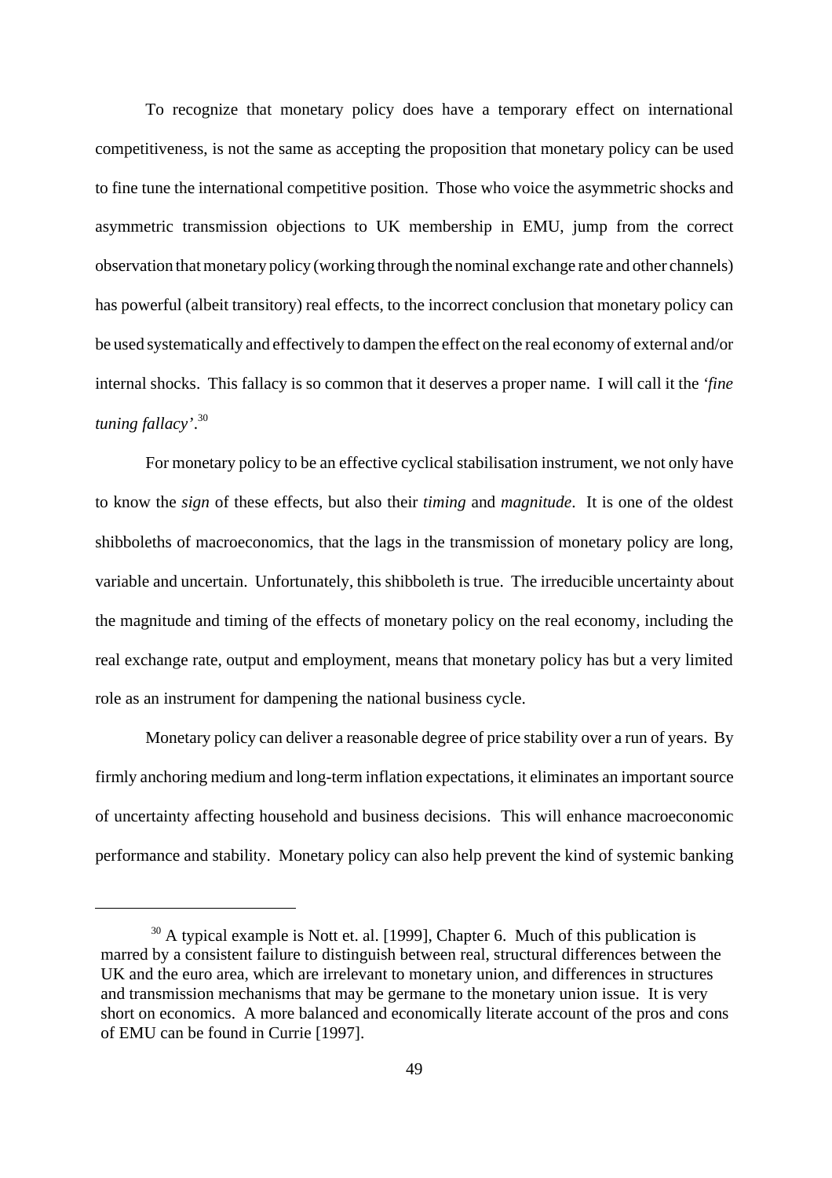To recognize that monetary policy does have a temporary effect on international competitiveness, is not the same as accepting the proposition that monetary policy can be used to fine tune the international competitive position. Those who voice the asymmetric shocks and asymmetric transmission objections to UK membership in EMU, jump from the correct observation that monetary policy (working through the nominal exchange rate and other channels) has powerful (albeit transitory) real effects, to the incorrect conclusion that monetary policy can be used systematically and effectively to dampen the effect on the real economy of external and/or internal shocks. This fallacy is so common that it deserves a proper name. I will call it the *'fine tuning fallacy'*.[30]

For monetary policy to be an effective cyclical stabilisation instrument, we not only have to know the *sign* of these effects, but also their *timing* and *magnitude*. It is one of the oldest shibboleths of macroeconomics, that the lags in the transmission of monetary policy are long, variable and uncertain. Unfortunately, this shibboleth is true. The irreducible uncertainty about the magnitude and timing of the effects of monetary policy on the real economy, including the real exchange rate, output and employment, means that monetary policy has but a very limited role as an instrument for dampening the national business cycle.

Monetary policy can deliver a reasonable degree of price stability over a run of years. By firmly anchoring medium and long-term inflation expectations, it eliminates an important source of uncertainty affecting household and business decisions. This will enhance macroeconomic performance and stability. Monetary policy can also help prevent the kind of systemic banking

---

[30] A typical example is Nott et. al. [1999], Chapter 6. Much of this publication is marred by a consistent failure to distinguish between real, structural differences between the UK and the euro area, which are irrelevant to monetary union, and differences in structures and transmission mechanisms that may be germane to the monetary union issue. It is very short on economics. A more balanced and economically literate account of the pros and cons of EMU can be found in Currie [1997].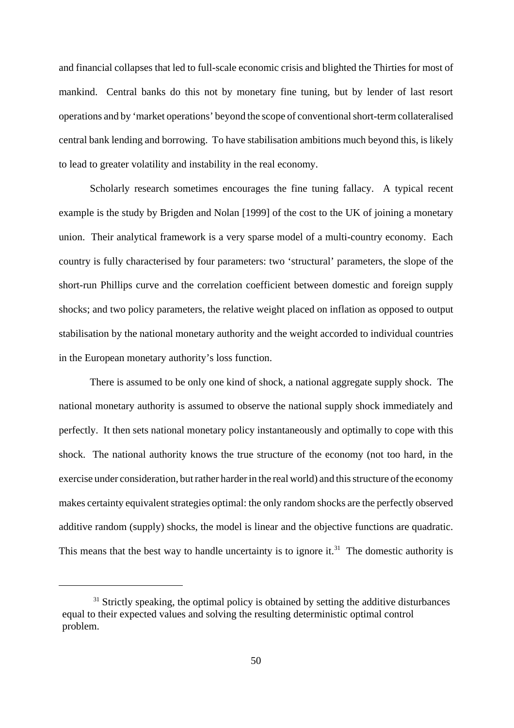and financial collapses that led to full-scale economic crisis and blighted the Thirties for most of mankind. Central banks do this not by monetary fine tuning, but by lender of last resort operations and by 'market operations' beyond the scope of conventional short-term collateralised central bank lending and borrowing. To have stabilisation ambitions much beyond this, is likely to lead to greater volatility and instability in the real economy.

Scholarly research sometimes encourages the fine tuning fallacy. A typical recent example is the study by Brigden and Nolan [1999] of the cost to the UK of joining a monetary union. Their analytical framework is a very sparse model of a multi-country economy. Each country is fully characterised by four parameters: two 'structural' parameters, the slope of the short-run Phillips curve and the correlation coefficient between domestic and foreign supply shocks; and two policy parameters, the relative weight placed on inflation as opposed to output stabilisation by the national monetary authority and the weight accorded to individual countries in the European monetary authority's loss function.

There is assumed to be only one kind of shock, a national aggregate supply shock. The national monetary authority is assumed to observe the national supply shock immediately and perfectly. It then sets national monetary policy instantaneously and optimally to cope with this shock. The national authority knows the true structure of the economy (not too hard, in the exercise under consideration, but rather harder in the real world) and this structure of the economy makes certainty equivalent strategies optimal: the only random shocks are the perfectly observed additive random (supply) shocks, the model is linear and the objective functions are quadratic. This means that the best way to handle uncertainty is to ignore it.[31] The domestic authority is

[31] Strictly speaking, the optimal policy is obtained by setting the additive disturbances equal to their expected values and solving the resulting deterministic optimal control problem.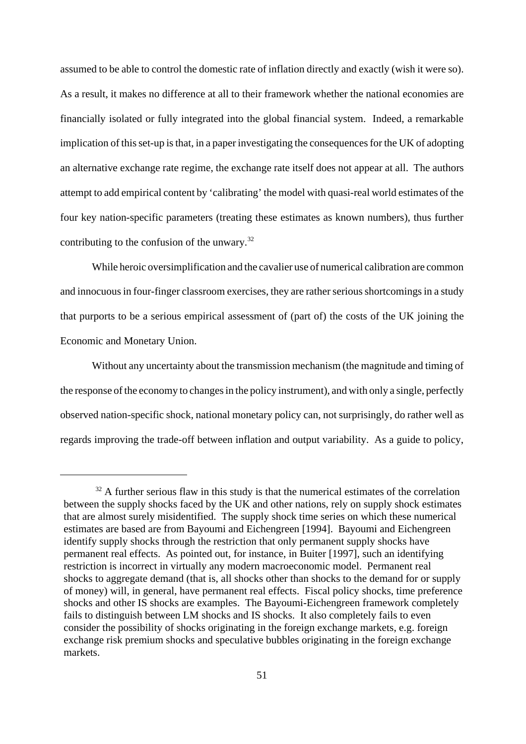assumed to be able to control the domestic rate of inflation directly and exactly (wish it were so). As a result, it makes no difference at all to their framework whether the national economies are financially isolated or fully integrated into the global financial system. Indeed, a remarkable implication of this set-up is that, in a paper investigating the consequences for the UK of adopting an alternative exchange rate regime, the exchange rate itself does not appear at all. The authors attempt to add empirical content by 'calibrating' the model with quasi-real world estimates of the four key nation-specific parameters (treating these estimates as known numbers), thus further contributing to the confusion of the unwary.[32]

While heroic oversimplification and the cavalier use of numerical calibration are common and innocuous in four-finger classroom exercises, they are rather serious shortcomings in a study that purports to be a serious empirical assessment of (part of) the costs of the UK joining the Economic and Monetary Union.

Without any uncertainty about the transmission mechanism (the magnitude and timing of the response of the economy to changes in the policy instrument), and with only a single, perfectly observed nation-specific shock, national monetary policy can, not surprisingly, do rather well as regards improving the trade-off between inflation and output variability. As a guide to policy,

---

[32] A further serious flaw in this study is that the numerical estimates of the correlation between the supply shocks faced by the UK and other nations, rely on supply shock estimates that are almost surely misidentified. The supply shock time series on which these numerical estimates are based are from Bayoumi and Eichengreen [1994]. Bayoumi and Eichengreen identify supply shocks through the restriction that only permanent supply shocks have permanent real effects. As pointed out, for instance, in Buiter [1997], such an identifying restriction is incorrect in virtually any modern macroeconomic model. Permanent real shocks to aggregate demand (that is, all shocks other than shocks to the demand for or supply of money) will, in general, have permanent real effects. Fiscal policy shocks, time preference shocks and other IS shocks are examples. The Bayoumi-Eichengreen framework completely fails to distinguish between LM shocks and IS shocks. It also completely fails to even consider the possibility of shocks originating in the foreign exchange markets, e.g. foreign exchange risk premium shocks and speculative bubbles originating in the foreign exchange markets.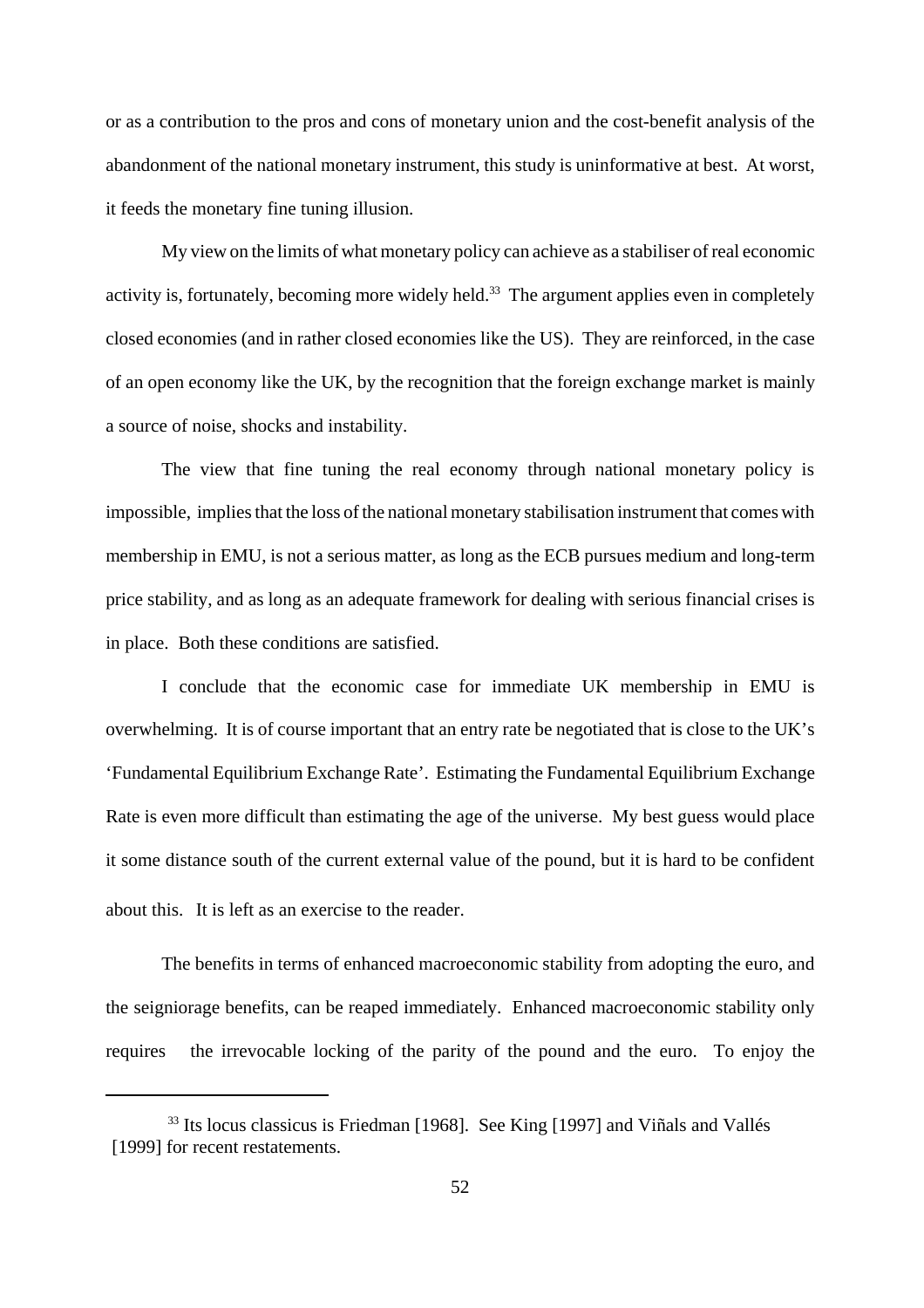or as a contribution to the pros and cons of monetary union and the cost-benefit analysis of the abandonment of the national monetary instrument, this study is uninformative at best. At worst, it feeds the monetary fine tuning illusion.

My view on the limits of what monetary policy can achieve as a stabiliser of real economic activity is, fortunately, becoming more widely held.[33] The argument applies even in completely closed economies (and in rather closed economies like the US). They are reinforced, in the case of an open economy like the UK, by the recognition that the foreign exchange market is mainly a source of noise, shocks and instability.

The view that fine tuning the real economy through national monetary policy is impossible, implies that the loss of the national monetary stabilisation instrument that comes with membership in EMU, is not a serious matter, as long as the ECB pursues medium and long-term price stability, and as long as an adequate framework for dealing with serious financial crises is in place. Both these conditions are satisfied.

I conclude that the economic case for immediate UK membership in EMU is overwhelming. It is of course important that an entry rate be negotiated that is close to the UK's 'Fundamental Equilibrium Exchange Rate'. Estimating the Fundamental Equilibrium Exchange Rate is even more difficult than estimating the age of the universe. My best guess would place it some distance south of the current external value of the pound, but it is hard to be confident about this. It is left as an exercise to the reader.

The benefits in terms of enhanced macroeconomic stability from adopting the euro, and the seigniorage benefits, can be reaped immediately. Enhanced macroeconomic stability only requires the irrevocable locking of the parity of the pound and the euro. To enjoy the

---

[33] Its locus classicus is Friedman [1968]. See King [1997] and Viñals and Vallés [1999] for recent restatements.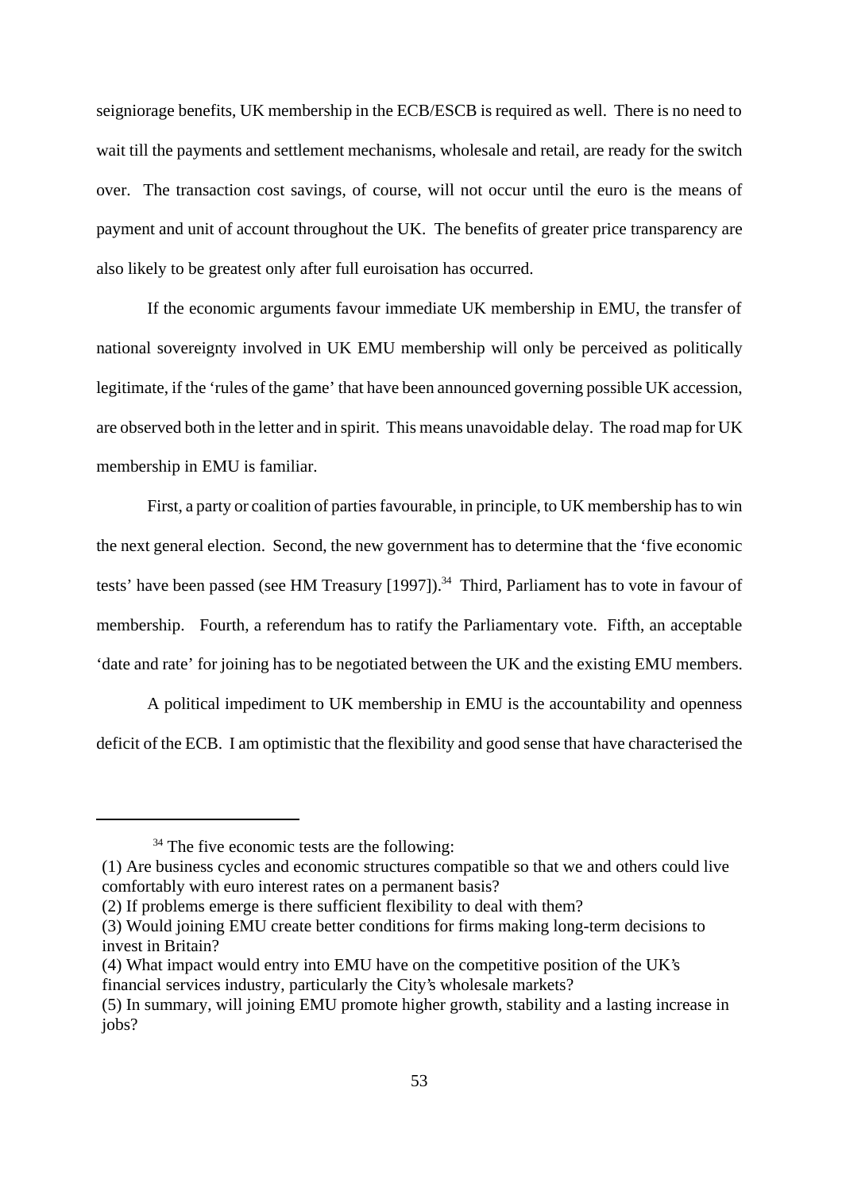seigniorage benefits, UK membership in the ECB/ESCB is required as well. There is no need to wait till the payments and settlement mechanisms, wholesale and retail, are ready for the switch over. The transaction cost savings, of course, will not occur until the euro is the means of payment and unit of account throughout the UK. The benefits of greater price transparency are also likely to be greatest only after full euroisation has occurred.

If the economic arguments favour immediate UK membership in EMU, the transfer of national sovereignty involved in UK EMU membership will only be perceived as politically legitimate, if the 'rules of the game' that have been announced governing possible UK accession, are observed both in the letter and in spirit. This means unavoidable delay. The road map for UK membership in EMU is familiar.

First, a party or coalition of parties favourable, in principle, to UK membership has to win the next general election. Second, the new government has to determine that the 'five economic tests' have been passed (see HM Treasury [1997]).[34] Third, Parliament has to vote in favour of membership. Fourth, a referendum has to ratify the Parliamentary vote. Fifth, an acceptable 'date and rate' for joining has to be negotiated between the UK and the existing EMU members.

A political impediment to UK membership in EMU is the accountability and openness deficit of the ECB. I am optimistic that the flexibility and good sense that have characterised the

---

[34] The five economic tests are the following:

(1) Are business cycles and economic structures compatible so that we and others could live comfortably with euro interest rates on a permanent basis?

(2) If problems emerge is there sufficient flexibility to deal with them?

(3) Would joining EMU create better conditions for firms making long-term decisions to invest in Britain?

(4) What impact would entry into EMU have on the competitive position of the UK's financial services industry, particularly the City's wholesale markets?

(5) In summary, will joining EMU promote higher growth, stability and a lasting increase in jobs?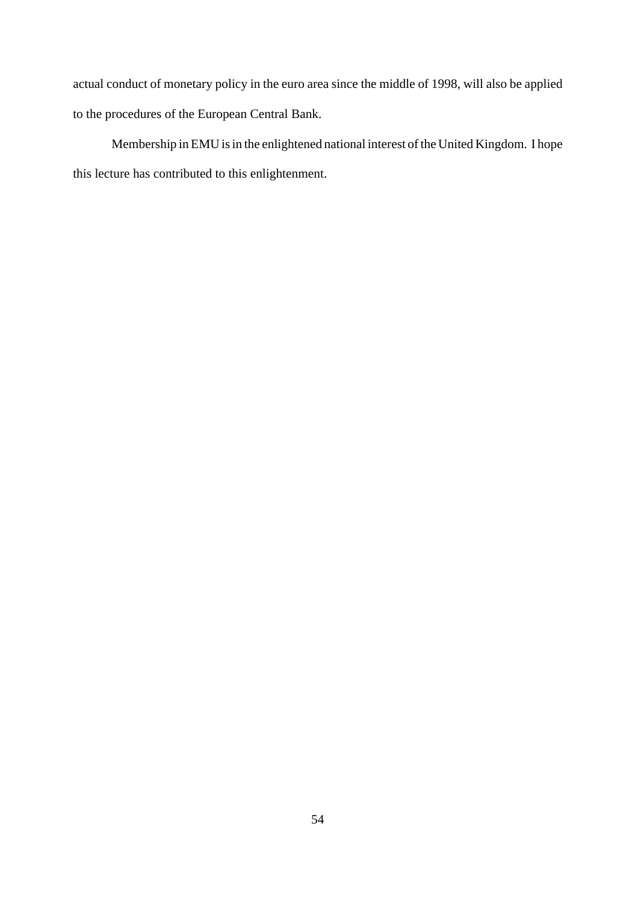actual conduct of monetary policy in the euro area since the middle of 1998, will also be applied to the procedures of the European Central Bank.

Membership in EMU is in the enlightened national interest of the United Kingdom. I hope this lecture has contributed to this enlightenment.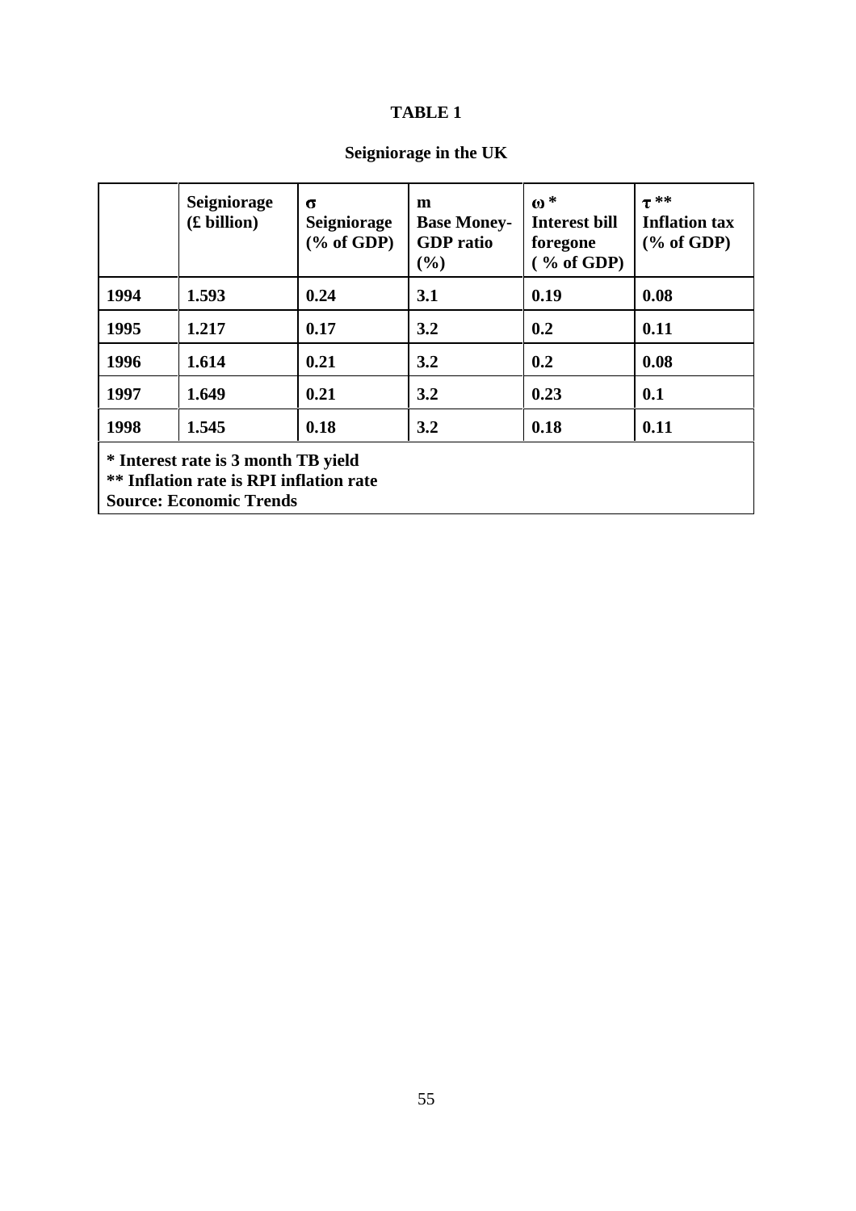**TABLE 1**

**Seigniorage in the UK**

| | Seigniorage (£ billion) | $\sigma$ Seigniorage (% of GDP) | m Base Money-GDP ratio (%) | $\omega$ * Interest bill foregone ( % of GDP) | $\tau$ ** Inflation tax (% of GDP) |
|---|---|---|---|---|---|
| 1994 | 1.593 | 0.24 | 3.1 | 0.19 | 0.08 |
| 1995 | 1.217 | 0.17 | 3.2 | 0.2 | 0.11 |
| 1996 | 1.614 | 0.21 | 3.2 | 0.2 | 0.08 |
| 1997 | 1.649 | 0.21 | 3.2 | 0.23 | 0.1 |
| 1998 | 1.545 | 0.18 | 3.2 | 0.18 | 0.11 |

**\* Interest rate is 3 month TB yield**
**\*\* Inflation rate is RPI inflation rate**
**Source: Economic Trends**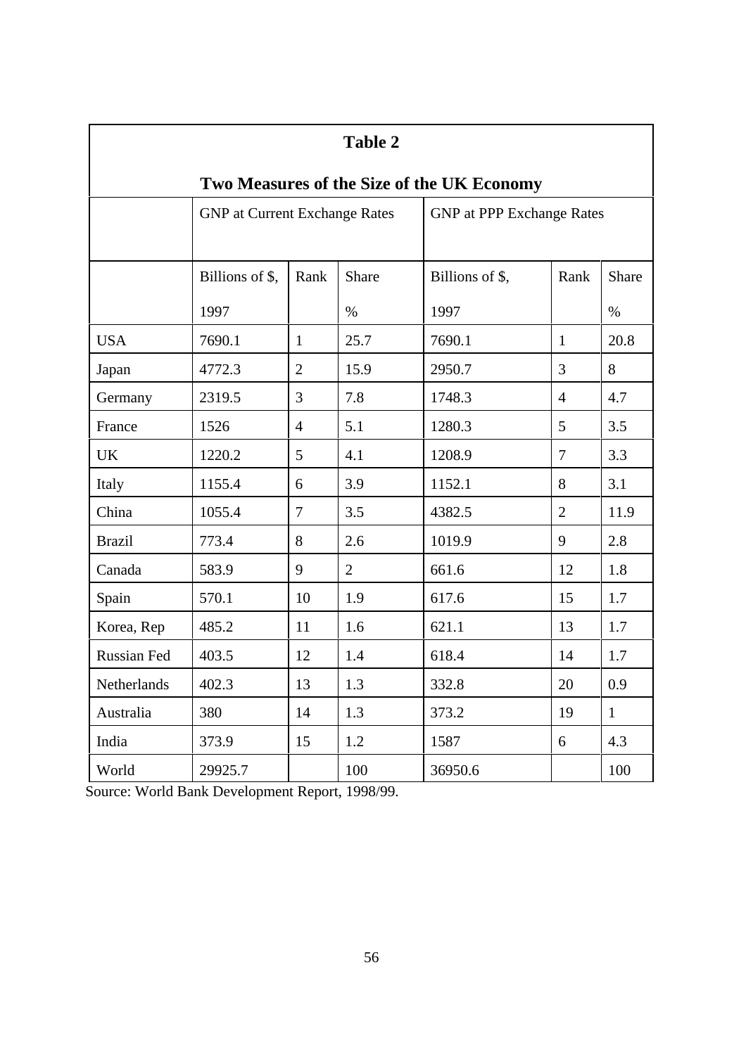**Table 2**

**Two Measures of the Size of the UK Economy**

| | GNP at Current Exchange Rates | | | GNP at PPP Exchange Rates | | |
|---|---|---|---|---|---|---|
| | Billions of $, 1997 | Rank | Share % | Billions of $, 1997 | Rank | Share % |
| USA | 7690.1 | 1 | 25.7 | 7690.1 | 1 | 20.8 |
| Japan | 4772.3 | 2 | 15.9 | 2950.7 | 3 | 8 |
| Germany | 2319.5 | 3 | 7.8 | 1748.3 | 4 | 4.7 |
| France | 1526 | 4 | 5.1 | 1280.3 | 5 | 3.5 |
| UK | 1220.2 | 5 | 4.1 | 1208.9 | 7 | 3.3 |
| Italy | 1155.4 | 6 | 3.9 | 1152.1 | 8 | 3.1 |
| China | 1055.4 | 7 | 3.5 | 4382.5 | 2 | 11.9 |
| Brazil | 773.4 | 8 | 2.6 | 1019.9 | 9 | 2.8 |
| Canada | 583.9 | 9 | 2 | 661.6 | 12 | 1.8 |
| Spain | 570.1 | 10 | 1.9 | 617.6 | 15 | 1.7 |
| Korea, Rep | 485.2 | 11 | 1.6 | 621.1 | 13 | 1.7 |
| Russian Fed | 403.5 | 12 | 1.4 | 618.4 | 14 | 1.7 |
| Netherlands | 402.3 | 13 | 1.3 | 332.8 | 20 | 0.9 |
| Australia | 380 | 14 | 1.3 | 373.2 | 19 | 1 |
| India | 373.9 | 15 | 1.2 | 1587 | 6 | 4.3 |
| World | 29925.7 | | 100 | 36950.6 | | 100 |

Source: World Bank Development Report, 1998/99.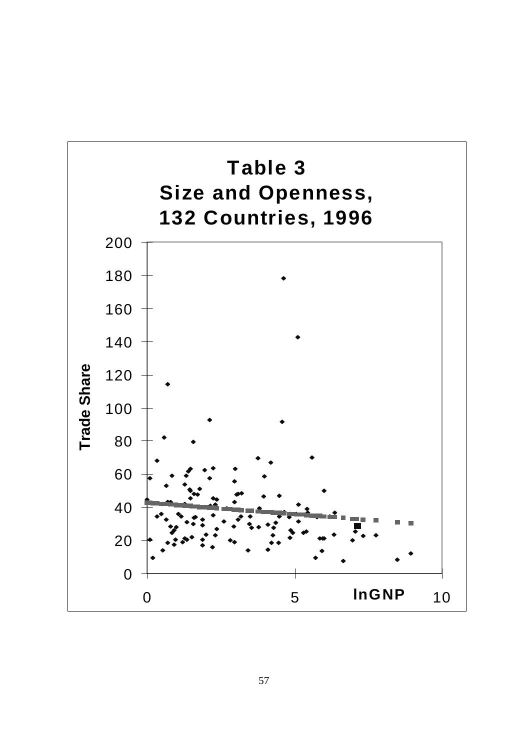**Table 3**
**Size and Openness,**
**132 Countries, 1996**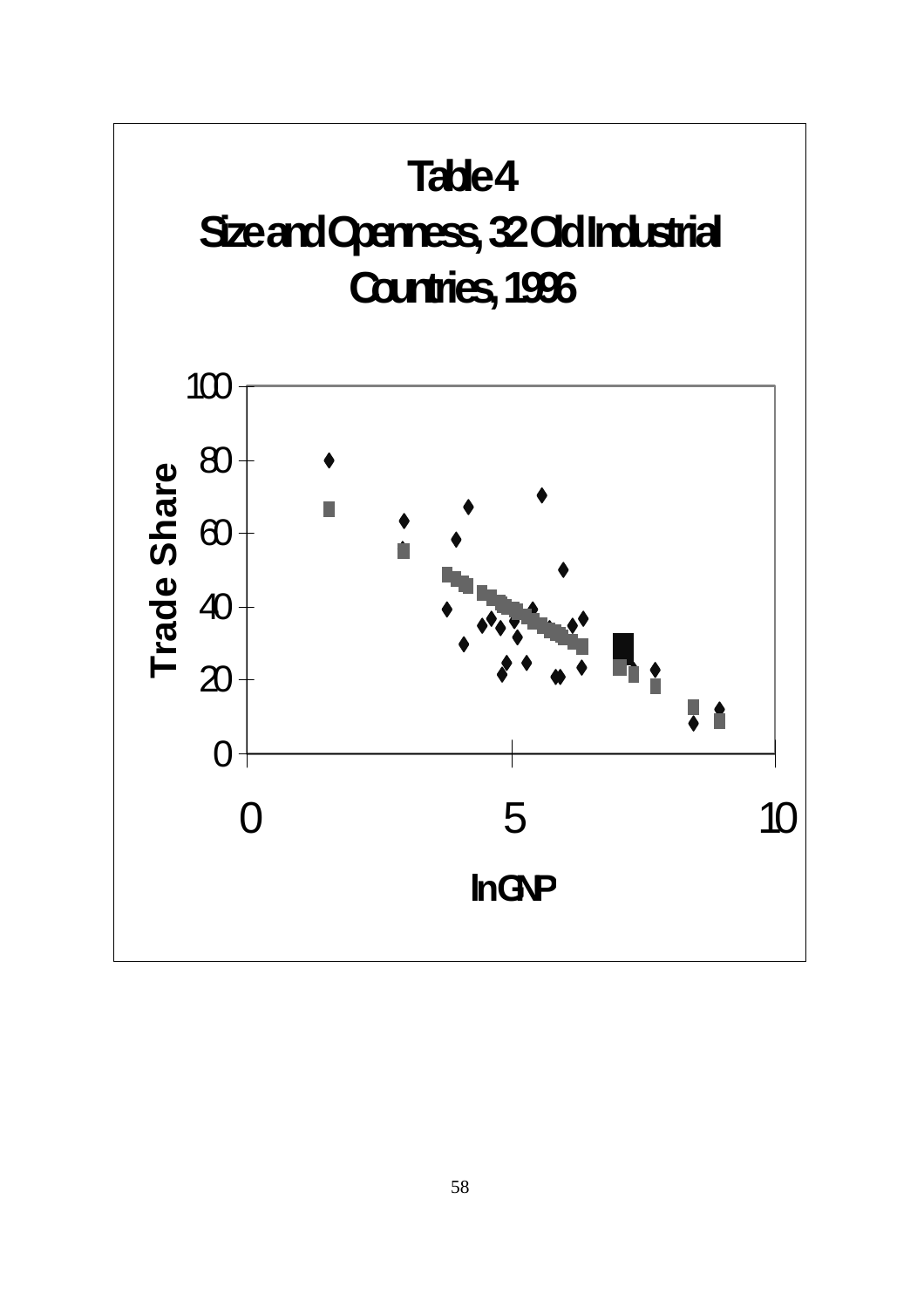# Table 4
## Size and Openness, 32 Old Industrial Countries, 1996

Trade Share

lnGNP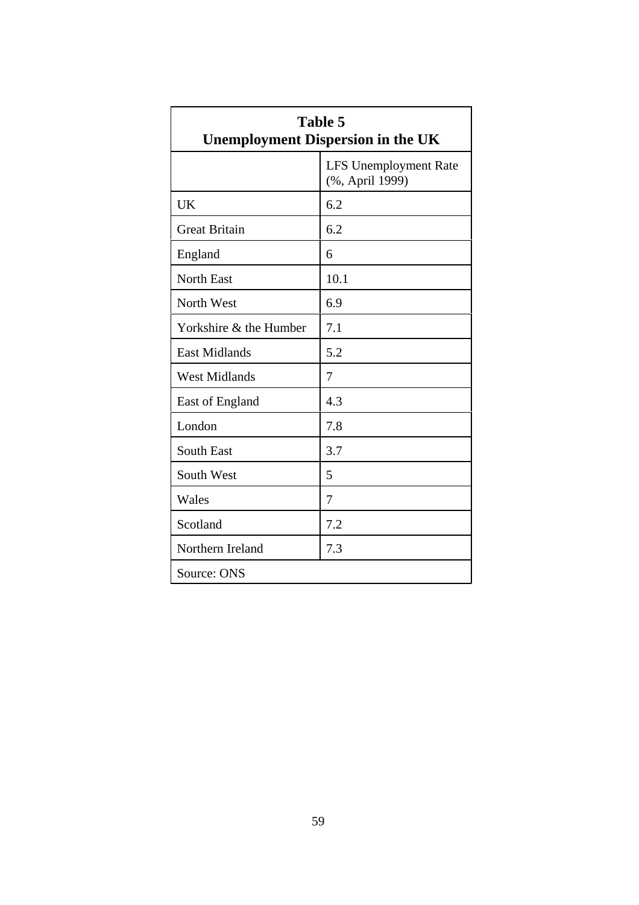**Table 5**
**Unemployment Dispersion in the UK**

| | LFS Unemployment Rate (%, April 1999) |
|---|---|
| UK | 6.2 |
| Great Britain | 6.2 |
| England | 6 |
| North East | 10.1 |
| North West | 6.9 |
| Yorkshire & the Humber | 7.1 |
| East Midlands | 5.2 |
| West Midlands | 7 |
| East of England | 4.3 |
| London | 7.8 |
| South East | 3.7 |
| South West | 5 |
| Wales | 7 |
| Scotland | 7.2 |
| Northern Ireland | 7.3 |

Source: ONS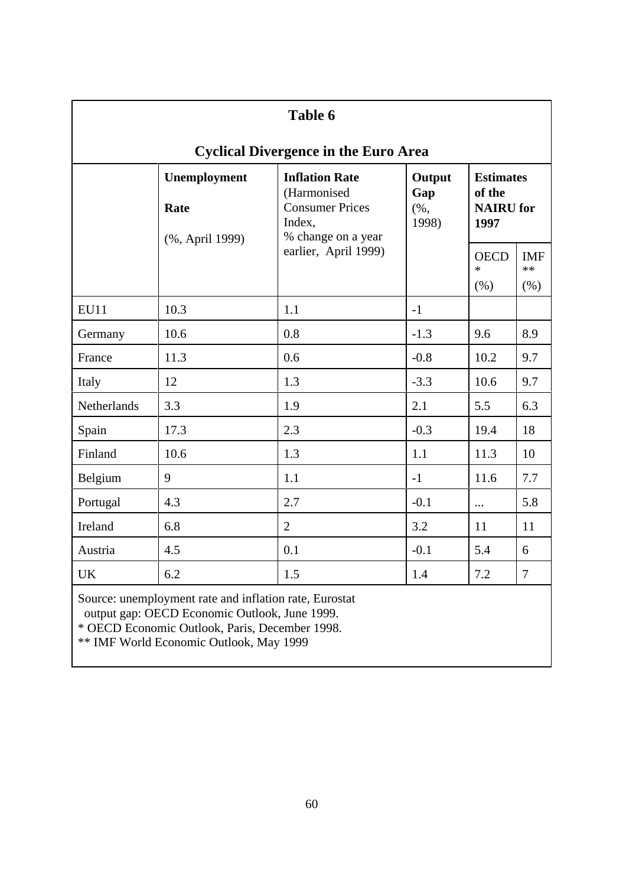**Table 6**

**Cyclical Divergence in the Euro Area**

| | **Unemployment Rate** (%, April 1999) | **Inflation Rate** (Harmonised Consumer Prices Index, % change on a year earlier, April 1999) | **Output Gap** (%, 1998) | **Estimates of the NAIRU for 1997** | |
|---|---|---|---|---|---|
| | | | | OECD * (%) | IMF ** (%) |
| EU11 | 10.3 | 1.1 | -1 | | |
| Germany | 10.6 | 0.8 | -1.3 | 9.6 | 8.9 |
| France | 11.3 | 0.6 | -0.8 | 10.2 | 9.7 |
| Italy | 12 | 1.3 | -3.3 | 10.6 | 9.7 |
| Netherlands | 3.3 | 1.9 | 2.1 | 5.5 | 6.3 |
| Spain | 17.3 | 2.3 | -0.3 | 19.4 | 18 |
| Finland | 10.6 | 1.3 | 1.1 | 11.3 | 10 |
| Belgium | 9 | 1.1 | -1 | 11.6 | 7.7 |
| Portugal | 4.3 | 2.7 | -0.1 | ... | 5.8 |
| Ireland | 6.8 | 2 | 3.2 | 11 | 11 |
| Austria | 4.5 | 0.1 | -0.1 | 5.4 | 6 |
| UK | 6.2 | 1.5 | 1.4 | 7.2 | 7 |

Source: unemployment rate and inflation rate, Eurostat
output gap: OECD Economic Outlook, June 1999.
* OECD Economic Outlook, Paris, December 1998.
** IMF World Economic Outlook, May 1999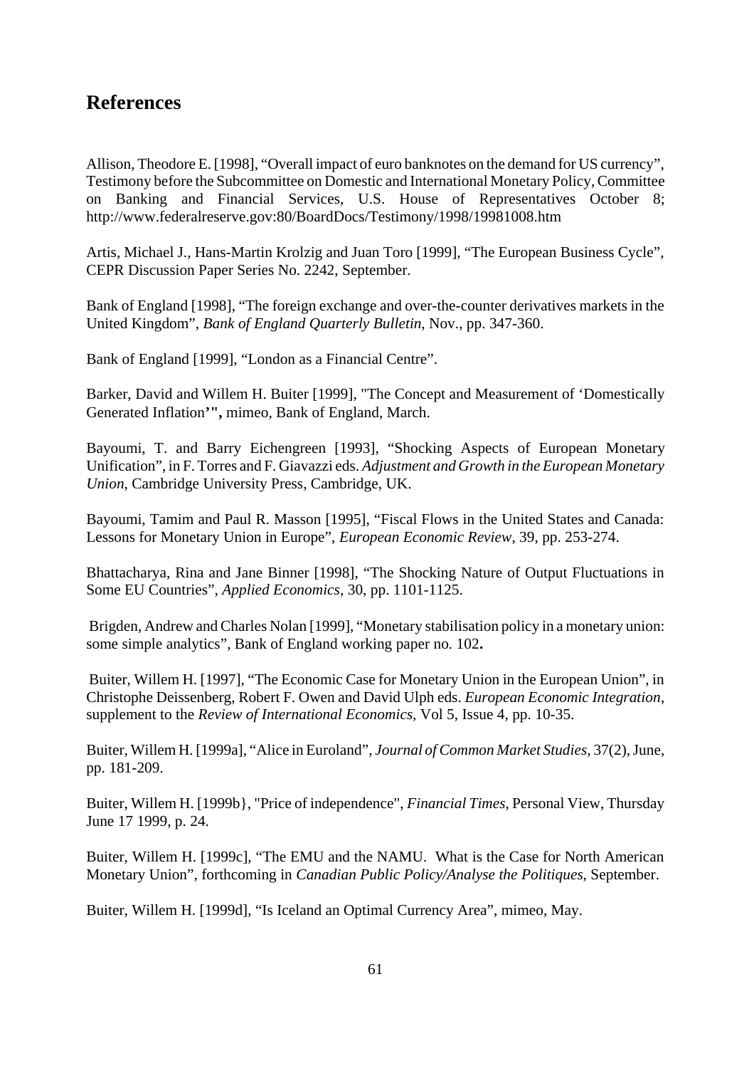## References

Allison, Theodore E. [1998], "Overall impact of euro banknotes on the demand for US currency", Testimony before the Subcommittee on Domestic and International Monetary Policy, Committee on Banking and Financial Services, U.S. House of Representatives October 8; http://www.federalreserve.gov:80/BoardDocs/Testimony/1998/19981008.htm

Artis, Michael J., Hans-Martin Krolzig and Juan Toro [1999], "The European Business Cycle", CEPR Discussion Paper Series No. 2242, September.

Bank of England [1998], "The foreign exchange and over-the-counter derivatives markets in the United Kingdom", *Bank of England Quarterly Bulletin*, Nov., pp. 347-360.

Bank of England [1999], "London as a Financial Centre".

Barker, David and Willem H. Buiter [1999], "The Concept and Measurement of 'Domestically Generated Inflation'", mimeo, Bank of England, March.

Bayoumi, T. and Barry Eichengreen [1993], "Shocking Aspects of European Monetary Unification", in F. Torres and F. Giavazzi eds. *Adjustment and Growth in the European Monetary Union*, Cambridge University Press, Cambridge, UK.

Bayoumi, Tamim and Paul R. Masson [1995], "Fiscal Flows in the United States and Canada: Lessons for Monetary Union in Europe", *European Economic Review*, 39, pp. 253-274.

Bhattacharya, Rina and Jane Binner [1998], "The Shocking Nature of Output Fluctuations in Some EU Countries", *Applied Economics*, 30, pp. 1101-1125.

Brigden, Andrew and Charles Nolan [1999], "Monetary stabilisation policy in a monetary union: some simple analytics", Bank of England working paper no. 102**.**

Buiter, Willem H. [1997], "The Economic Case for Monetary Union in the European Union", in Christophe Deissenberg, Robert F. Owen and David Ulph eds. *European Economic Integration*, supplement to the *Review of International Economics*, Vol 5, Issue 4, pp. 10-35.

Buiter, Willem H. [1999a], "Alice in Euroland", *Journal of Common Market Studies*, 37(2), June, pp. 181-209.

Buiter, Willem H. [1999b}, "Price of independence", *Financial Times*, Personal View, Thursday June 17 1999, p. 24.

Buiter, Willem H. [1999c], "The EMU and the NAMU. What is the Case for North American Monetary Union", forthcoming in *Canadian Public Policy/Analyse the Politiques*, September.

Buiter, Willem H. [1999d], "Is Iceland an Optimal Currency Area", mimeo, May.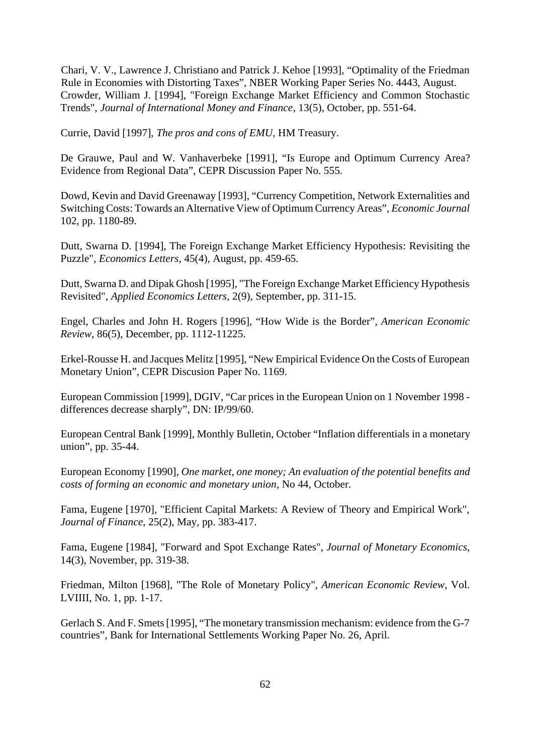Chari, V. V., Lawrence J. Christiano and Patrick J. Kehoe [1993], "Optimality of the Friedman Rule in Economies with Distorting Taxes", NBER Working Paper Series No. 4443, August.

Crowder, William J. [1994], "Foreign Exchange Market Efficiency and Common Stochastic Trends", *Journal of International Money and Finance*, 13(5), October, pp. 551-64.

Currie, David [1997], *The pros and cons of EMU*, HM Treasury.

De Grauwe, Paul and W. Vanhaverbeke [1991], "Is Europe and Optimum Currency Area? Evidence from Regional Data", CEPR Discussion Paper No. 555.

Dowd, Kevin and David Greenaway [1993], "Currency Competition, Network Externalities and Switching Costs: Towards an Alternative View of Optimum Currency Areas", *Economic Journal* 102, pp. 1180-89.

Dutt, Swarna D. [1994], The Foreign Exchange Market Efficiency Hypothesis: Revisiting the Puzzle", *Economics Letters*, 45(4), August, pp. 459-65.

Dutt, Swarna D. and Dipak Ghosh [1995], "The Foreign Exchange Market Efficiency Hypothesis Revisited", *Applied Economics Letters*, 2(9), September, pp. 311-15.

Engel, Charles and John H. Rogers [1996], "How Wide is the Border", *American Economic Review*, 86(5), December, pp. 1112-11225.

Erkel-Rousse H. and Jacques Melitz [1995], "New Empirical Evidence On the Costs of European Monetary Union", CEPR Discusion Paper No. 1169.

European Commission [1999], DGIV, "Car prices in the European Union on 1 November 1998 - differences decrease sharply", DN: IP/99/60.

European Central Bank [1999], Monthly Bulletin, October "Inflation differentials in a monetary union", pp. 35-44.

European Economy [1990], *One market, one money; An evaluation of the potential benefits and costs of forming an economic and monetary union*, No 44, October.

Fama, Eugene [1970], "Efficient Capital Markets: A Review of Theory and Empirical Work", *Journal of Finance*, 25(2), May, pp. 383-417.

Fama, Eugene [1984], "Forward and Spot Exchange Rates", *Journal of Monetary Economics*, 14(3), November, pp. 319-38.

Friedman, Milton [1968], "The Role of Monetary Policy", *American Economic Review*, Vol. LVIIII, No. 1, pp. 1-17.

Gerlach S. And F. Smets [1995], "The monetary transmission mechanism: evidence from the G-7 countries", Bank for International Settlements Working Paper No. 26, April.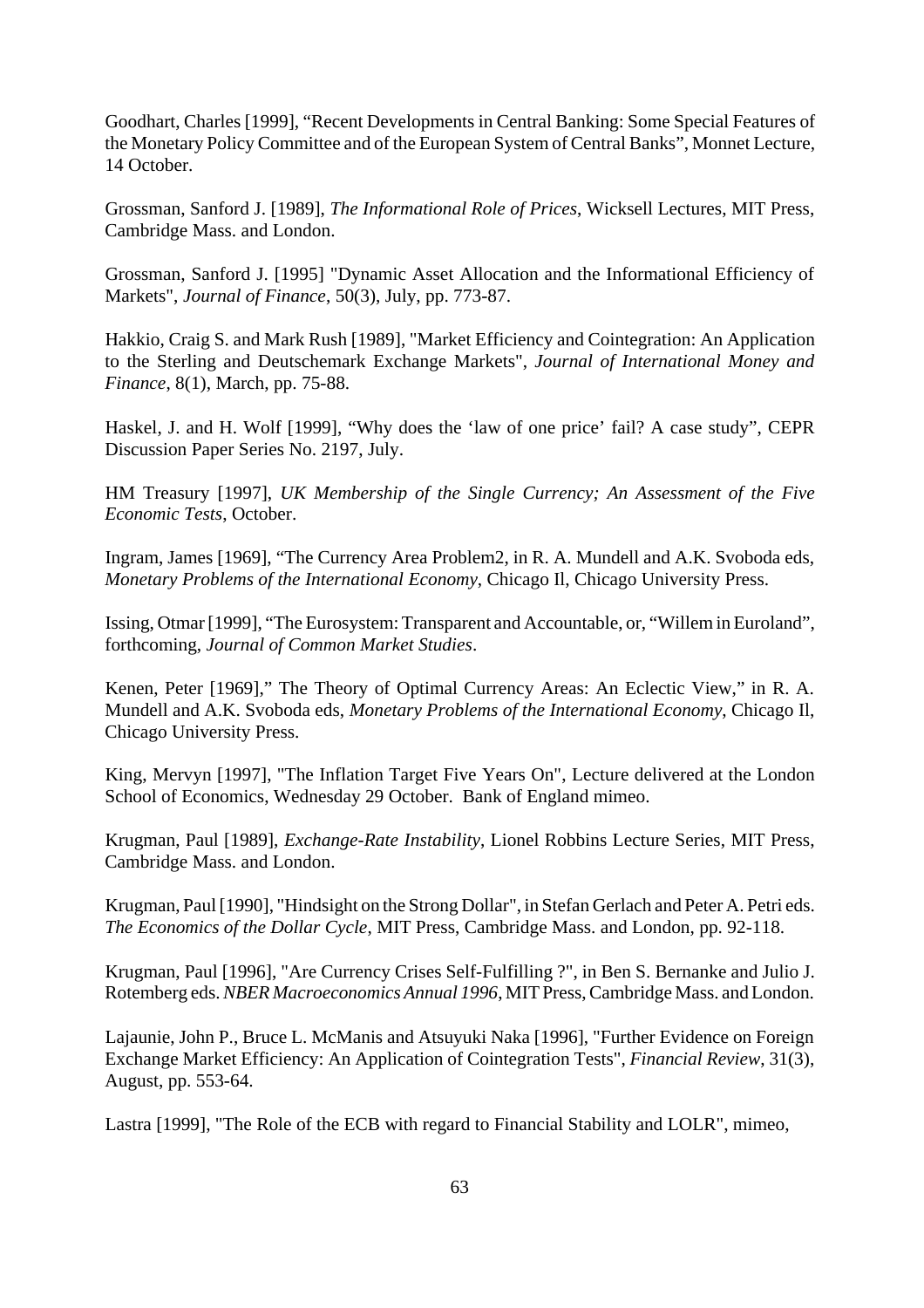Goodhart, Charles [1999], “Recent Developments in Central Banking: Some Special Features of the Monetary Policy Committee and of the European System of Central Banks”, Monnet Lecture, 14 October.

Grossman, Sanford J. [1989], *The Informational Role of Prices*, Wicksell Lectures, MIT Press, Cambridge Mass. and London.

Grossman, Sanford J. [1995] "Dynamic Asset Allocation and the Informational Efficiency of Markets", *Journal of Finance*, 50(3), July, pp. 773-87.

Hakkio, Craig S. and Mark Rush [1989], "Market Efficiency and Cointegration: An Application to the Sterling and Deutschemark Exchange Markets", *Journal of International Money and Finance*, 8(1), March, pp. 75-88.

Haskel, J. and H. Wolf [1999], “Why does the ‘law of one price’ fail? A case study”, CEPR Discussion Paper Series No. 2197, July.

HM Treasury [1997], *UK Membership of the Single Currency; An Assessment of the Five Economic Tests*, October.

Ingram, James [1969], “The Currency Area Problem2, in R. A. Mundell and A.K. Svoboda eds, *Monetary Problems of the International Economy*, Chicago Il, Chicago University Press.

Issing, Otmar [1999], “The Eurosystem: Transparent and Accountable, or, “Willem in Euroland”, forthcoming, *Journal of Common Market Studies*.

Kenen, Peter [1969],” The Theory of Optimal Currency Areas: An Eclectic View,” in R. A. Mundell and A.K. Svoboda eds, *Monetary Problems of the International Economy*, Chicago Il, Chicago University Press.

King, Mervyn [1997], "The Inflation Target Five Years On", Lecture delivered at the London School of Economics, Wednesday 29 October. Bank of England mimeo.

Krugman, Paul [1989], *Exchange-Rate Instability*, Lionel Robbins Lecture Series, MIT Press, Cambridge Mass. and London.

Krugman, Paul [1990], "Hindsight on the Strong Dollar", in Stefan Gerlach and Peter A. Petri eds. *The Economics of the Dollar Cycle*, MIT Press, Cambridge Mass. and London, pp. 92-118.

Krugman, Paul [1996], "Are Currency Crises Self-Fulfilling ?", in Ben S. Bernanke and Julio J. Rotemberg eds. *NBER Macroeconomics Annual 1996*, MIT Press, Cambridge Mass. and London.

Lajaunie, John P., Bruce L. McManis and Atsuyuki Naka [1996], "Further Evidence on Foreign Exchange Market Efficiency: An Application of Cointegration Tests", *Financial Review*, 31(3), August, pp. 553-64.

Lastra [1999], "The Role of the ECB with regard to Financial Stability and LOLR", mimeo,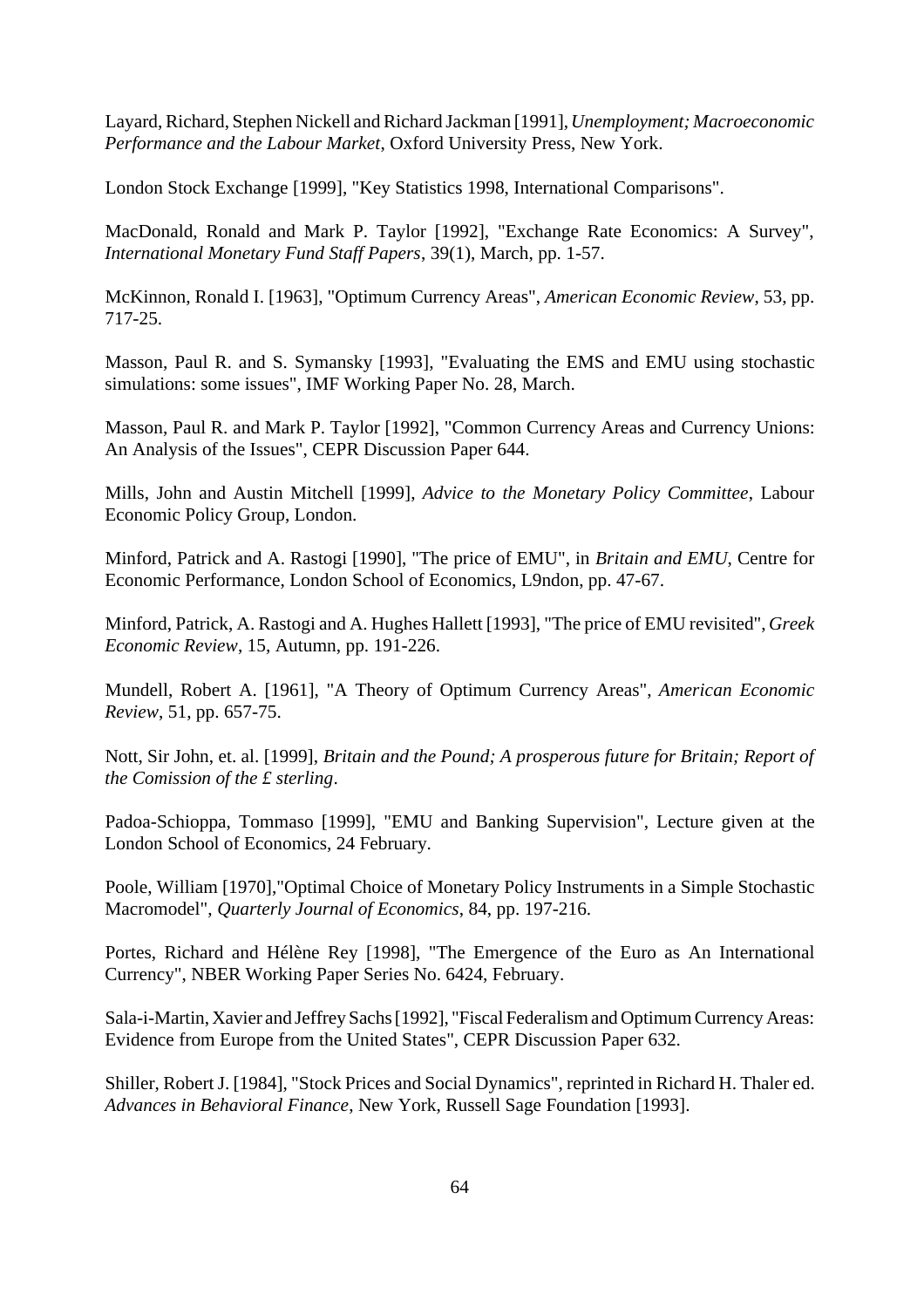Layard, Richard, Stephen Nickell and Richard Jackman [1991], *Unemployment; Macroeconomic Performance and the Labour Market*, Oxford University Press, New York.

London Stock Exchange [1999], "Key Statistics 1998, International Comparisons".

MacDonald, Ronald and Mark P. Taylor [1992], "Exchange Rate Economics: A Survey", *International Monetary Fund Staff Papers*, 39(1), March, pp. 1-57.

McKinnon, Ronald I. [1963], "Optimum Currency Areas", *American Economic Review*, 53, pp. 717-25.

Masson, Paul R. and S. Symansky [1993], "Evaluating the EMS and EMU using stochastic simulations: some issues", IMF Working Paper No. 28, March.

Masson, Paul R. and Mark P. Taylor [1992], "Common Currency Areas and Currency Unions: An Analysis of the Issues", CEPR Discussion Paper 644.

Mills, John and Austin Mitchell [1999], *Advice to the Monetary Policy Committee*, Labour Economic Policy Group, London.

Minford, Patrick and A. Rastogi [1990], "The price of EMU", in *Britain and EMU*, Centre for Economic Performance, London School of Economics, L9ndon, pp. 47-67.

Minford, Patrick, A. Rastogi and A. Hughes Hallett [1993], "The price of EMU revisited", *Greek Economic Review*, 15, Autumn, pp. 191-226.

Mundell, Robert A. [1961], "A Theory of Optimum Currency Areas", *American Economic Review*, 51, pp. 657-75.

Nott, Sir John, et. al. [1999], *Britain and the Pound; A prosperous future for Britain; Report of the Comission of the £ sterling*.

Padoa-Schioppa, Tommaso [1999], "EMU and Banking Supervision", Lecture given at the London School of Economics, 24 February.

Poole, William [1970],"Optimal Choice of Monetary Policy Instruments in a Simple Stochastic Macromodel", *Quarterly Journal of Economics*, 84, pp. 197-216.

Portes, Richard and Hélène Rey [1998], "The Emergence of the Euro as An International Currency", NBER Working Paper Series No. 6424, February.

Sala-i-Martin, Xavier and Jeffrey Sachs [1992], "Fiscal Federalism and Optimum Currency Areas: Evidence from Europe from the United States", CEPR Discussion Paper 632.

Shiller, Robert J. [1984], "Stock Prices and Social Dynamics", reprinted in Richard H. Thaler ed. *Advances in Behavioral Finance*, New York, Russell Sage Foundation [1993].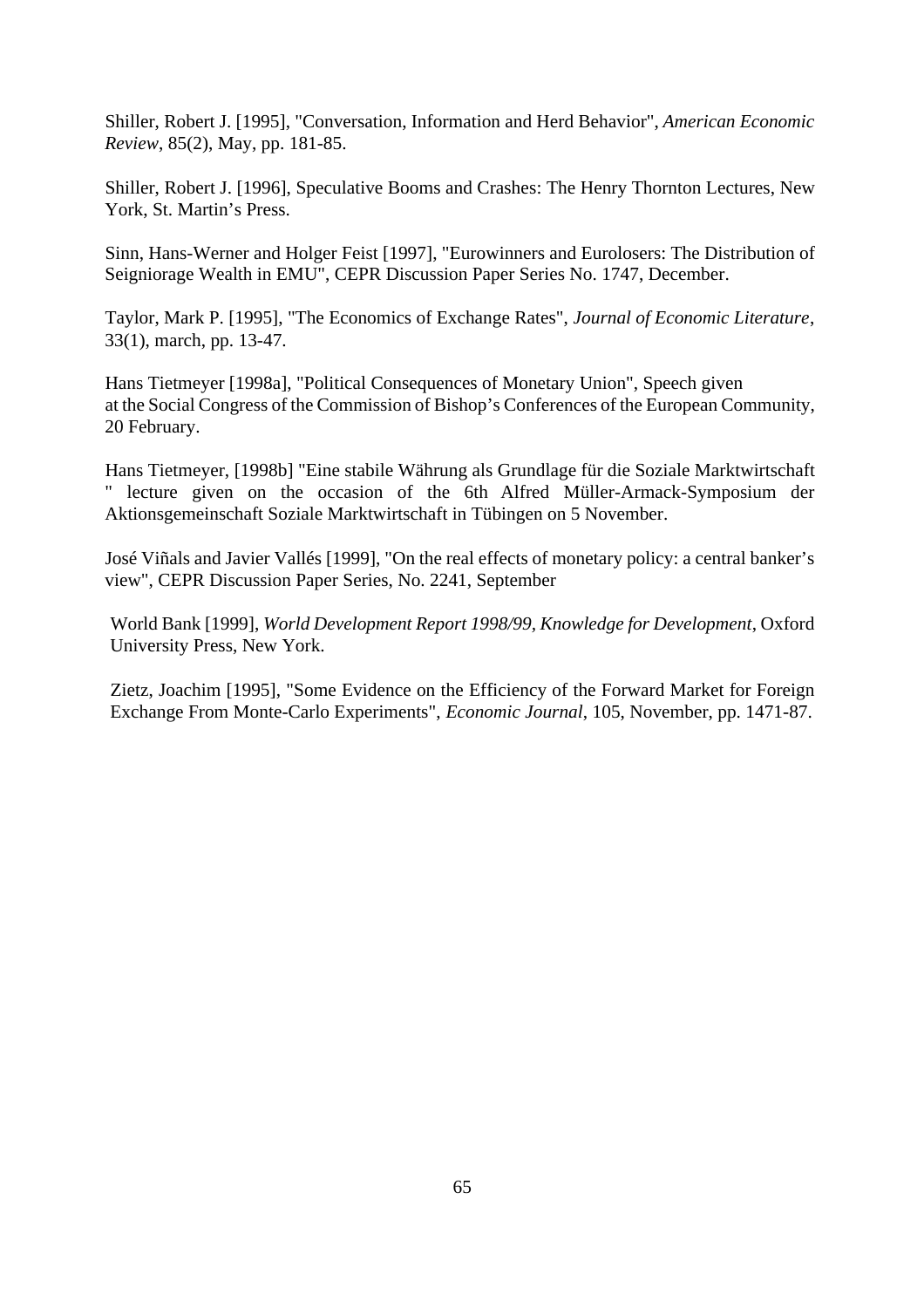Shiller, Robert J. [1995], "Conversation, Information and Herd Behavior", *American Economic Review*, 85(2), May, pp. 181-85.

Shiller, Robert J. [1996], Speculative Booms and Crashes: The Henry Thornton Lectures, New York, St. Martin's Press.

Sinn, Hans-Werner and Holger Feist [1997], "Eurowinners and Eurolosers: The Distribution of Seigniorage Wealth in EMU", CEPR Discussion Paper Series No. 1747, December.

Taylor, Mark P. [1995], "The Economics of Exchange Rates", *Journal of Economic Literature*, 33(1), march, pp. 13-47.

Hans Tietmeyer [1998a], "Political Consequences of Monetary Union", Speech given at the Social Congress of the Commission of Bishop's Conferences of the European Community, 20 February.

Hans Tietmeyer, [1998b] "Eine stabile Währung als Grundlage für die Soziale Marktwirtschaft " lecture given on the occasion of the 6th Alfred Müller-Armack-Symposium der Aktionsgemeinschaft Soziale Marktwirtschaft in Tübingen on 5 November.

José Viñals and Javier Vallés [1999], "On the real effects of monetary policy: a central banker's view", CEPR Discussion Paper Series, No. 2241, September

World Bank [1999], *World Development Report 1998/99, Knowledge for Development*, Oxford University Press, New York.

Zietz, Joachim [1995], "Some Evidence on the Efficiency of the Forward Market for Foreign Exchange From Monte-Carlo Experiments", *Economic Journal*, 105, November, pp. 1471-87.